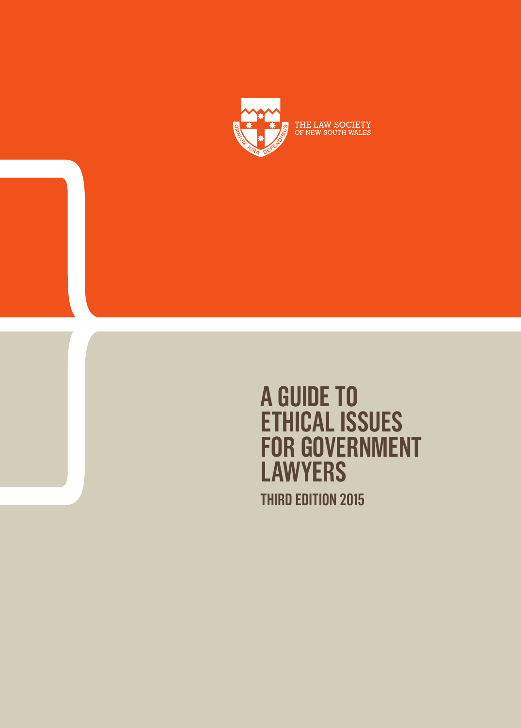THE LAW SOCIETY
OF NEW SOUTH WALES

# A GUIDE TO ETHICAL ISSUES FOR GOVERNMENT LAWYERS

## THIRD EDITION 2015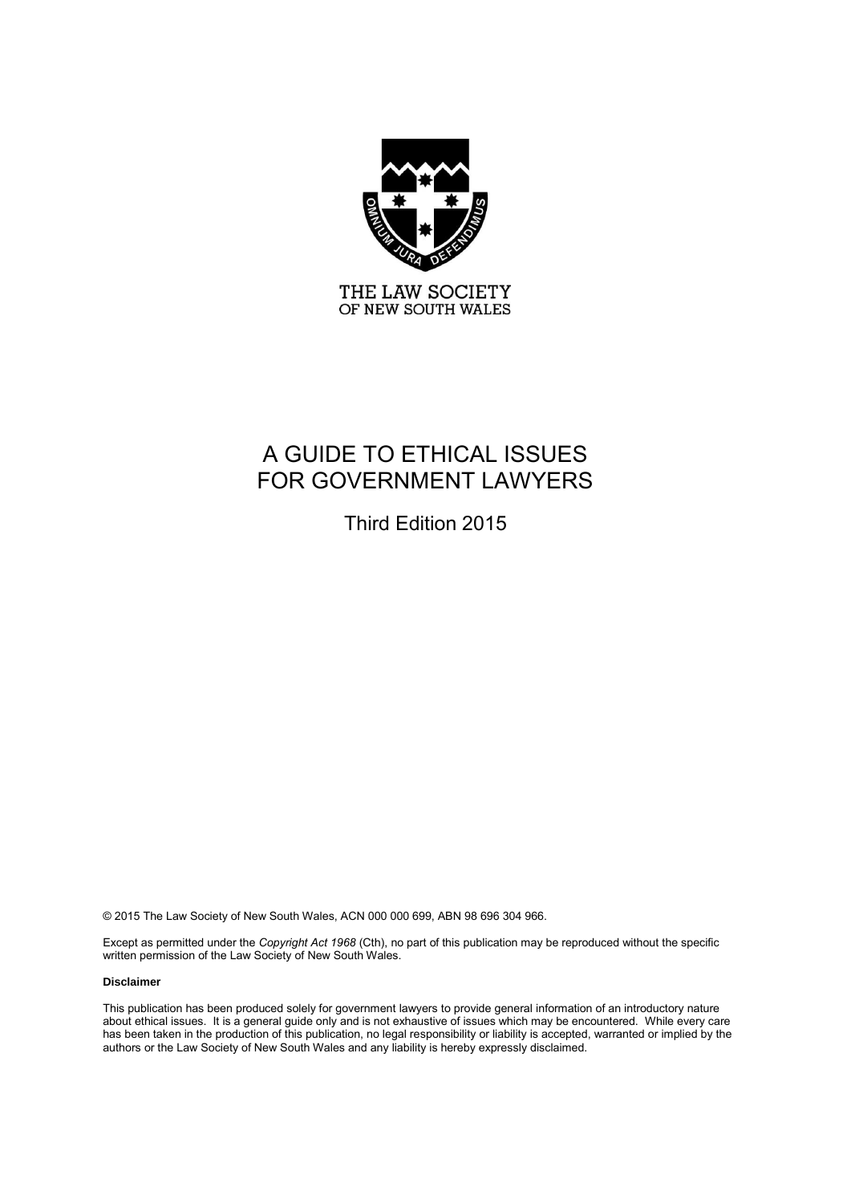THE LAW SOCIETY
OF NEW SOUTH WALES

# A GUIDE TO ETHICAL ISSUES FOR GOVERNMENT LAWYERS

Third Edition 2015

© 2015 The Law Society of New South Wales, ACN 000 000 699, ABN 98 696 304 966.

Except as permitted under the *Copyright Act 1968* (Cth), no part of this publication may be reproduced without the specific written permission of the Law Society of New South Wales.

**Disclaimer**

This publication has been produced solely for government lawyers to provide general information of an introductory nature about ethical issues. It is a general guide only and is not exhaustive of issues which may be encountered. While every care has been taken in the production of this publication, no legal responsibility or liability is accepted, warranted or implied by the authors or the Law Society of New South Wales and any liability is hereby expressly disclaimed.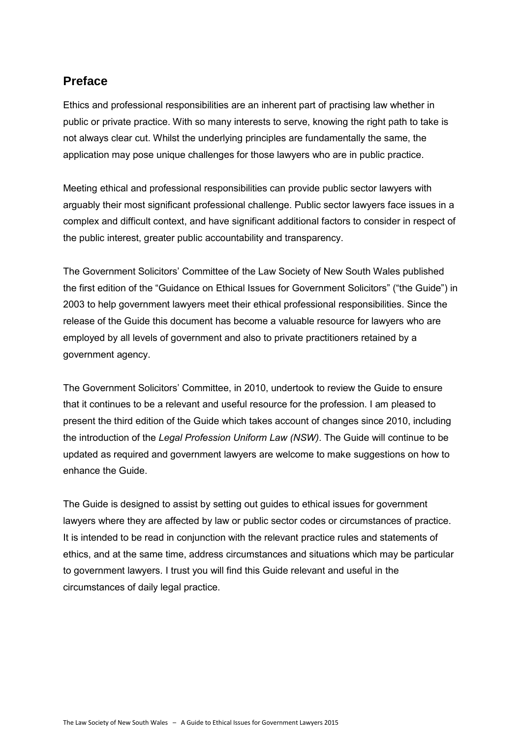## Preface

Ethics and professional responsibilities are an inherent part of practising law whether in public or private practice. With so many interests to serve, knowing the right path to take is not always clear cut. Whilst the underlying principles are fundamentally the same, the application may pose unique challenges for those lawyers who are in public practice.

Meeting ethical and professional responsibilities can provide public sector lawyers with arguably their most significant professional challenge. Public sector lawyers face issues in a complex and difficult context, and have significant additional factors to consider in respect of the public interest, greater public accountability and transparency.

The Government Solicitors' Committee of the Law Society of New South Wales published the first edition of the "Guidance on Ethical Issues for Government Solicitors" ("the Guide") in 2003 to help government lawyers meet their ethical professional responsibilities. Since the release of the Guide this document has become a valuable resource for lawyers who are employed by all levels of government and also to private practitioners retained by a government agency.

The Government Solicitors' Committee, in 2010, undertook to review the Guide to ensure that it continues to be a relevant and useful resource for the profession. I am pleased to present the third edition of the Guide which takes account of changes since 2010, including the introduction of the *Legal Profession Uniform Law (NSW)*. The Guide will continue to be updated as required and government lawyers are welcome to make suggestions on how to enhance the Guide.

The Guide is designed to assist by setting out guides to ethical issues for government lawyers where they are affected by law or public sector codes or circumstances of practice. It is intended to be read in conjunction with the relevant practice rules and statements of ethics, and at the same time, address circumstances and situations which may be particular to government lawyers. I trust you will find this Guide relevant and useful in the circumstances of daily legal practice.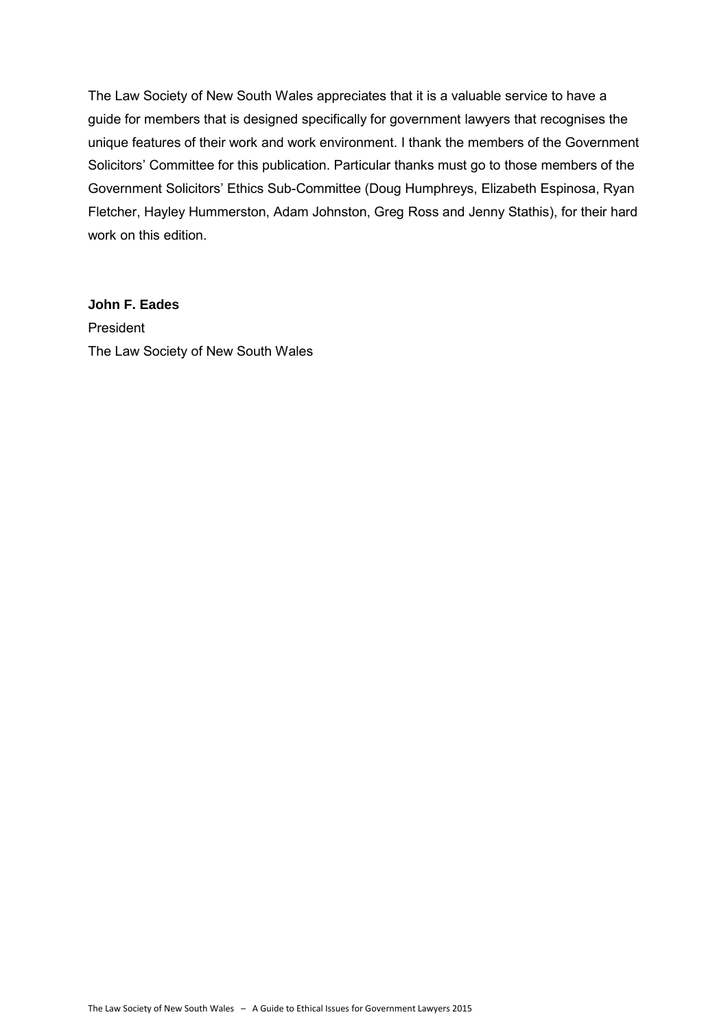The Law Society of New South Wales appreciates that it is a valuable service to have a guide for members that is designed specifically for government lawyers that recognises the unique features of their work and work environment. I thank the members of the Government Solicitors' Committee for this publication. Particular thanks must go to those members of the Government Solicitors' Ethics Sub-Committee (Doug Humphreys, Elizabeth Espinosa, Ryan Fletcher, Hayley Hummerston, Adam Johnston, Greg Ross and Jenny Stathis), for their hard work on this edition.

**John F. Eades**
President
The Law Society of New South Wales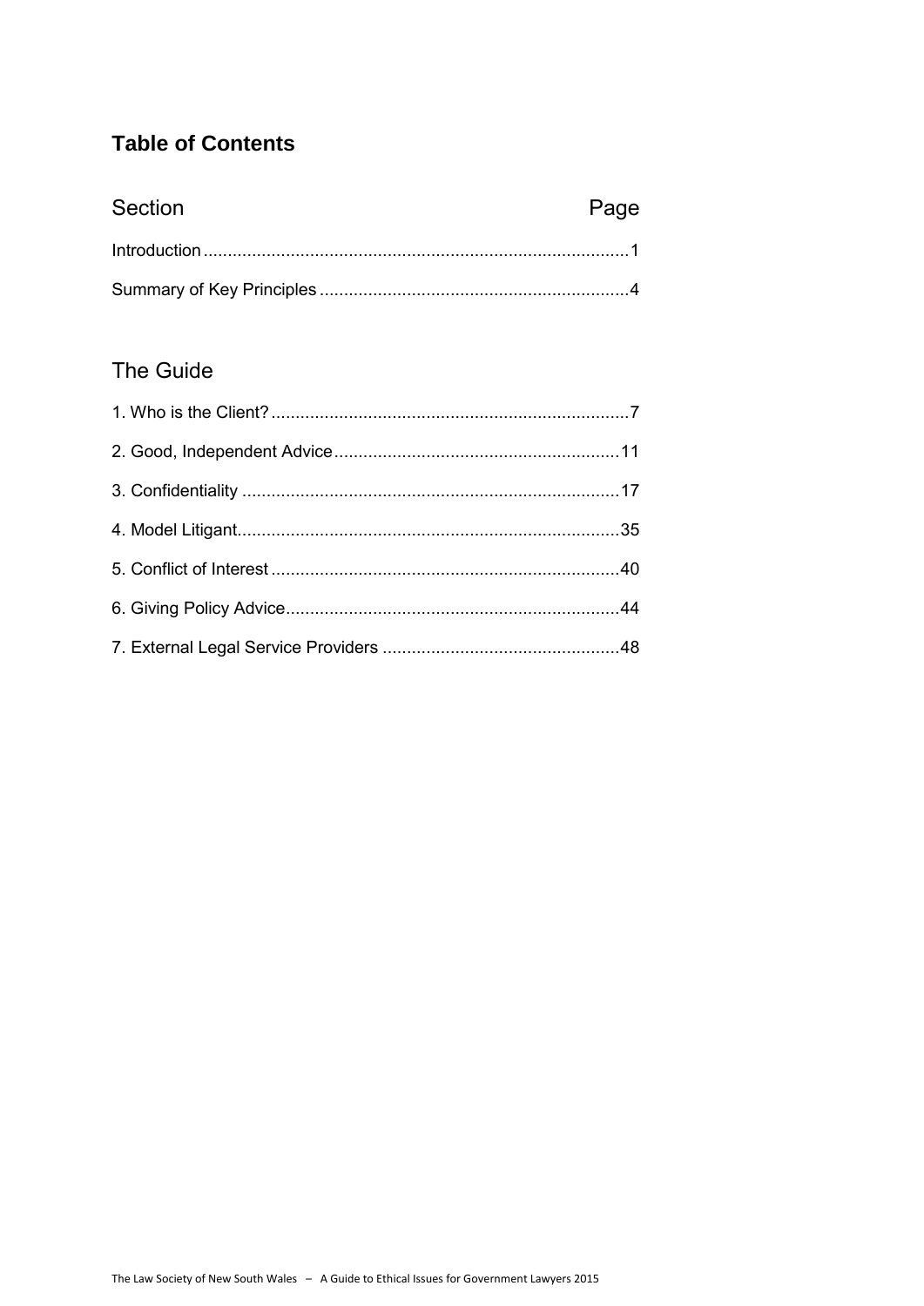## Table of Contents

| Section | Page |
| --- | --- |
| Introduction | 1 |
| Summary of Key Principles | 4 |

### The Guide

| Section | Page |
| --- | --- |
| 1. Who is the Client? | 7 |
| 2. Good, Independent Advice | 11 |
| 3. Confidentiality | 17 |
| 4. Model Litigant | 35 |
| 5. Conflict of Interest | 40 |
| 6. Giving Policy Advice | 44 |
| 7. External Legal Service Providers | 48 |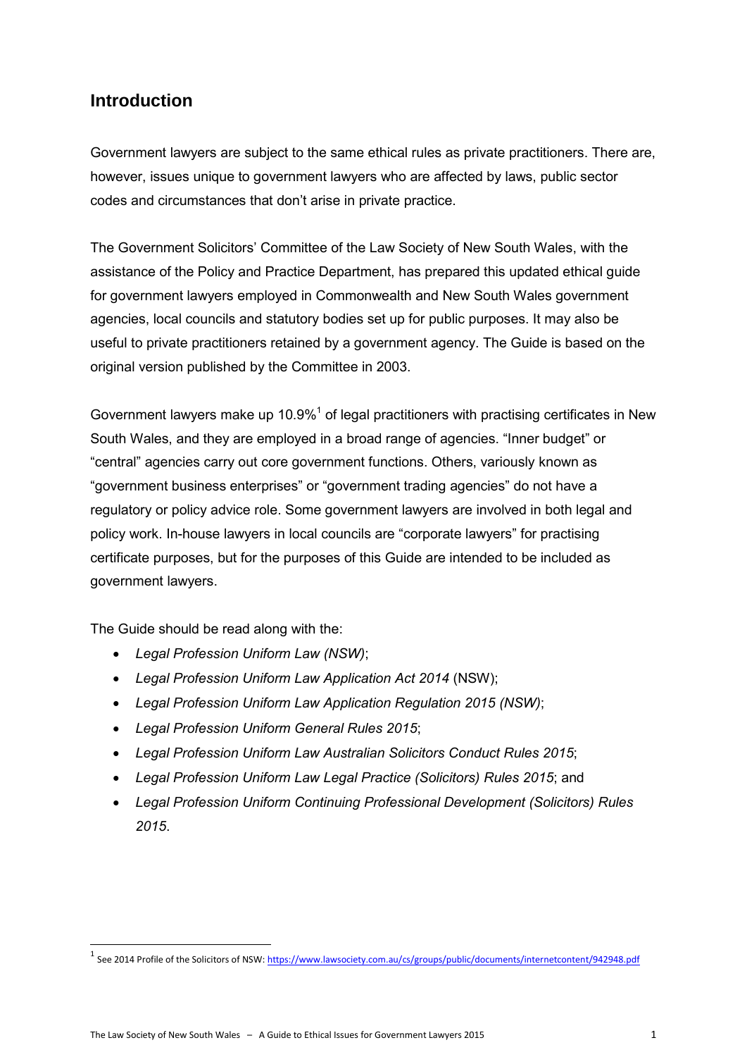## Introduction

Government lawyers are subject to the same ethical rules as private practitioners. There are, however, issues unique to government lawyers who are affected by laws, public sector codes and circumstances that don't arise in private practice.

The Government Solicitors' Committee of the Law Society of New South Wales, with the assistance of the Policy and Practice Department, has prepared this updated ethical guide for government lawyers employed in Commonwealth and New South Wales government agencies, local councils and statutory bodies set up for public purposes. It may also be useful to private practitioners retained by a government agency. The Guide is based on the original version published by the Committee in 2003.

Government lawyers make up 10.9%[1] of legal practitioners with practising certificates in New South Wales, and they are employed in a broad range of agencies. "Inner budget" or "central" agencies carry out core government functions. Others, variously known as "government business enterprises" or "government trading agencies" do not have a regulatory or policy advice role. Some government lawyers are involved in both legal and policy work. In-house lawyers in local councils are "corporate lawyers" for practising certificate purposes, but for the purposes of this Guide are intended to be included as government lawyers.

The Guide should be read along with the:

- *Legal Profession Uniform Law (NSW)*;
- *Legal Profession Uniform Law Application Act 2014* (NSW);
- *Legal Profession Uniform Law Application Regulation 2015 (NSW)*;
- *Legal Profession Uniform General Rules 2015*;
- *Legal Profession Uniform Law Australian Solicitors Conduct Rules 2015*;
- *Legal Profession Uniform Law Legal Practice (Solicitors) Rules 2015*; and
- *Legal Profession Uniform Continuing Professional Development (Solicitors) Rules 2015*.

[1] See 2014 Profile of the Solicitors of NSW: https://www.lawsociety.com.au/cs/groups/public/documents/internetcontent/942948.pdf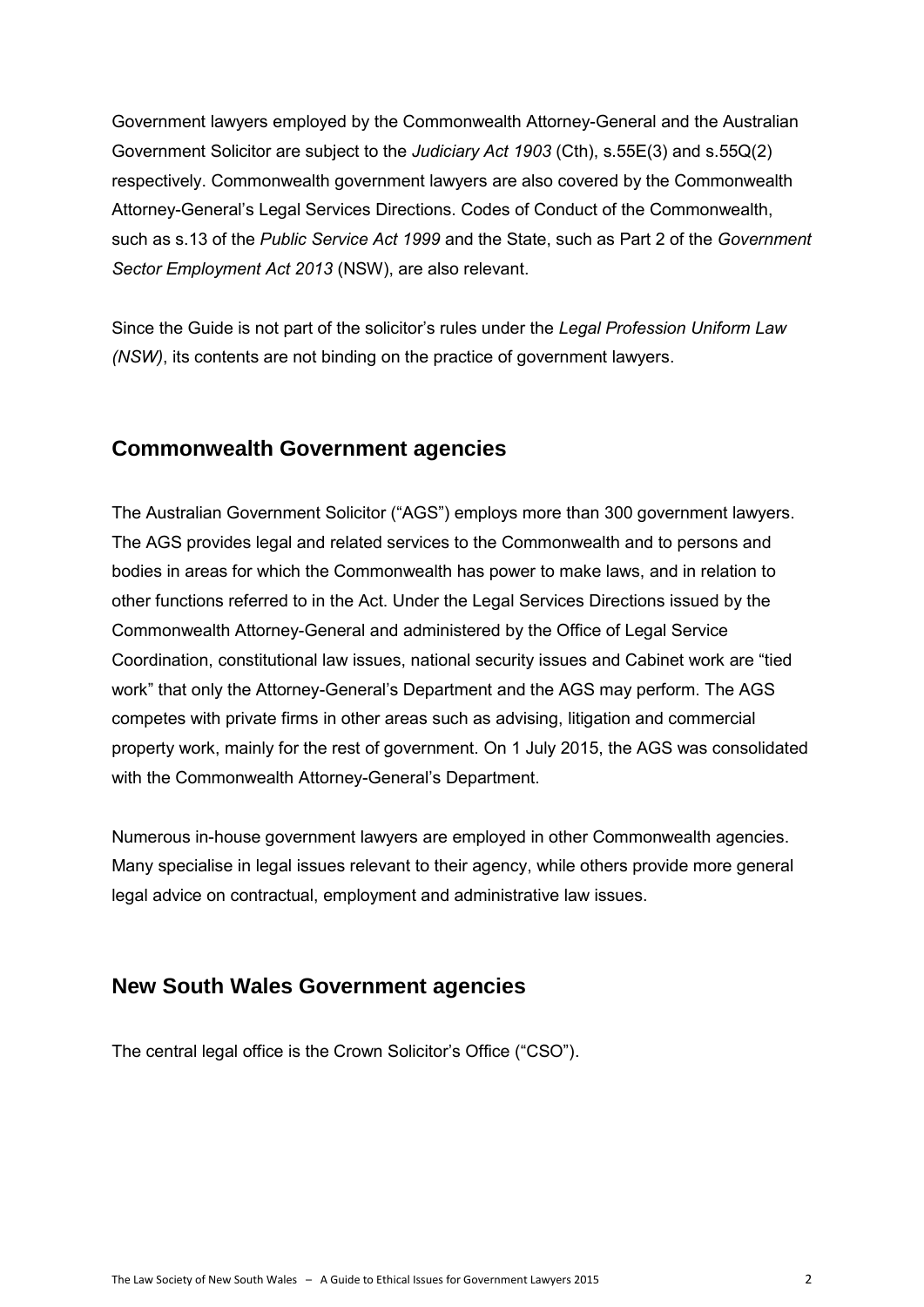Government lawyers employed by the Commonwealth Attorney-General and the Australian Government Solicitor are subject to the *Judiciary Act 1903* (Cth), s.55E(3) and s.55Q(2) respectively. Commonwealth government lawyers are also covered by the Commonwealth Attorney-General's Legal Services Directions. Codes of Conduct of the Commonwealth, such as s.13 of the *Public Service Act 1999* and the State, such as Part 2 of the *Government Sector Employment Act 2013* (NSW), are also relevant.

Since the Guide is not part of the solicitor's rules under the *Legal Profession Uniform Law (NSW)*, its contents are not binding on the practice of government lawyers.

## Commonwealth Government agencies

The Australian Government Solicitor ("AGS") employs more than 300 government lawyers. The AGS provides legal and related services to the Commonwealth and to persons and bodies in areas for which the Commonwealth has power to make laws, and in relation to other functions referred to in the Act. Under the Legal Services Directions issued by the Commonwealth Attorney-General and administered by the Office of Legal Service Coordination, constitutional law issues, national security issues and Cabinet work are "tied work" that only the Attorney-General's Department and the AGS may perform. The AGS competes with private firms in other areas such as advising, litigation and commercial property work, mainly for the rest of government. On 1 July 2015, the AGS was consolidated with the Commonwealth Attorney-General's Department.

Numerous in-house government lawyers are employed in other Commonwealth agencies. Many specialise in legal issues relevant to their agency, while others provide more general legal advice on contractual, employment and administrative law issues.

## New South Wales Government agencies

The central legal office is the Crown Solicitor's Office ("CSO").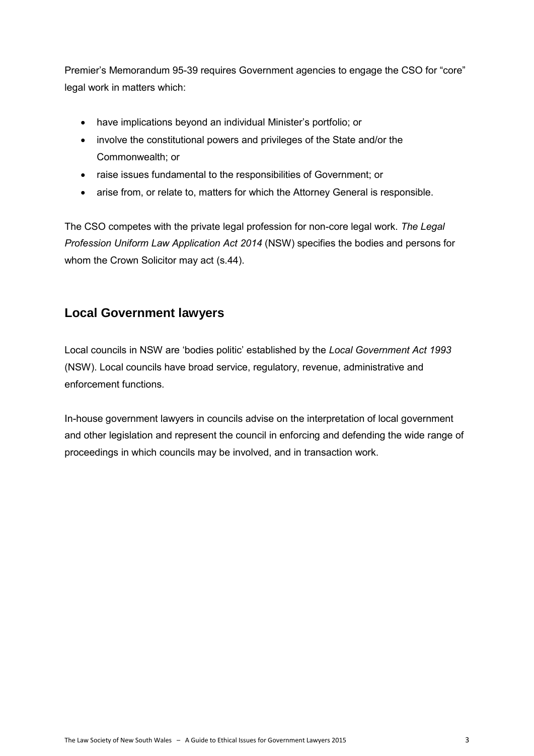Premier's Memorandum 95-39 requires Government agencies to engage the CSO for "core" legal work in matters which:

- have implications beyond an individual Minister's portfolio; or
- involve the constitutional powers and privileges of the State and/or the Commonwealth; or
- raise issues fundamental to the responsibilities of Government; or
- arise from, or relate to, matters for which the Attorney General is responsible.

The CSO competes with the private legal profession for non-core legal work. *The Legal Profession Uniform Law Application Act 2014* (NSW) specifies the bodies and persons for whom the Crown Solicitor may act (s.44).

## Local Government lawyers

Local councils in NSW are 'bodies politic' established by the *Local Government Act 1993* (NSW). Local councils have broad service, regulatory, revenue, administrative and enforcement functions.

In-house government lawyers in councils advise on the interpretation of local government and other legislation and represent the council in enforcing and defending the wide range of proceedings in which councils may be involved, and in transaction work.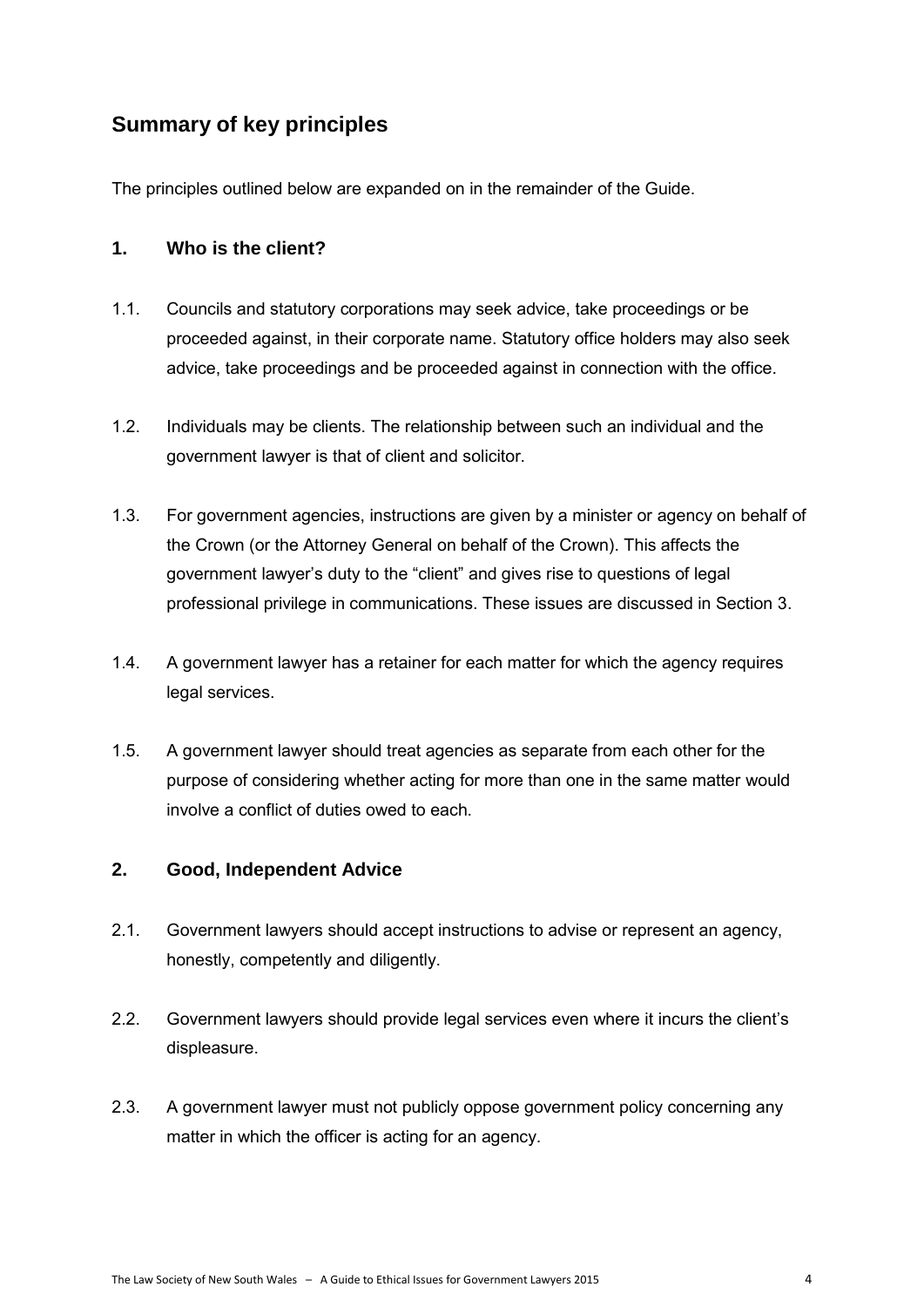## Summary of key principles

The principles outlined below are expanded on in the remainder of the Guide.

### 1. Who is the client?

1.1. Councils and statutory corporations may seek advice, take proceedings or be proceeded against, in their corporate name. Statutory office holders may also seek advice, take proceedings and be proceeded against in connection with the office.

1.2. Individuals may be clients. The relationship between such an individual and the government lawyer is that of client and solicitor.

1.3. For government agencies, instructions are given by a minister or agency on behalf of the Crown (or the Attorney General on behalf of the Crown). This affects the government lawyer's duty to the "client" and gives rise to questions of legal professional privilege in communications. These issues are discussed in Section 3.

1.4. A government lawyer has a retainer for each matter for which the agency requires legal services.

1.5. A government lawyer should treat agencies as separate from each other for the purpose of considering whether acting for more than one in the same matter would involve a conflict of duties owed to each.

### 2. Good, Independent Advice

2.1. Government lawyers should accept instructions to advise or represent an agency, honestly, competently and diligently.

2.2. Government lawyers should provide legal services even where it incurs the client's displeasure.

2.3. A government lawyer must not publicly oppose government policy concerning any matter in which the officer is acting for an agency.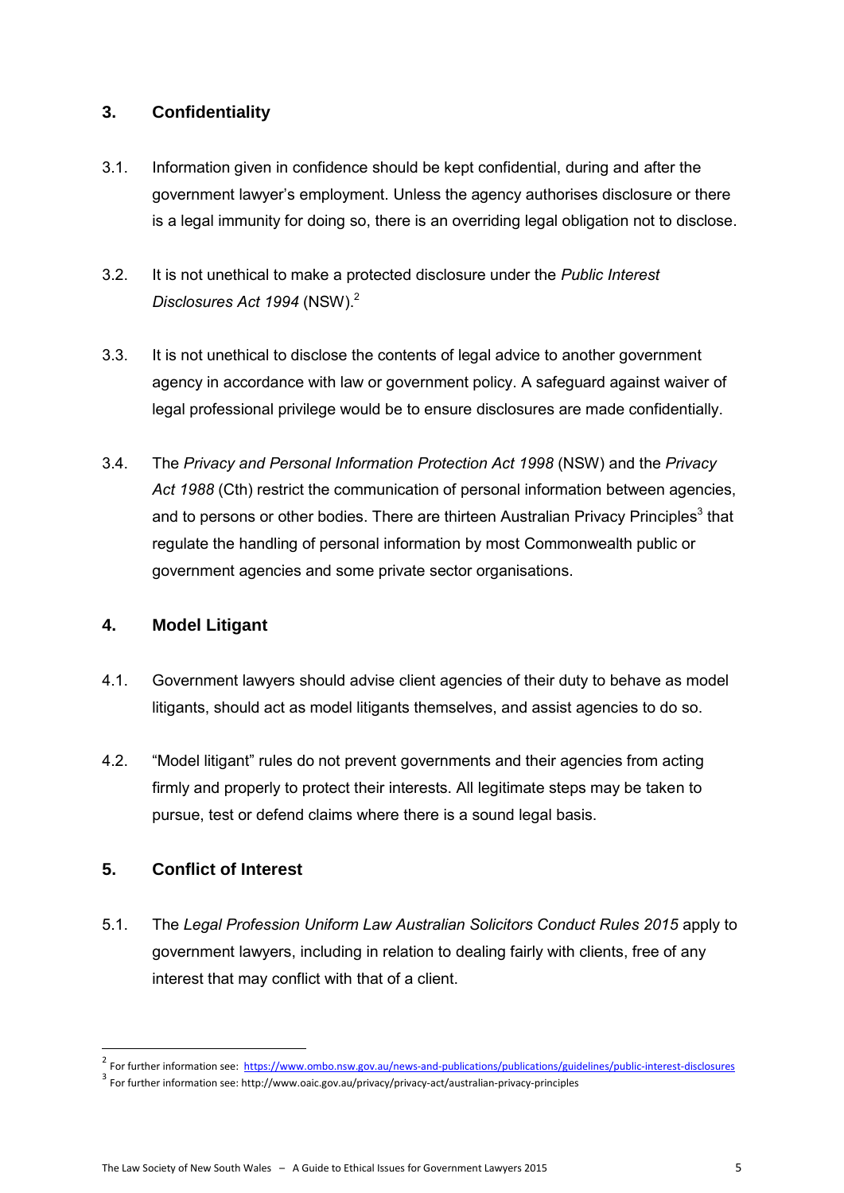## 3. Confidentiality

3.1. Information given in confidence should be kept confidential, during and after the government lawyer's employment. Unless the agency authorises disclosure or there is a legal immunity for doing so, there is an overriding legal obligation not to disclose.

3.2. It is not unethical to make a protected disclosure under the *Public Interest Disclosures Act 1994* (NSW).[2]

3.3. It is not unethical to disclose the contents of legal advice to another government agency in accordance with law or government policy. A safeguard against waiver of legal professional privilege would be to ensure disclosures are made confidentially.

3.4. The *Privacy and Personal Information Protection Act 1998* (NSW) and the *Privacy Act 1988* (Cth) restrict the communication of personal information between agencies, and to persons or other bodies. There are thirteen Australian Privacy Principles[3] that regulate the handling of personal information by most Commonwealth public or government agencies and some private sector organisations.

## 4. Model Litigant

4.1. Government lawyers should advise client agencies of their duty to behave as model litigants, should act as model litigants themselves, and assist agencies to do so.

4.2. "Model litigant" rules do not prevent governments and their agencies from acting firmly and properly to protect their interests. All legitimate steps may be taken to pursue, test or defend claims where there is a sound legal basis.

## 5. Conflict of Interest

5.1. The *Legal Profession Uniform Law Australian Solicitors Conduct Rules 2015* apply to government lawyers, including in relation to dealing fairly with clients, free of any interest that may conflict with that of a client.

---

[2] For further information see: https://www.ombo.nsw.gov.au/news-and-publications/publications/guidelines/public-interest-disclosures

[3] For further information see: http://www.oaic.gov.au/privacy/privacy-act/australian-privacy-principles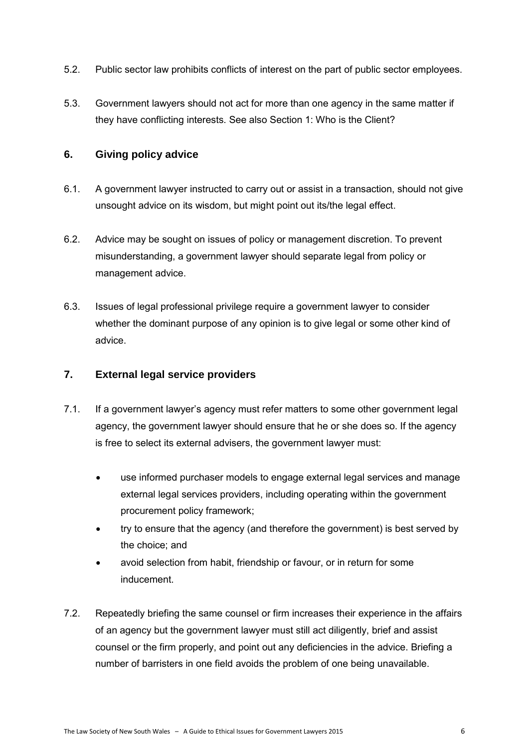5.2. Public sector law prohibits conflicts of interest on the part of public sector employees.

5.3. Government lawyers should not act for more than one agency in the same matter if they have conflicting interests. See also Section 1: Who is the Client?

## 6. Giving policy advice

6.1. A government lawyer instructed to carry out or assist in a transaction, should not give unsought advice on its wisdom, but might point out its/the legal effect.

6.2. Advice may be sought on issues of policy or management discretion. To prevent misunderstanding, a government lawyer should separate legal from policy or management advice.

6.3. Issues of legal professional privilege require a government lawyer to consider whether the dominant purpose of any opinion is to give legal or some other kind of advice.

## 7. External legal service providers

7.1. If a government lawyer's agency must refer matters to some other government legal agency, the government lawyer should ensure that he or she does so. If the agency is free to select its external advisers, the government lawyer must:

- use informed purchaser models to engage external legal services and manage external legal services providers, including operating within the government procurement policy framework;
- try to ensure that the agency (and therefore the government) is best served by the choice; and
- avoid selection from habit, friendship or favour, or in return for some inducement.

7.2. Repeatedly briefing the same counsel or firm increases their experience in the affairs of an agency but the government lawyer must still act diligently, brief and assist counsel or the firm properly, and point out any deficiencies in the advice. Briefing a number of barristers in one field avoids the problem of one being unavailable.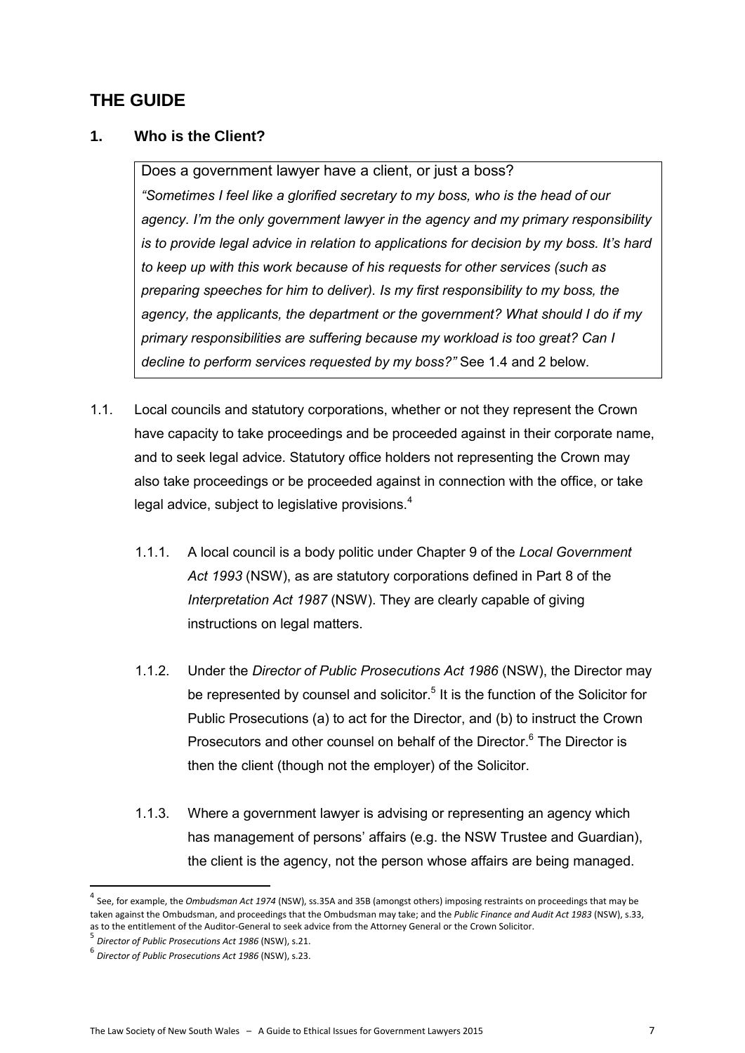# THE GUIDE

## 1. Who is the Client?

> Does a government lawyer have a client, or just a boss?
>
> *"Sometimes I feel like a glorified secretary to my boss, who is the head of our agency. I'm the only government lawyer in the agency and my primary responsibility is to provide legal advice in relation to applications for decision by my boss. It's hard to keep up with this work because of his requests for other services (such as preparing speeches for him to deliver). Is my first responsibility to my boss, the agency, the applicants, the department or the government? What should I do if my primary responsibilities are suffering because my workload is too great? Can I decline to perform services requested by my boss?"* See 1.4 and 2 below.

1.1. Local councils and statutory corporations, whether or not they represent the Crown have capacity to take proceedings and be proceeded against in their corporate name, and to seek legal advice. Statutory office holders not representing the Crown may also take proceedings or be proceeded against in connection with the office, or take legal advice, subject to legislative provisions.[4]

1.1.1. A local council is a body politic under Chapter 9 of the *Local Government Act 1993* (NSW), as are statutory corporations defined in Part 8 of the *Interpretation Act 1987* (NSW). They are clearly capable of giving instructions on legal matters.

1.1.2. Under the *Director of Public Prosecutions Act 1986* (NSW), the Director may be represented by counsel and solicitor.[5] It is the function of the Solicitor for Public Prosecutions (a) to act for the Director, and (b) to instruct the Crown Prosecutors and other counsel on behalf of the Director.[6] The Director is then the client (though not the employer) of the Solicitor.

1.1.3. Where a government lawyer is advising or representing an agency which has management of persons' affairs (e.g. the NSW Trustee and Guardian), the client is the agency, not the person whose affairs are being managed.

---

[4] See, for example, the *Ombudsman Act 1974* (NSW), ss.35A and 35B (amongst others) imposing restraints on proceedings that may be taken against the Ombudsman, and proceedings that the Ombudsman may take; and the *Public Finance and Audit Act 1983* (NSW), s.33, as to the entitlement of the Auditor-General to seek advice from the Attorney General or the Crown Solicitor.

[5] *Director of Public Prosecutions Act 1986* (NSW), s.21.

[6] *Director of Public Prosecutions Act 1986* (NSW), s.23.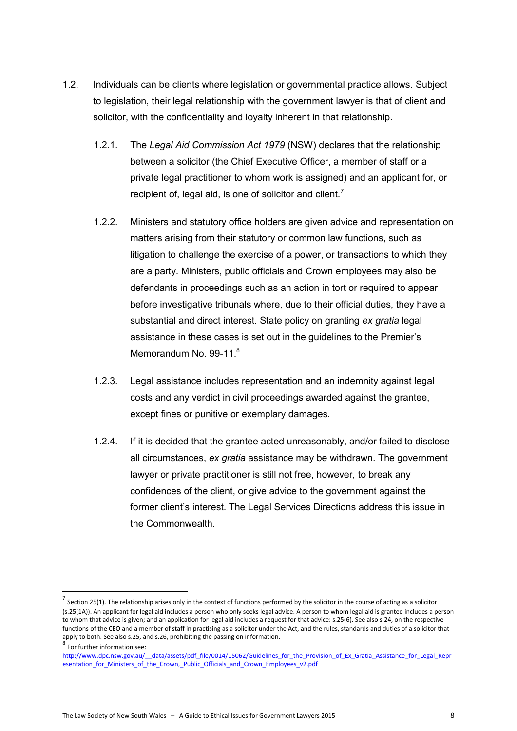1.2. Individuals can be clients where legislation or governmental practice allows. Subject to legislation, their legal relationship with the government lawyer is that of client and solicitor, with the confidentiality and loyalty inherent in that relationship.

1.2.1. The *Legal Aid Commission Act 1979* (NSW) declares that the relationship between a solicitor (the Chief Executive Officer, a member of staff or a private legal practitioner to whom work is assigned) and an applicant for, or recipient of, legal aid, is one of solicitor and client.[7]

1.2.2. Ministers and statutory office holders are given advice and representation on matters arising from their statutory or common law functions, such as litigation to challenge the exercise of a power, or transactions to which they are a party. Ministers, public officials and Crown employees may also be defendants in proceedings such as an action in tort or required to appear before investigative tribunals where, due to their official duties, they have a substantial and direct interest. State policy on granting *ex gratia* legal assistance in these cases is set out in the guidelines to the Premier's Memorandum No. 99-11.[8]

1.2.3. Legal assistance includes representation and an indemnity against legal costs and any verdict in civil proceedings awarded against the grantee, except fines or punitive or exemplary damages.

1.2.4. If it is decided that the grantee acted unreasonably, and/or failed to disclose all circumstances, *ex gratia* assistance may be withdrawn. The government lawyer or private practitioner is still not free, however, to break any confidences of the client, or give advice to the government against the former client's interest. The Legal Services Directions address this issue in the Commonwealth.

---

[7] Section 25(1). The relationship arises only in the context of functions performed by the solicitor in the course of acting as a solicitor (s.25(1A)). An applicant for legal aid includes a person who only seeks legal advice. A person to whom legal aid is granted includes a person to whom that advice is given; and an application for legal aid includes a request for that advice: s.25(6). See also s.24, on the respective functions of the CEO and a member of staff in practising as a solicitor under the Act, and the rules, standards and duties of a solicitor that apply to both. See also s.25, and s.26, prohibiting the passing on information.

[8] For further information see: http://www.dpc.nsw.gov.au/__data/assets/pdf_file/0014/15062/Guidelines_for_the_Provision_of_Ex_Gratia_Assistance_for_Legal_Representation_for_Ministers_of_the_Crown,_Public_Officials_and_Crown_Employees_v2.pdf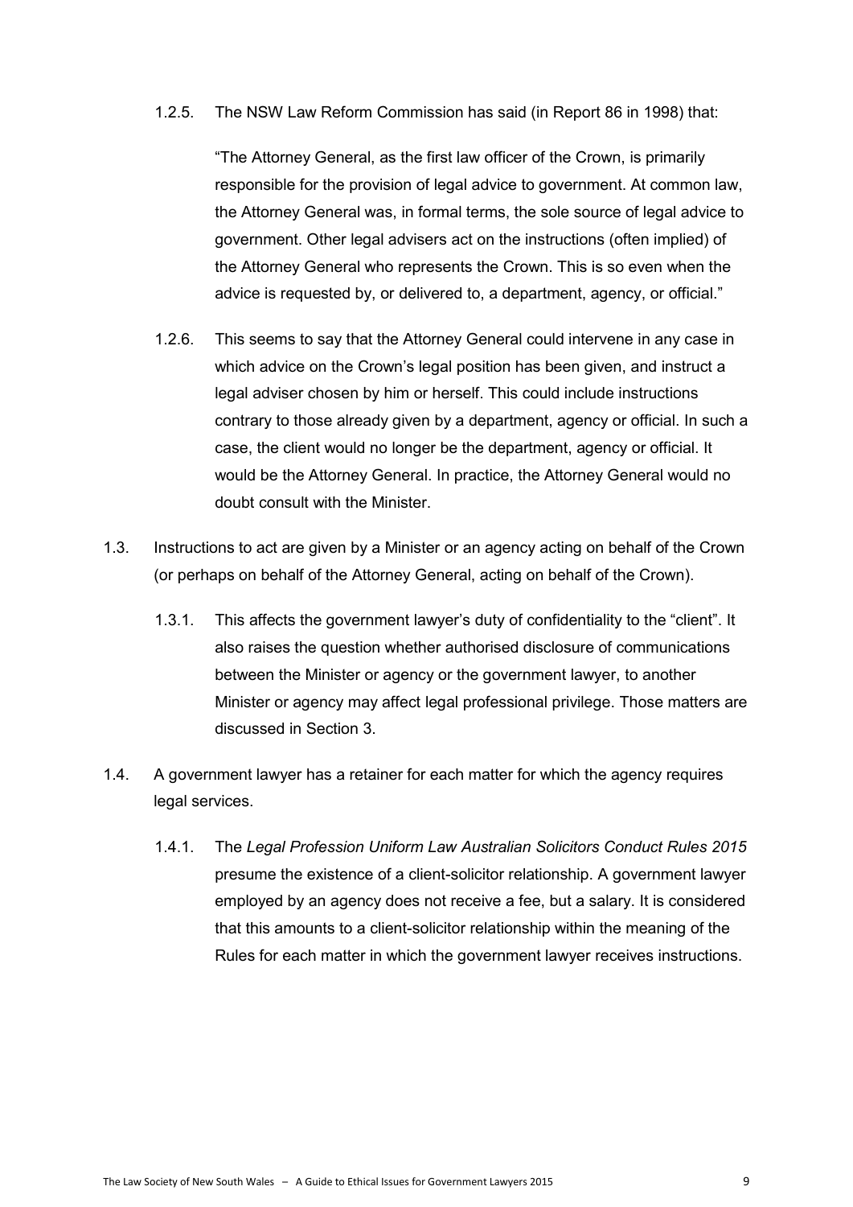1.2.5. The NSW Law Reform Commission has said (in Report 86 in 1998) that:

> "The Attorney General, as the first law officer of the Crown, is primarily responsible for the provision of legal advice to government. At common law, the Attorney General was, in formal terms, the sole source of legal advice to government. Other legal advisers act on the instructions (often implied) of the Attorney General who represents the Crown. This is so even when the advice is requested by, or delivered to, a department, agency, or official."

1.2.6. This seems to say that the Attorney General could intervene in any case in which advice on the Crown's legal position has been given, and instruct a legal adviser chosen by him or herself. This could include instructions contrary to those already given by a department, agency or official. In such a case, the client would no longer be the department, agency or official. It would be the Attorney General. In practice, the Attorney General would no doubt consult with the Minister.

1.3. Instructions to act are given by a Minister or an agency acting on behalf of the Crown (or perhaps on behalf of the Attorney General, acting on behalf of the Crown).

1.3.1. This affects the government lawyer's duty of confidentiality to the "client". It also raises the question whether authorised disclosure of communications between the Minister or agency or the government lawyer, to another Minister or agency may affect legal professional privilege. Those matters are discussed in Section 3.

1.4. A government lawyer has a retainer for each matter for which the agency requires legal services.

1.4.1. The *Legal Profession Uniform Law Australian Solicitors Conduct Rules 2015* presume the existence of a client-solicitor relationship. A government lawyer employed by an agency does not receive a fee, but a salary. It is considered that this amounts to a client-solicitor relationship within the meaning of the Rules for each matter in which the government lawyer receives instructions.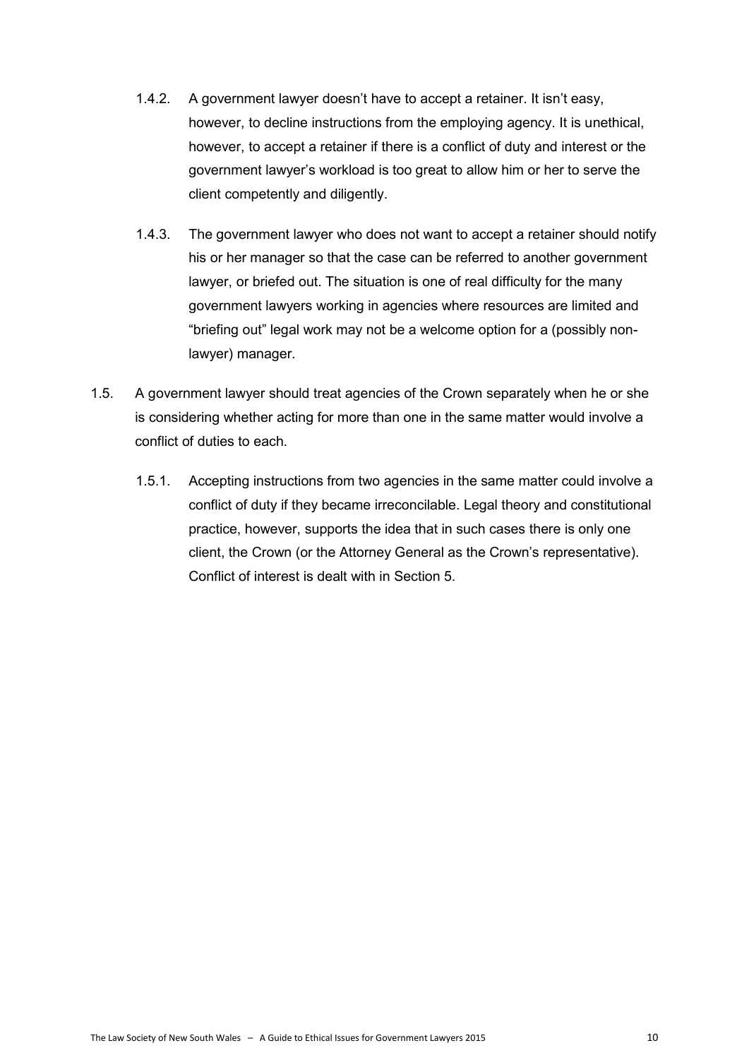1.4.2. A government lawyer doesn't have to accept a retainer. It isn't easy, however, to decline instructions from the employing agency. It is unethical, however, to accept a retainer if there is a conflict of duty and interest or the government lawyer's workload is too great to allow him or her to serve the client competently and diligently.

1.4.3. The government lawyer who does not want to accept a retainer should notify his or her manager so that the case can be referred to another government lawyer, or briefed out. The situation is one of real difficulty for the many government lawyers working in agencies where resources are limited and "briefing out" legal work may not be a welcome option for a (possibly non-lawyer) manager.

1.5. A government lawyer should treat agencies of the Crown separately when he or she is considering whether acting for more than one in the same matter would involve a conflict of duties to each.

1.5.1. Accepting instructions from two agencies in the same matter could involve a conflict of duty if they became irreconcilable. Legal theory and constitutional practice, however, supports the idea that in such cases there is only one client, the Crown (or the Attorney General as the Crown's representative). Conflict of interest is dealt with in Section 5.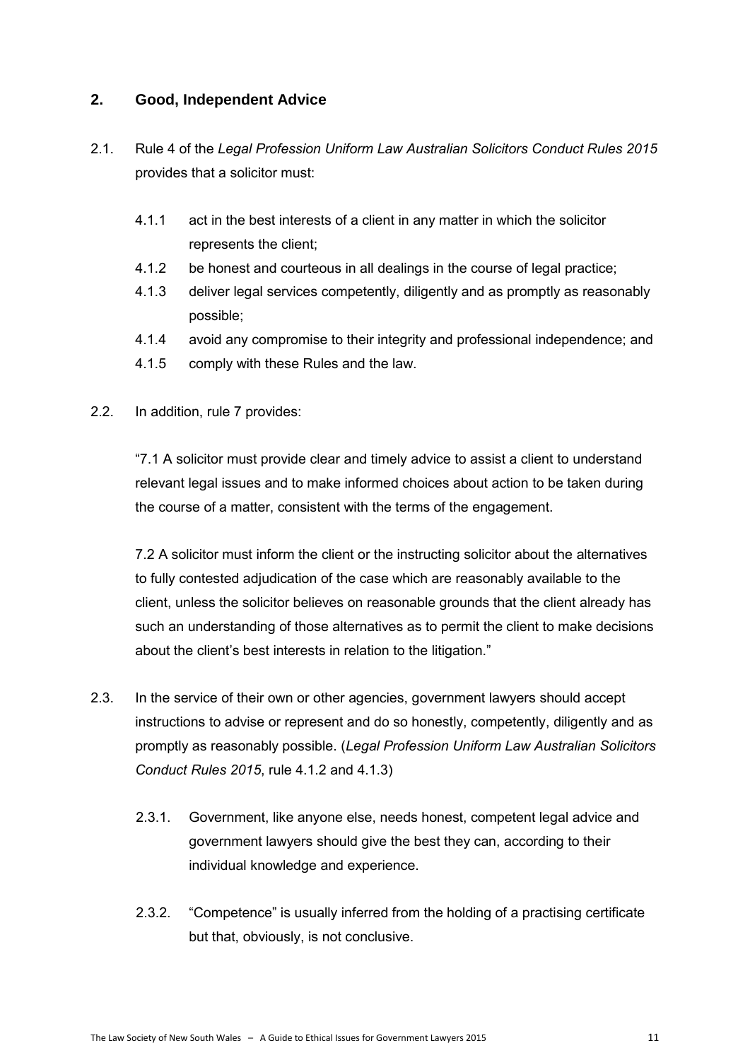## 2. Good, Independent Advice

2.1. Rule 4 of the *Legal Profession Uniform Law Australian Solicitors Conduct Rules 2015* provides that a solicitor must:

- 4.1.1 act in the best interests of a client in any matter in which the solicitor represents the client;
- 4.1.2 be honest and courteous in all dealings in the course of legal practice;
- 4.1.3 deliver legal services competently, diligently and as promptly as reasonably possible;
- 4.1.4 avoid any compromise to their integrity and professional independence; and
- 4.1.5 comply with these Rules and the law.

2.2. In addition, rule 7 provides:

"7.1 A solicitor must provide clear and timely advice to assist a client to understand relevant legal issues and to make informed choices about action to be taken during the course of a matter, consistent with the terms of the engagement.

7.2 A solicitor must inform the client or the instructing solicitor about the alternatives to fully contested adjudication of the case which are reasonably available to the client, unless the solicitor believes on reasonable grounds that the client already has such an understanding of those alternatives as to permit the client to make decisions about the client's best interests in relation to the litigation."

2.3. In the service of their own or other agencies, government lawyers should accept instructions to advise or represent and do so honestly, competently, diligently and as promptly as reasonably possible. (*Legal Profession Uniform Law Australian Solicitors Conduct Rules 2015*, rule 4.1.2 and 4.1.3)

2.3.1. Government, like anyone else, needs honest, competent legal advice and government lawyers should give the best they can, according to their individual knowledge and experience.

2.3.2. "Competence" is usually inferred from the holding of a practising certificate but that, obviously, is not conclusive.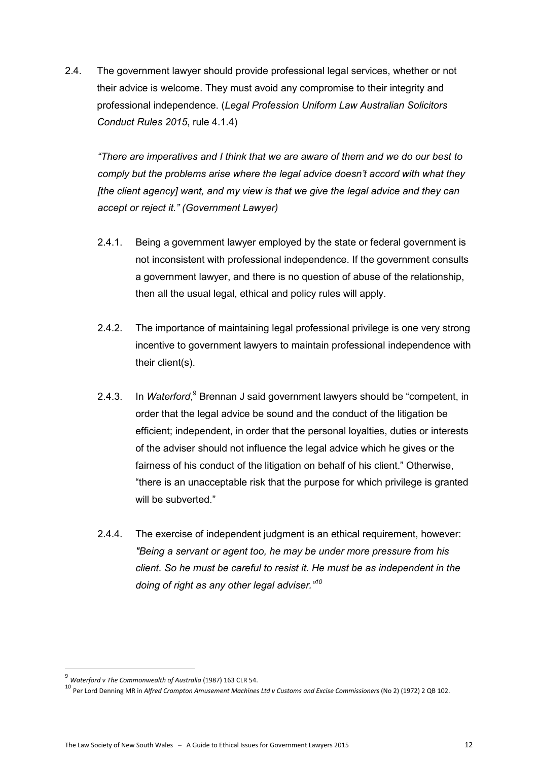2.4. The government lawyer should provide professional legal services, whether or not their advice is welcome. They must avoid any compromise to their integrity and professional independence. (*Legal Profession Uniform Law Australian Solicitors Conduct Rules 2015*, rule 4.1.4)

*"There are imperatives and I think that we are aware of them and we do our best to comply but the problems arise where the legal advice doesn't accord with what they [the client agency] want, and my view is that we give the legal advice and they can accept or reject it." (Government Lawyer)*

2.4.1. Being a government lawyer employed by the state or federal government is not inconsistent with professional independence. If the government consults a government lawyer, and there is no question of abuse of the relationship, then all the usual legal, ethical and policy rules will apply.

2.4.2. The importance of maintaining legal professional privilege is one very strong incentive to government lawyers to maintain professional independence with their client(s).

2.4.3. In *Waterford*,[9] Brennan J said government lawyers should be "competent, in order that the legal advice be sound and the conduct of the litigation be efficient; independent, in order that the personal loyalties, duties or interests of the adviser should not influence the legal advice which he gives or the fairness of his conduct of the litigation on behalf of his client." Otherwise, "there is an unacceptable risk that the purpose for which privilege is granted will be subverted."

2.4.4. The exercise of independent judgment is an ethical requirement, however: *"Being a servant or agent too, he may be under more pressure from his client. So he must be careful to resist it. He must be as independent in the doing of right as any other legal adviser."*[10]

---

[9] *Waterford v The Commonwealth of Australia* (1987) 163 CLR 54.

[10] Per Lord Denning MR in *Alfred Crompton Amusement Machines Ltd v Customs and Excise Commissioners* (No 2) (1972) 2 QB 102.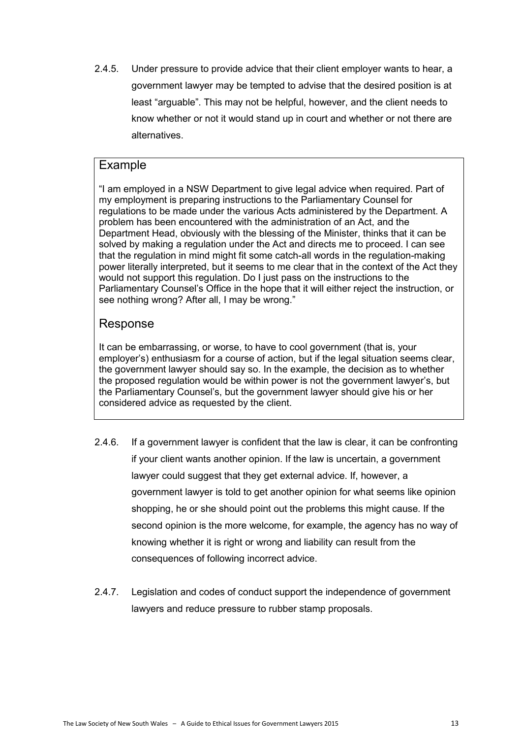2.4.5. Under pressure to provide advice that their client employer wants to hear, a government lawyer may be tempted to advise that the desired position is at least "arguable". This may not be helpful, however, and the client needs to know whether or not it would stand up in court and whether or not there are alternatives.

### Example

"I am employed in a NSW Department to give legal advice when required. Part of my employment is preparing instructions to the Parliamentary Counsel for regulations to be made under the various Acts administered by the Department. A problem has been encountered with the administration of an Act, and the Department Head, obviously with the blessing of the Minister, thinks that it can be solved by making a regulation under the Act and directs me to proceed. I can see that the regulation in mind might fit some catch-all words in the regulation-making power literally interpreted, but it seems to me clear that in the context of the Act they would not support this regulation. Do I just pass on the instructions to the Parliamentary Counsel's Office in the hope that it will either reject the instruction, or see nothing wrong? After all, I may be wrong."

### Response

It can be embarrassing, or worse, to have to cool government (that is, your employer's) enthusiasm for a course of action, but if the legal situation seems clear, the government lawyer should say so. In the example, the decision as to whether the proposed regulation would be within power is not the government lawyer's, but the Parliamentary Counsel's, but the government lawyer should give his or her considered advice as requested by the client.

2.4.6. If a government lawyer is confident that the law is clear, it can be confronting if your client wants another opinion. If the law is uncertain, a government lawyer could suggest that they get external advice. If, however, a government lawyer is told to get another opinion for what seems like opinion shopping, he or she should point out the problems this might cause. If the second opinion is the more welcome, for example, the agency has no way of knowing whether it is right or wrong and liability can result from the consequences of following incorrect advice.

2.4.7. Legislation and codes of conduct support the independence of government lawyers and reduce pressure to rubber stamp proposals.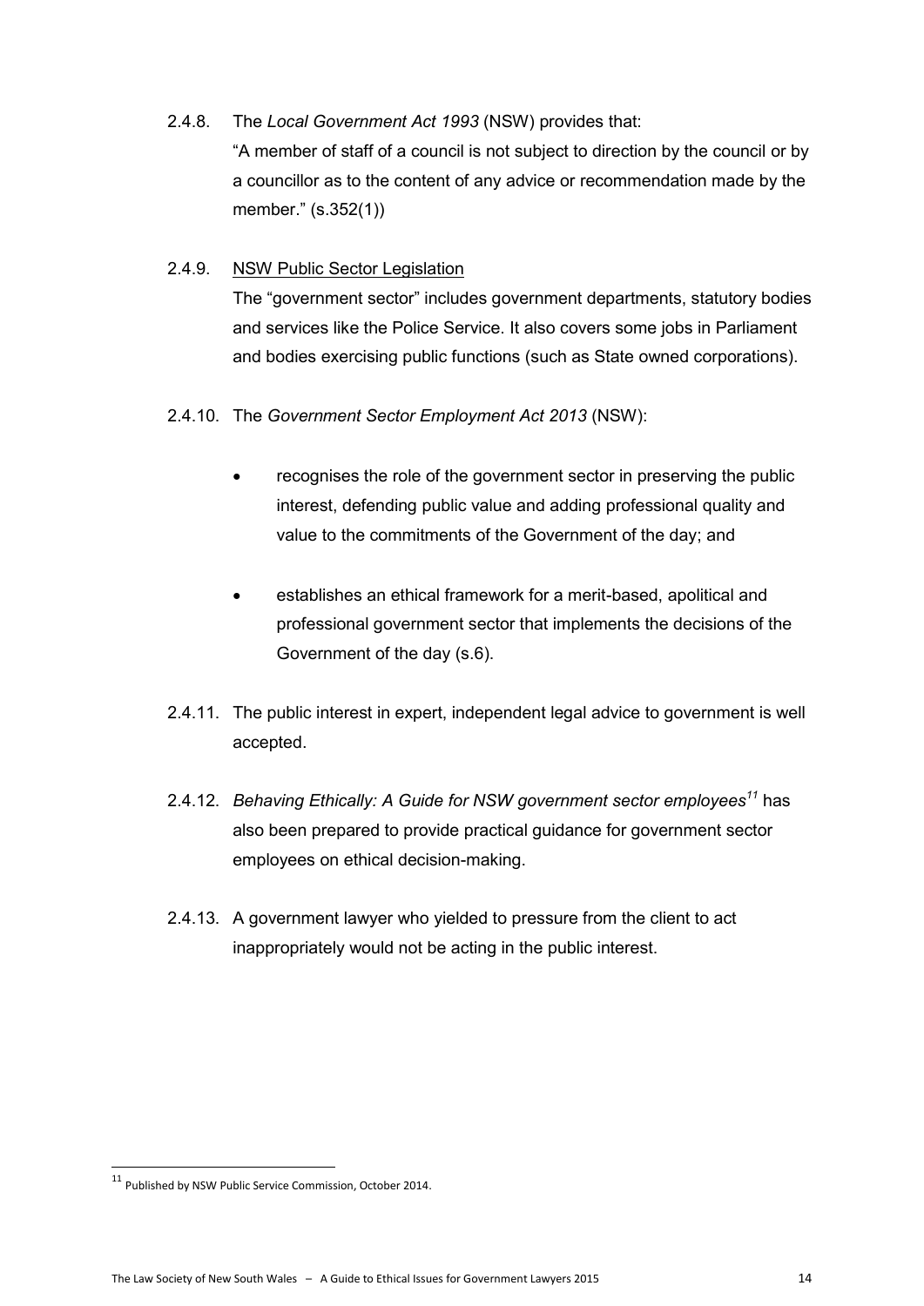2.4.8. The *Local Government Act 1993* (NSW) provides that:

"A member of staff of a council is not subject to direction by the council or by a councillor as to the content of any advice or recommendation made by the member." (s.352(1))

2.4.9. <u>NSW Public Sector Legislation</u>

The "government sector" includes government departments, statutory bodies and services like the Police Service. It also covers some jobs in Parliament and bodies exercising public functions (such as State owned corporations).

2.4.10. The *Government Sector Employment Act 2013* (NSW):

- recognises the role of the government sector in preserving the public interest, defending public value and adding professional quality and value to the commitments of the Government of the day; and
- establishes an ethical framework for a merit-based, apolitical and professional government sector that implements the decisions of the Government of the day (s.6).

2.4.11. The public interest in expert, independent legal advice to government is well accepted.

2.4.12. *Behaving Ethically: A Guide for NSW government sector employees*[11] has also been prepared to provide practical guidance for government sector employees on ethical decision-making.

2.4.13. A government lawyer who yielded to pressure from the client to act inappropriately would not be acting in the public interest.

[11] Published by NSW Public Service Commission, October 2014.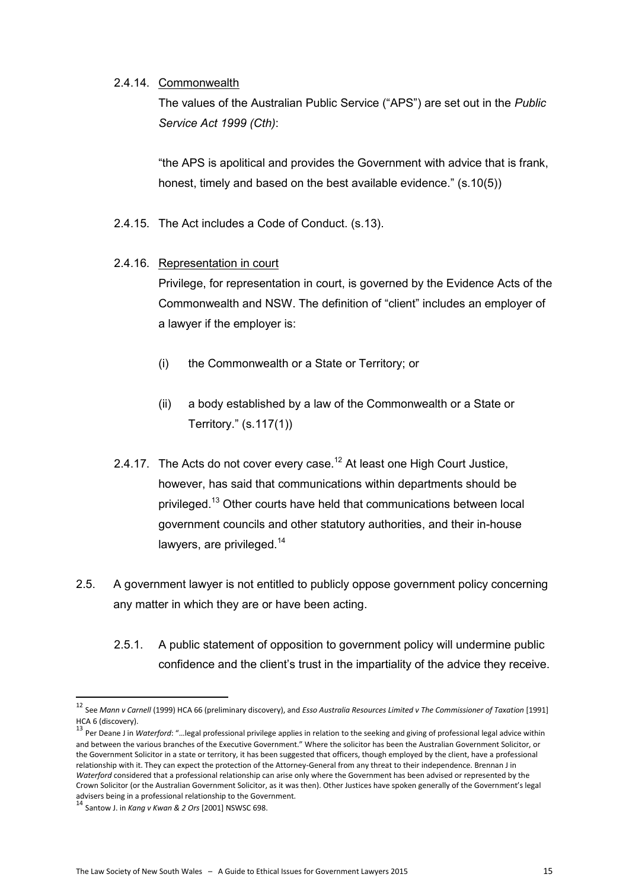2.4.14. Commonwealth

The values of the Australian Public Service ("APS") are set out in the *Public Service Act 1999 (Cth)*:

"the APS is apolitical and provides the Government with advice that is frank, honest, timely and based on the best available evidence." (s.10(5))

2.4.15. The Act includes a Code of Conduct. (s.13).

2.4.16. Representation in court

Privilege, for representation in court, is governed by the Evidence Acts of the Commonwealth and NSW. The definition of "client" includes an employer of a lawyer if the employer is:

(i) the Commonwealth or a State or Territory; or

(ii) a body established by a law of the Commonwealth or a State or Territory." (s.117(1))

2.4.17. The Acts do not cover every case.[12] At least one High Court Justice, however, has said that communications within departments should be privileged.[13] Other courts have held that communications between local government councils and other statutory authorities, and their in-house lawyers, are privileged.[14]

2.5. A government lawyer is not entitled to publicly oppose government policy concerning any matter in which they are or have been acting.

2.5.1. A public statement of opposition to government policy will undermine public confidence and the client's trust in the impartiality of the advice they receive.

---

[12] See *Mann v Carnell* (1999) HCA 66 (preliminary discovery), and *Esso Australia Resources Limited v The Commissioner of Taxation* [1991] HCA 6 (discovery).

[13] Per Deane J in *Waterford*: "…legal professional privilege applies in relation to the seeking and giving of professional legal advice within and between the various branches of the Executive Government." Where the solicitor has been the Australian Government Solicitor, or the Government Solicitor in a state or territory, it has been suggested that officers, though employed by the client, have a professional relationship with it. They can expect the protection of the Attorney-General from any threat to their independence. Brennan J in *Waterford* considered that a professional relationship can arise only where the Government has been advised or represented by the Crown Solicitor (or the Australian Government Solicitor, as it was then). Other Justices have spoken generally of the Government's legal advisers being in a professional relationship to the Government.

[14] Santow J. in *Kang v Kwan & 2 Ors* [2001] NSWSC 698.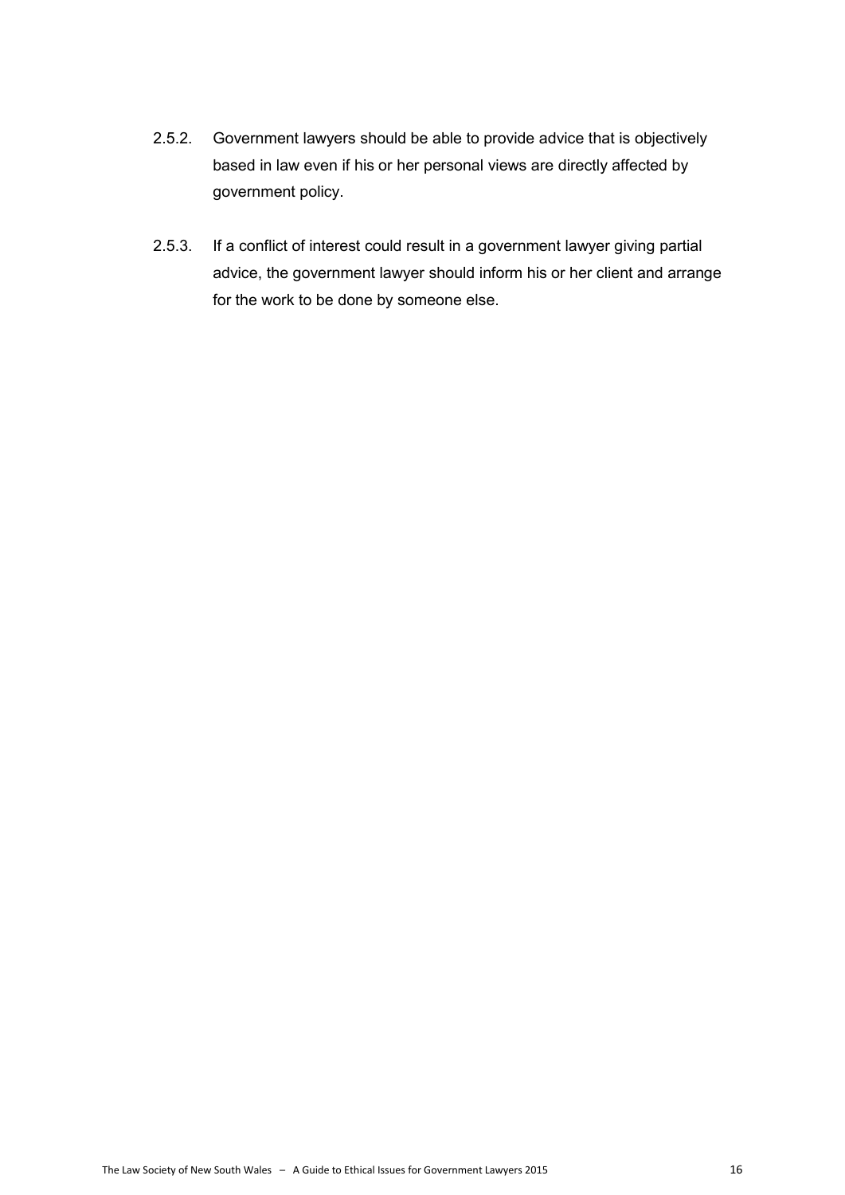2.5.2. Government lawyers should be able to provide advice that is objectively based in law even if his or her personal views are directly affected by government policy.

2.5.3. If a conflict of interest could result in a government lawyer giving partial advice, the government lawyer should inform his or her client and arrange for the work to be done by someone else.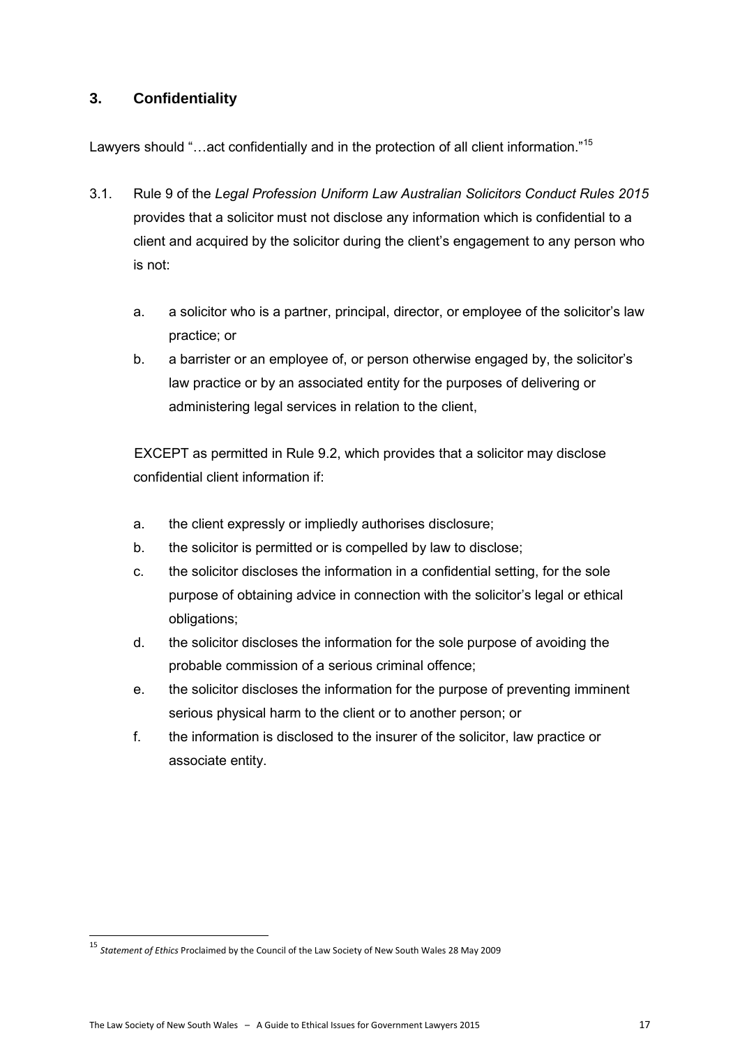## 3. Confidentiality

Lawyers should "…act confidentially and in the protection of all client information."[15]

3.1. Rule 9 of the *Legal Profession Uniform Law Australian Solicitors Conduct Rules 2015* provides that a solicitor must not disclose any information which is confidential to a client and acquired by the solicitor during the client's engagement to any person who is not:

a. a solicitor who is a partner, principal, director, or employee of the solicitor's law practice; or

b. a barrister or an employee of, or person otherwise engaged by, the solicitor's law practice or by an associated entity for the purposes of delivering or administering legal services in relation to the client,

EXCEPT as permitted in Rule 9.2, which provides that a solicitor may disclose confidential client information if:

a. the client expressly or impliedly authorises disclosure;

b. the solicitor is permitted or is compelled by law to disclose;

c. the solicitor discloses the information in a confidential setting, for the sole purpose of obtaining advice in connection with the solicitor's legal or ethical obligations;

d. the solicitor discloses the information for the sole purpose of avoiding the probable commission of a serious criminal offence;

e. the solicitor discloses the information for the purpose of preventing imminent serious physical harm to the client or to another person; or

f. the information is disclosed to the insurer of the solicitor, law practice or associate entity.

---

[15] *Statement of Ethics* Proclaimed by the Council of the Law Society of New South Wales 28 May 2009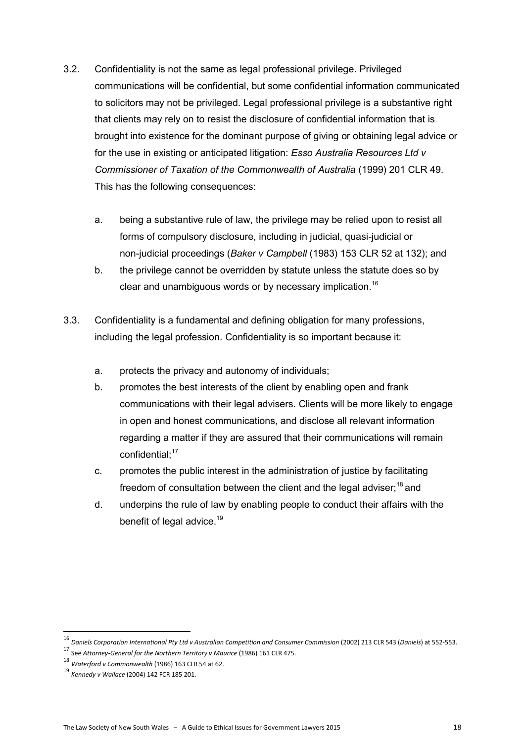3.2. Confidentiality is not the same as legal professional privilege. Privileged communications will be confidential, but some confidential information communicated to solicitors may not be privileged. Legal professional privilege is a substantive right that clients may rely on to resist the disclosure of confidential information that is brought into existence for the dominant purpose of giving or obtaining legal advice or for the use in existing or anticipated litigation: *Esso Australia Resources Ltd v Commissioner of Taxation of the Commonwealth of Australia* (1999) 201 CLR 49. This has the following consequences:

   a. being a substantive rule of law, the privilege may be relied upon to resist all forms of compulsory disclosure, including in judicial, quasi-judicial or non-judicial proceedings (*Baker v Campbell* (1983) 153 CLR 52 at 132); and

   b. the privilege cannot be overridden by statute unless the statute does so by clear and unambiguous words or by necessary implication.[16]

3.3. Confidentiality is a fundamental and defining obligation for many professions, including the legal profession. Confidentiality is so important because it:

   a. protects the privacy and autonomy of individuals;

   b. promotes the best interests of the client by enabling open and frank communications with their legal advisers. Clients will be more likely to engage in open and honest communications, and disclose all relevant information regarding a matter if they are assured that their communications will remain confidential;[17]

   c. promotes the public interest in the administration of justice by facilitating freedom of consultation between the client and the legal adviser;[18] and

   d. underpins the rule of law by enabling people to conduct their affairs with the benefit of legal advice.[19]

---

[16] *Daniels Corporation International Pty Ltd v Australian Competition and Consumer Commission* (2002) 213 CLR 543 (*Daniels*) at 552-553.

[17] See *Attorney-General for the Northern Territory v Maurice* (1986) 161 CLR 475.

[18] *Waterford v Commonwealth* (1986) 163 CLR 54 at 62.

[19] *Kennedy v Wallace* (2004) 142 FCR 185 201.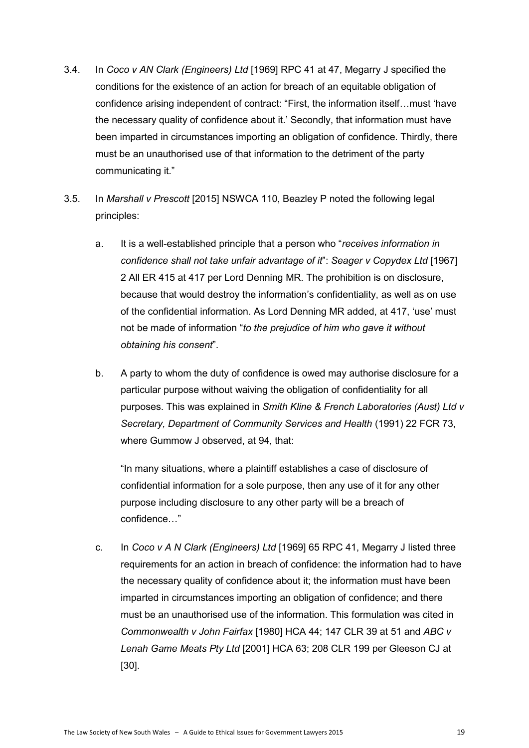3.4. In *Coco v AN Clark (Engineers) Ltd* [1969] RPC 41 at 47, Megarry J specified the conditions for the existence of an action for breach of an equitable obligation of confidence arising independent of contract: "First, the information itself…must 'have the necessary quality of confidence about it.' Secondly, that information must have been imparted in circumstances importing an obligation of confidence. Thirdly, there must be an unauthorised use of that information to the detriment of the party communicating it."

3.5. In *Marshall v Prescott* [2015] NSWCA 110, Beazley P noted the following legal principles:

a. It is a well-established principle that a person who "*receives information in confidence shall not take unfair advantage of it*": *Seager v Copydex Ltd* [1967] 2 All ER 415 at 417 per Lord Denning MR. The prohibition is on disclosure, because that would destroy the information's confidentiality, as well as on use of the confidential information. As Lord Denning MR added, at 417, 'use' must not be made of information "*to the prejudice of him who gave it without obtaining his consent*".

b. A party to whom the duty of confidence is owed may authorise disclosure for a particular purpose without waiving the obligation of confidentiality for all purposes. This was explained in *Smith Kline & French Laboratories (Aust) Ltd v Secretary, Department of Community Services and Health* (1991) 22 FCR 73, where Gummow J observed, at 94, that:

   "In many situations, where a plaintiff establishes a case of disclosure of confidential information for a sole purpose, then any use of it for any other purpose including disclosure to any other party will be a breach of confidence…"

c. In *Coco v A N Clark (Engineers) Ltd* [1969] 65 RPC 41, Megarry J listed three requirements for an action in breach of confidence: the information had to have the necessary quality of confidence about it; the information must have been imparted in circumstances importing an obligation of confidence; and there must be an unauthorised use of the information. This formulation was cited in *Commonwealth v John Fairfax* [1980] HCA 44; 147 CLR 39 at 51 and *ABC v Lenah Game Meats Pty Ltd* [2001] HCA 63; 208 CLR 199 per Gleeson CJ at [30].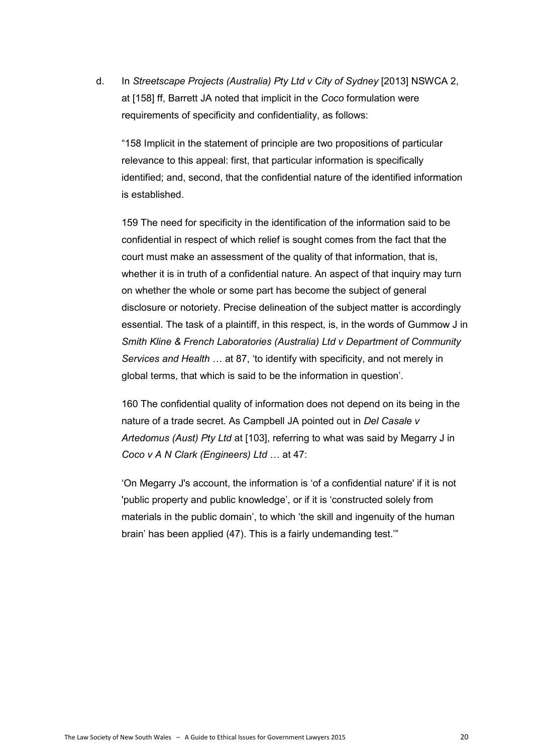d. In *Streetscape Projects (Australia) Pty Ltd v City of Sydney* [2013] NSWCA 2, at [158] ff, Barrett JA noted that implicit in the *Coco* formulation were requirements of specificity and confidentiality, as follows:

"158 Implicit in the statement of principle are two propositions of particular relevance to this appeal: first, that particular information is specifically identified; and, second, that the confidential nature of the identified information is established.

159 The need for specificity in the identification of the information said to be confidential in respect of which relief is sought comes from the fact that the court must make an assessment of the quality of that information, that is, whether it is in truth of a confidential nature. An aspect of that inquiry may turn on whether the whole or some part has become the subject of general disclosure or notoriety. Precise delineation of the subject matter is accordingly essential. The task of a plaintiff, in this respect, is, in the words of Gummow J in *Smith Kline & French Laboratories (Australia) Ltd v Department of Community Services and Health* … at 87, 'to identify with specificity, and not merely in global terms, that which is said to be the information in question'.

160 The confidential quality of information does not depend on its being in the nature of a trade secret. As Campbell JA pointed out in *Del Casale v Artedomus (Aust) Pty Ltd* at [103], referring to what was said by Megarry J in *Coco v A N Clark (Engineers) Ltd* … at 47:

'On Megarry J's account, the information is 'of a confidential nature' if it is not 'public property and public knowledge', or if it is 'constructed solely from materials in the public domain', to which 'the skill and ingenuity of the human brain' has been applied (47). This is a fairly undemanding test.'"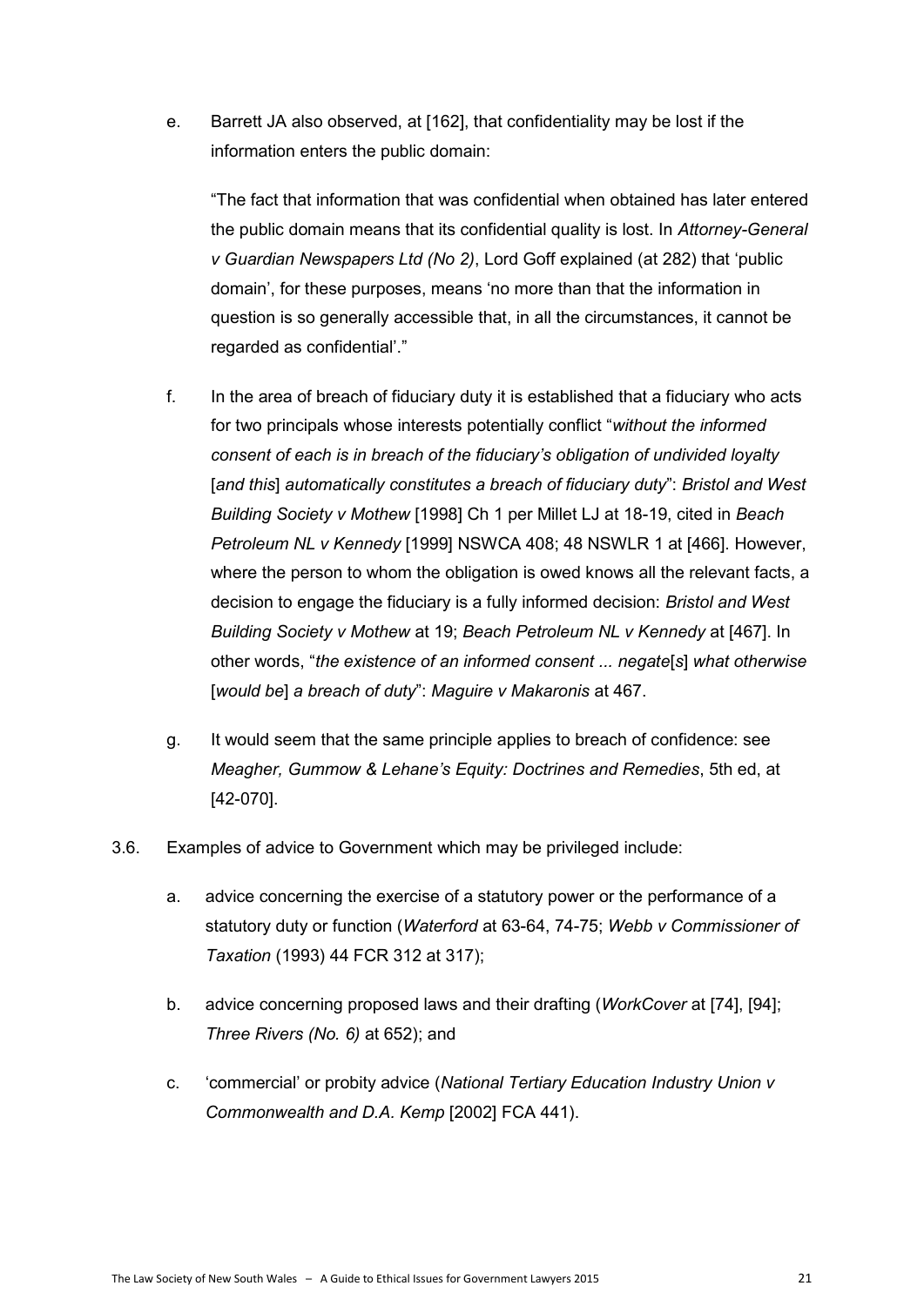e. Barrett JA also observed, at [162], that confidentiality may be lost if the information enters the public domain:

   "The fact that information that was confidential when obtained has later entered the public domain means that its confidential quality is lost. In *Attorney-General v Guardian Newspapers Ltd (No 2)*, Lord Goff explained (at 282) that 'public domain', for these purposes, means 'no more than that the information in question is so generally accessible that, in all the circumstances, it cannot be regarded as confidential'."

f. In the area of breach of fiduciary duty it is established that a fiduciary who acts for two principals whose interests potentially conflict "*without the informed consent of each is in breach of the fiduciary's obligation of undivided loyalty* [*and this*] *automatically constitutes a breach of fiduciary duty*": *Bristol and West Building Society v Mothew* [1998] Ch 1 per Millet LJ at 18-19, cited in *Beach Petroleum NL v Kennedy* [1999] NSWCA 408; 48 NSWLR 1 at [466]. However, where the person to whom the obligation is owed knows all the relevant facts, a decision to engage the fiduciary is a fully informed decision: *Bristol and West Building Society v Mothew* at 19; *Beach Petroleum NL v Kennedy* at [467]. In other words, "*the existence of an informed consent ... negate*[*s*] *what otherwise* [*would be*] *a breach of duty*": *Maguire v Makaronis* at 467.

g. It would seem that the same principle applies to breach of confidence: see *Meagher, Gummow & Lehane's Equity: Doctrines and Remedies*, 5th ed, at [42-070].

3.6. Examples of advice to Government which may be privileged include:

   a. advice concerning the exercise of a statutory power or the performance of a statutory duty or function (*Waterford* at 63-64, 74-75; *Webb v Commissioner of Taxation* (1993) 44 FCR 312 at 317);

   b. advice concerning proposed laws and their drafting (*WorkCover* at [74], [94]; *Three Rivers (No. 6)* at 652); and

   c. 'commercial' or probity advice (*National Tertiary Education Industry Union v Commonwealth and D.A. Kemp* [2002] FCA 441).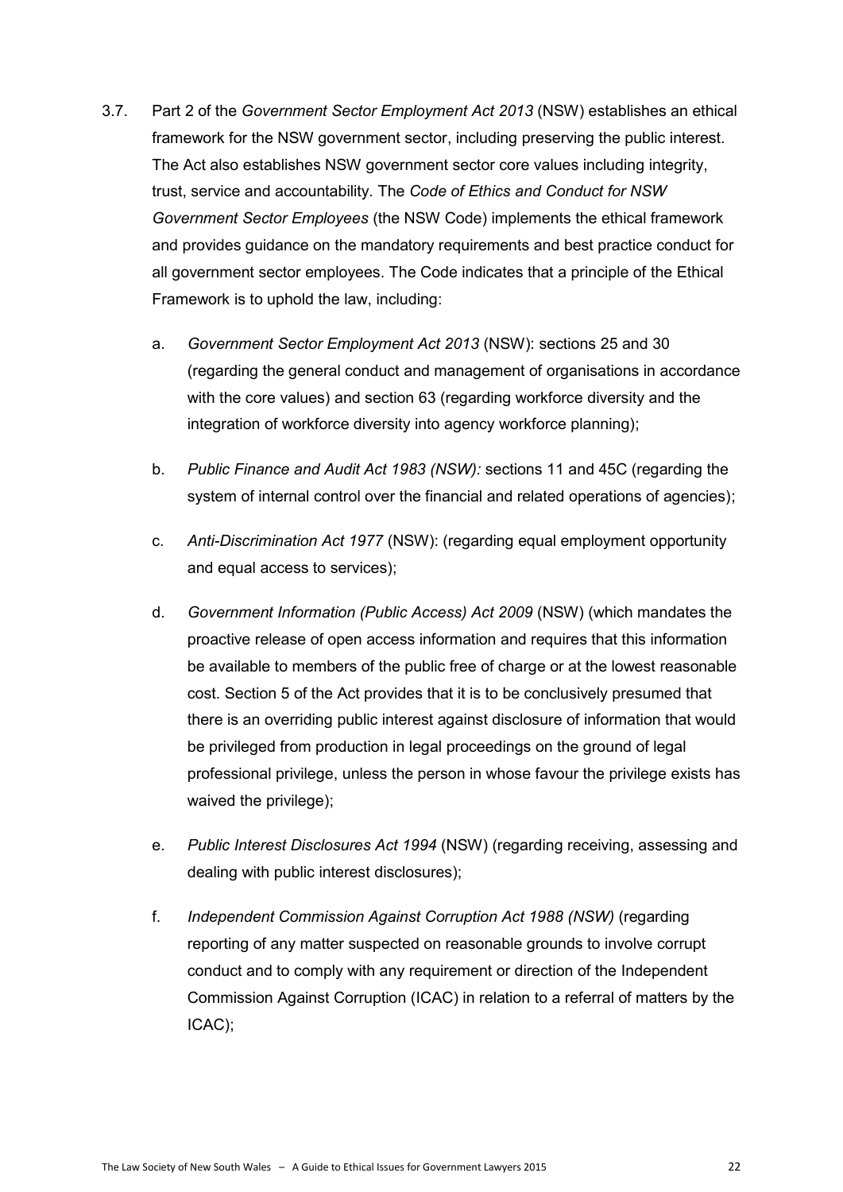3.7. Part 2 of the *Government Sector Employment Act 2013* (NSW) establishes an ethical framework for the NSW government sector, including preserving the public interest. The Act also establishes NSW government sector core values including integrity, trust, service and accountability. The *Code of Ethics and Conduct for NSW Government Sector Employees* (the NSW Code) implements the ethical framework and provides guidance on the mandatory requirements and best practice conduct for all government sector employees. The Code indicates that a principle of the Ethical Framework is to uphold the law, including:

   a. *Government Sector Employment Act 2013* (NSW): sections 25 and 30 (regarding the general conduct and management of organisations in accordance with the core values) and section 63 (regarding workforce diversity and the integration of workforce diversity into agency workforce planning);

   b. *Public Finance and Audit Act 1983 (NSW):* sections 11 and 45C (regarding the system of internal control over the financial and related operations of agencies);

   c. *Anti-Discrimination Act 1977* (NSW): (regarding equal employment opportunity and equal access to services);

   d. *Government Information (Public Access) Act 2009* (NSW) (which mandates the proactive release of open access information and requires that this information be available to members of the public free of charge or at the lowest reasonable cost. Section 5 of the Act provides that it is to be conclusively presumed that there is an overriding public interest against disclosure of information that would be privileged from production in legal proceedings on the ground of legal professional privilege, unless the person in whose favour the privilege exists has waived the privilege);

   e. *Public Interest Disclosures Act 1994* (NSW) (regarding receiving, assessing and dealing with public interest disclosures);

   f. *Independent Commission Against Corruption Act 1988 (NSW)* (regarding reporting of any matter suspected on reasonable grounds to involve corrupt conduct and to comply with any requirement or direction of the Independent Commission Against Corruption (ICAC) in relation to a referral of matters by the ICAC);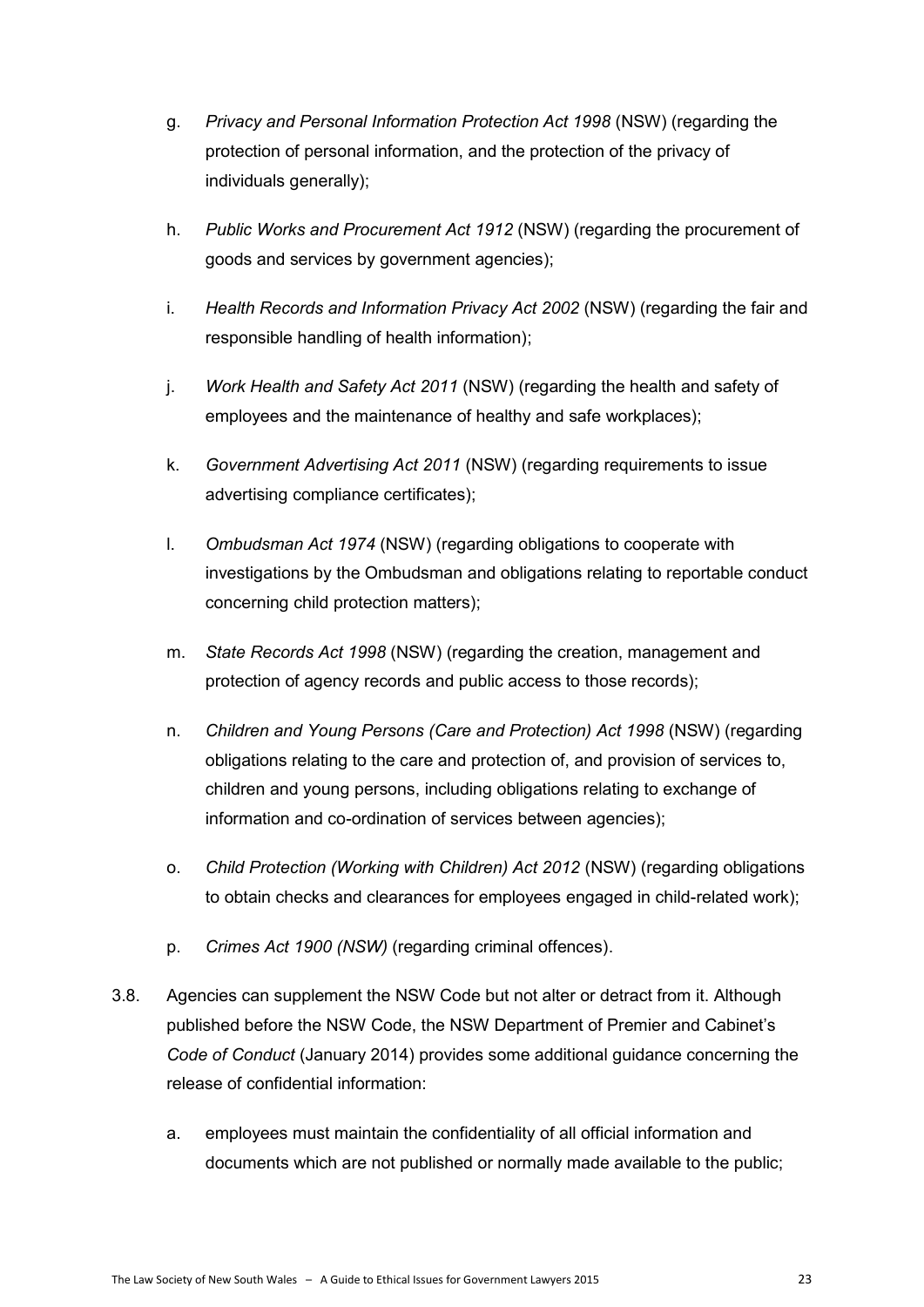g. *Privacy and Personal Information Protection Act 1998* (NSW) (regarding the protection of personal information, and the protection of the privacy of individuals generally);

h. *Public Works and Procurement Act 1912* (NSW) (regarding the procurement of goods and services by government agencies);

i. *Health Records and Information Privacy Act 2002* (NSW) (regarding the fair and responsible handling of health information);

j. *Work Health and Safety Act 2011* (NSW) (regarding the health and safety of employees and the maintenance of healthy and safe workplaces);

k. *Government Advertising Act 2011* (NSW) (regarding requirements to issue advertising compliance certificates);

l. *Ombudsman Act 1974* (NSW) (regarding obligations to cooperate with investigations by the Ombudsman and obligations relating to reportable conduct concerning child protection matters);

m. *State Records Act 1998* (NSW) (regarding the creation, management and protection of agency records and public access to those records);

n. *Children and Young Persons (Care and Protection) Act 1998* (NSW) (regarding obligations relating to the care and protection of, and provision of services to, children and young persons, including obligations relating to exchange of information and co-ordination of services between agencies);

o. *Child Protection (Working with Children) Act 2012* (NSW) (regarding obligations to obtain checks and clearances for employees engaged in child-related work);

p. *Crimes Act 1900 (NSW)* (regarding criminal offences).

3.8. Agencies can supplement the NSW Code but not alter or detract from it. Although published before the NSW Code, the NSW Department of Premier and Cabinet's *Code of Conduct* (January 2014) provides some additional guidance concerning the release of confidential information:

a. employees must maintain the confidentiality of all official information and documents which are not published or normally made available to the public;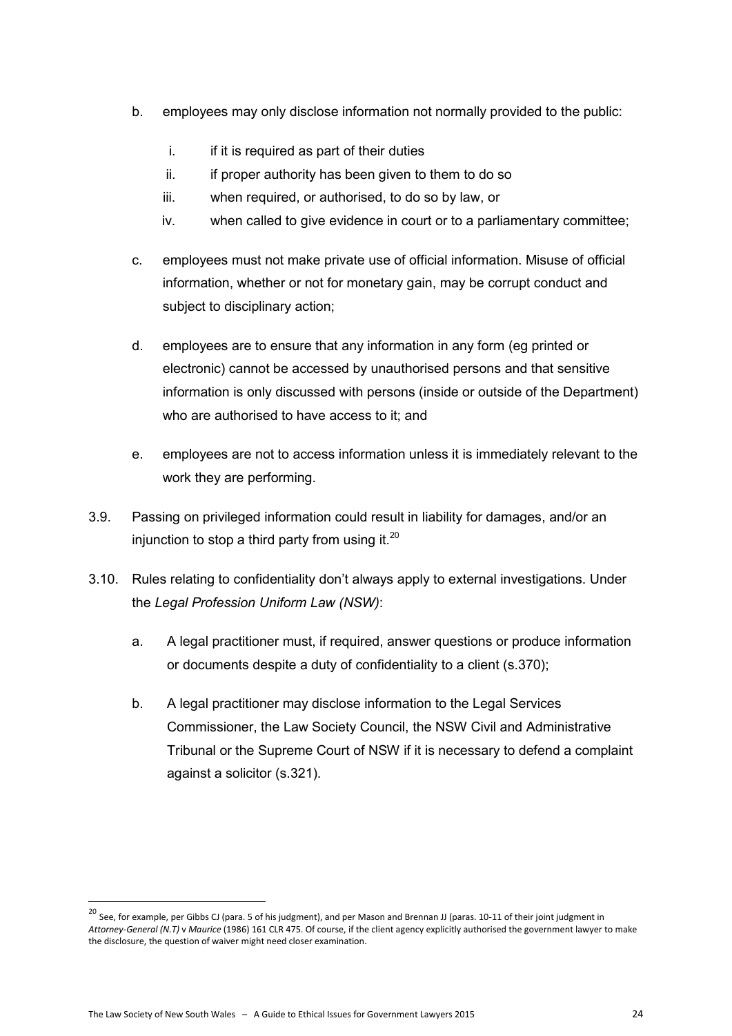b. employees may only disclose information not normally provided to the public:

   i. if it is required as part of their duties

   ii. if proper authority has been given to them to do so

   iii. when required, or authorised, to do so by law, or

   iv. when called to give evidence in court or to a parliamentary committee;

c. employees must not make private use of official information. Misuse of official information, whether or not for monetary gain, may be corrupt conduct and subject to disciplinary action;

d. employees are to ensure that any information in any form (eg printed or electronic) cannot be accessed by unauthorised persons and that sensitive information is only discussed with persons (inside or outside of the Department) who are authorised to have access to it; and

e. employees are not to access information unless it is immediately relevant to the work they are performing.

3.9. Passing on privileged information could result in liability for damages, and/or an injunction to stop a third party from using it.[20]

3.10. Rules relating to confidentiality don't always apply to external investigations. Under the *Legal Profession Uniform Law (NSW)*:

a. A legal practitioner must, if required, answer questions or produce information or documents despite a duty of confidentiality to a client (s.370);

b. A legal practitioner may disclose information to the Legal Services Commissioner, the Law Society Council, the NSW Civil and Administrative Tribunal or the Supreme Court of NSW if it is necessary to defend a complaint against a solicitor (s.321).

---

[20] See, for example, per Gibbs CJ (para. 5 of his judgment), and per Mason and Brennan JJ (paras. 10-11 of their joint judgment in *Attorney-General (N.T)* v *Maurice* (1986) 161 CLR 475. Of course, if the client agency explicitly authorised the government lawyer to make the disclosure, the question of waiver might need closer examination.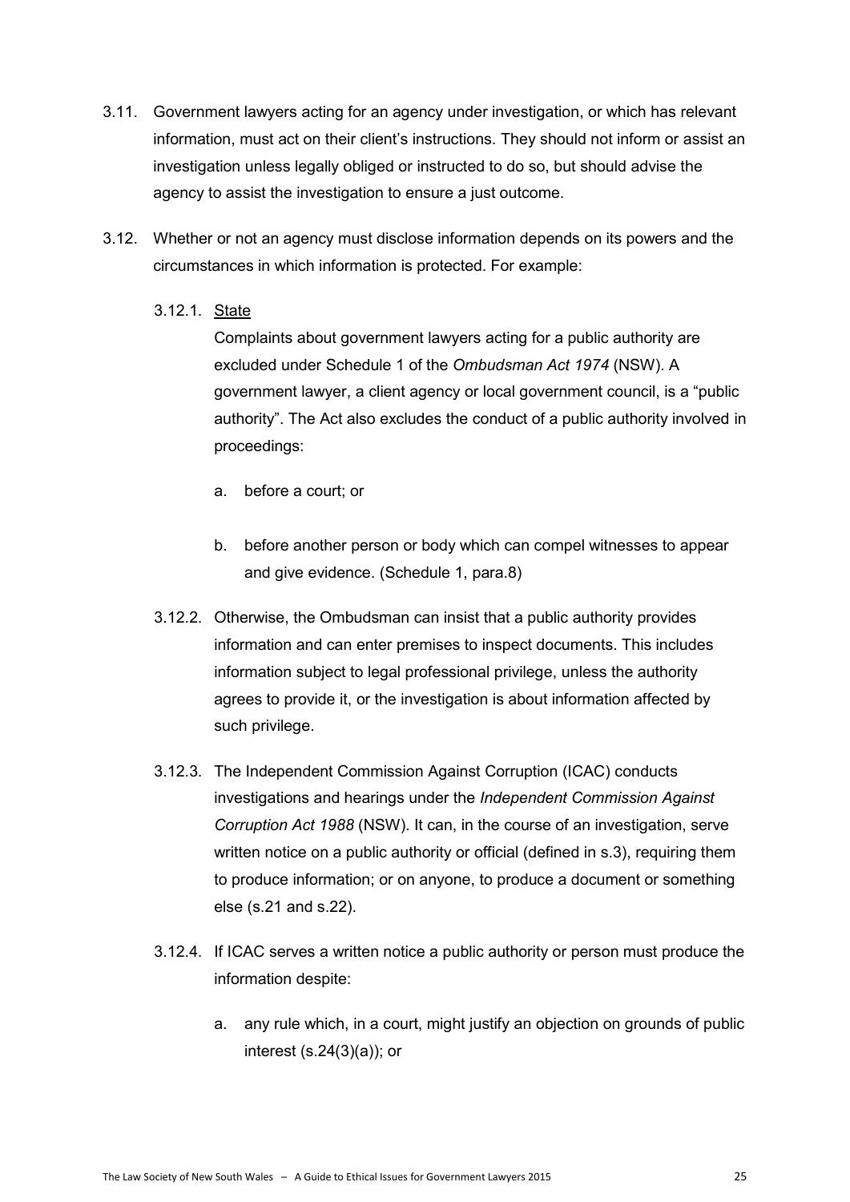3.11. Government lawyers acting for an agency under investigation, or which has relevant information, must act on their client's instructions. They should not inform or assist an investigation unless legally obliged or instructed to do so, but should advise the agency to assist the investigation to ensure a just outcome.

3.12. Whether or not an agency must disclose information depends on its powers and the circumstances in which information is protected. For example:

3.12.1. <u>State</u>

Complaints about government lawyers acting for a public authority are excluded under Schedule 1 of the *Ombudsman Act 1974* (NSW). A government lawyer, a client agency or local government council, is a "public authority". The Act also excludes the conduct of a public authority involved in proceedings:

a. before a court; or

b. before another person or body which can compel witnesses to appear and give evidence. (Schedule 1, para.8)

3.12.2. Otherwise, the Ombudsman can insist that a public authority provides information and can enter premises to inspect documents. This includes information subject to legal professional privilege, unless the authority agrees to provide it, or the investigation is about information affected by such privilege.

3.12.3. The Independent Commission Against Corruption (ICAC) conducts investigations and hearings under the *Independent Commission Against Corruption Act 1988* (NSW). It can, in the course of an investigation, serve written notice on a public authority or official (defined in s.3), requiring them to produce information; or on anyone, to produce a document or something else (s.21 and s.22).

3.12.4. If ICAC serves a written notice a public authority or person must produce the information despite:

a. any rule which, in a court, might justify an objection on grounds of public interest (s.24(3)(a)); or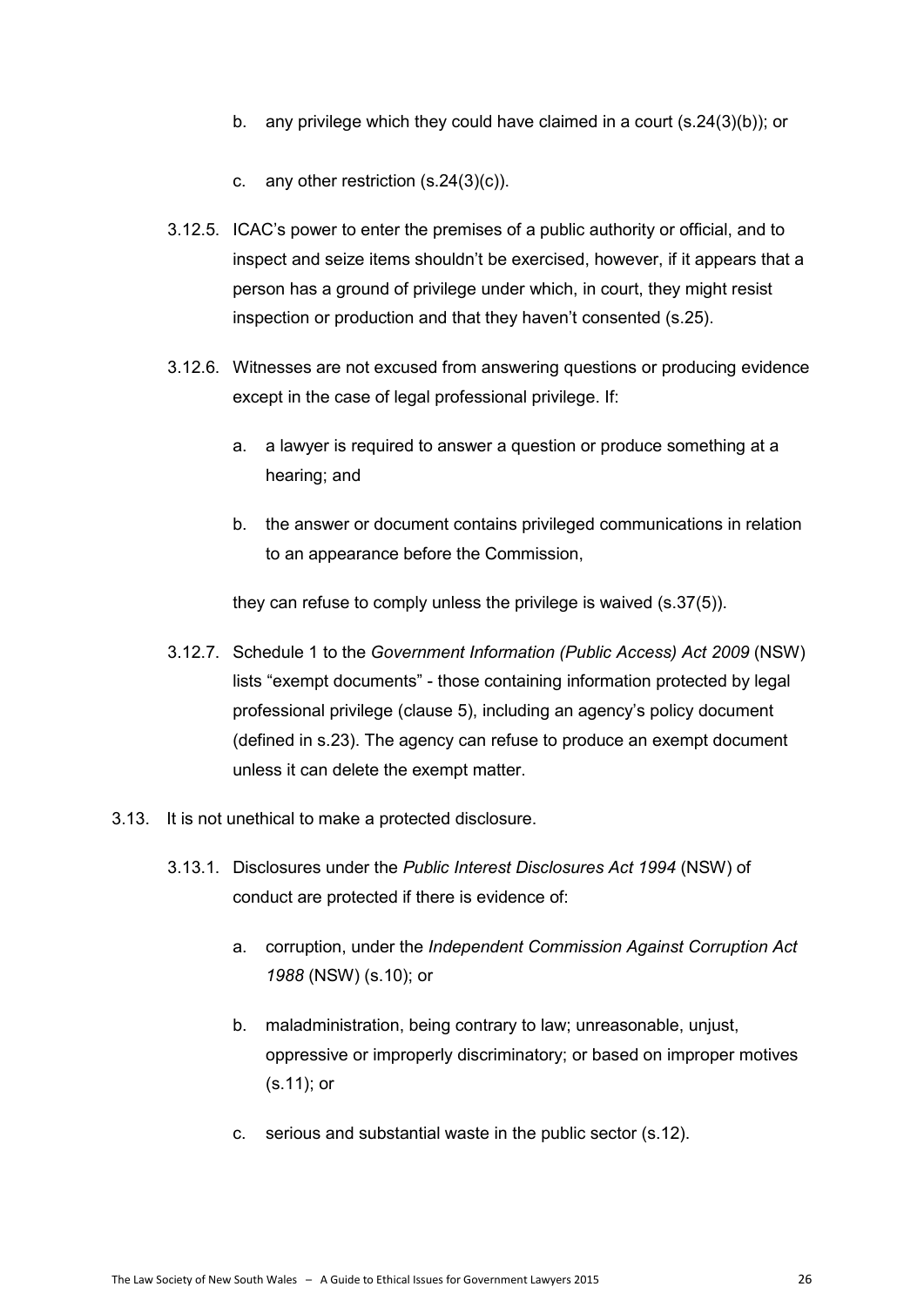b. any privilege which they could have claimed in a court (s.24(3)(b)); or

c. any other restriction (s.24(3)(c)).

3.12.5. ICAC's power to enter the premises of a public authority or official, and to inspect and seize items shouldn't be exercised, however, if it appears that a person has a ground of privilege under which, in court, they might resist inspection or production and that they haven't consented (s.25).

3.12.6. Witnesses are not excused from answering questions or producing evidence except in the case of legal professional privilege. If:

a. a lawyer is required to answer a question or produce something at a hearing; and

b. the answer or document contains privileged communications in relation to an appearance before the Commission,

they can refuse to comply unless the privilege is waived (s.37(5)).

3.12.7. Schedule 1 to the *Government Information (Public Access) Act 2009* (NSW) lists "exempt documents" - those containing information protected by legal professional privilege (clause 5), including an agency's policy document (defined in s.23). The agency can refuse to produce an exempt document unless it can delete the exempt matter.

3.13. It is not unethical to make a protected disclosure.

3.13.1. Disclosures under the *Public Interest Disclosures Act 1994* (NSW) of conduct are protected if there is evidence of:

a. corruption, under the *Independent Commission Against Corruption Act 1988* (NSW) (s.10); or

b. maladministration, being contrary to law; unreasonable, unjust, oppressive or improperly discriminatory; or based on improper motives (s.11); or

c. serious and substantial waste in the public sector (s.12).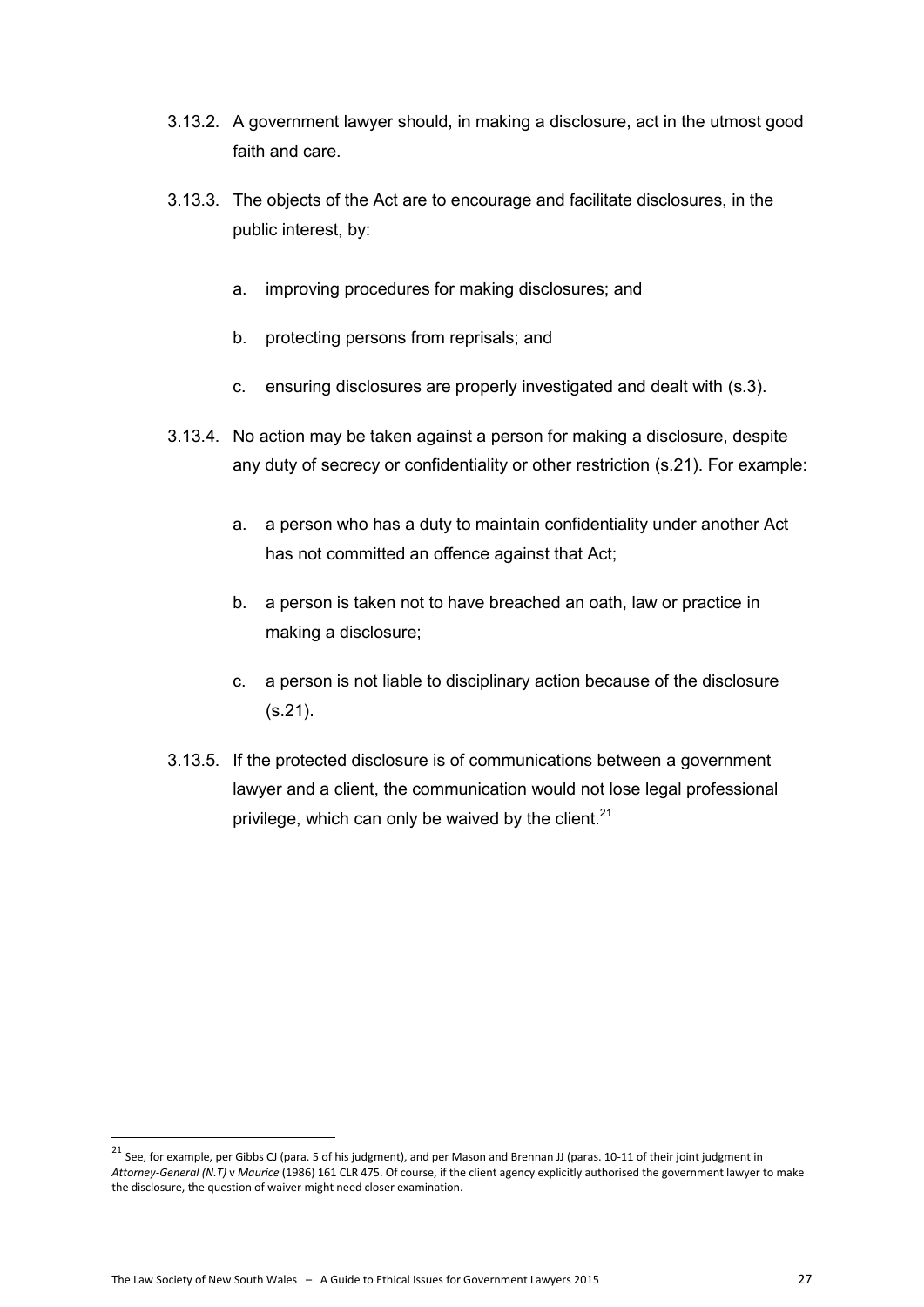3.13.2. A government lawyer should, in making a disclosure, act in the utmost good faith and care.

3.13.3. The objects of the Act are to encourage and facilitate disclosures, in the public interest, by:

a. improving procedures for making disclosures; and

b. protecting persons from reprisals; and

c. ensuring disclosures are properly investigated and dealt with (s.3).

3.13.4. No action may be taken against a person for making a disclosure, despite any duty of secrecy or confidentiality or other restriction (s.21). For example:

a. a person who has a duty to maintain confidentiality under another Act has not committed an offence against that Act;

b. a person is taken not to have breached an oath, law or practice in making a disclosure;

c. a person is not liable to disciplinary action because of the disclosure (s.21).

3.13.5. If the protected disclosure is of communications between a government lawyer and a client, the communication would not lose legal professional privilege, which can only be waived by the client.[21]

---

[21] See, for example, per Gibbs CJ (para. 5 of his judgment), and per Mason and Brennan JJ (paras. 10-11 of their joint judgment in *Attorney-General (N.T)* v *Maurice* (1986) 161 CLR 475. Of course, if the client agency explicitly authorised the government lawyer to make the disclosure, the question of waiver might need closer examination.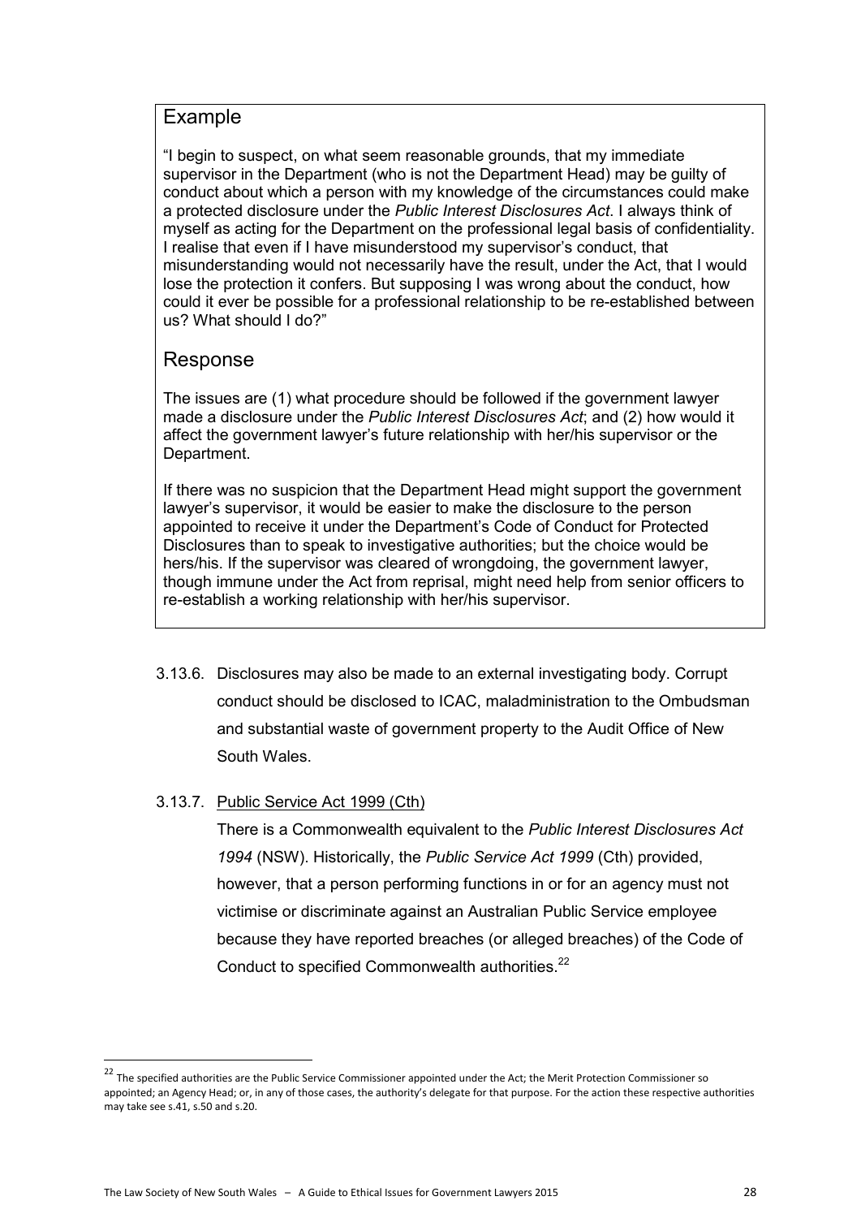## Example

"I begin to suspect, on what seem reasonable grounds, that my immediate supervisor in the Department (who is not the Department Head) may be guilty of conduct about which a person with my knowledge of the circumstances could make a protected disclosure under the *Public Interest Disclosures Act*. I always think of myself as acting for the Department on the professional legal basis of confidentiality. I realise that even if I have misunderstood my supervisor's conduct, that misunderstanding would not necessarily have the result, under the Act, that I would lose the protection it confers. But supposing I was wrong about the conduct, how could it ever be possible for a professional relationship to be re-established between us? What should I do?"

## Response

The issues are (1) what procedure should be followed if the government lawyer made a disclosure under the *Public Interest Disclosures Act*; and (2) how would it affect the government lawyer's future relationship with her/his supervisor or the Department.

If there was no suspicion that the Department Head might support the government lawyer's supervisor, it would be easier to make the disclosure to the person appointed to receive it under the Department's Code of Conduct for Protected Disclosures than to speak to investigative authorities; but the choice would be hers/his. If the supervisor was cleared of wrongdoing, the government lawyer, though immune under the Act from reprisal, might need help from senior officers to re-establish a working relationship with her/his supervisor.

3.13.6. Disclosures may also be made to an external investigating body. Corrupt conduct should be disclosed to ICAC, maladministration to the Ombudsman and substantial waste of government property to the Audit Office of New South Wales.

3.13.7. Public Service Act 1999 (Cth)

There is a Commonwealth equivalent to the *Public Interest Disclosures Act 1994* (NSW). Historically, the *Public Service Act 1999* (Cth) provided, however, that a person performing functions in or for an agency must not victimise or discriminate against an Australian Public Service employee because they have reported breaches (or alleged breaches) of the Code of Conduct to specified Commonwealth authorities.[22]

[22] The specified authorities are the Public Service Commissioner appointed under the Act; the Merit Protection Commissioner so appointed; an Agency Head; or, in any of those cases, the authority's delegate for that purpose. For the action these respective authorities may take see s.41, s.50 and s.20.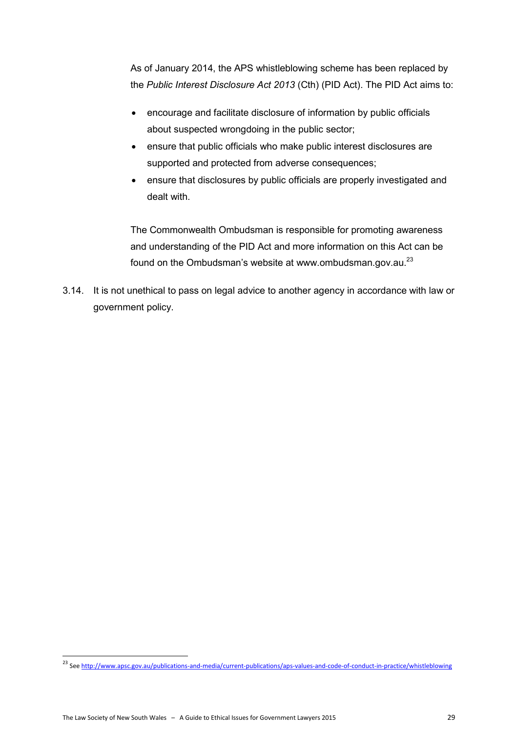As of January 2014, the APS whistleblowing scheme has been replaced by the *Public Interest Disclosure Act 2013* (Cth) (PID Act). The PID Act aims to:

- encourage and facilitate disclosure of information by public officials about suspected wrongdoing in the public sector;
- ensure that public officials who make public interest disclosures are supported and protected from adverse consequences;
- ensure that disclosures by public officials are properly investigated and dealt with.

The Commonwealth Ombudsman is responsible for promoting awareness and understanding of the PID Act and more information on this Act can be found on the Ombudsman's website at www.ombudsman.gov.au.[23]

3.14. It is not unethical to pass on legal advice to another agency in accordance with law or government policy.

---

[23] See http://www.apsc.gov.au/publications-and-media/current-publications/aps-values-and-code-of-conduct-in-practice/whistleblowing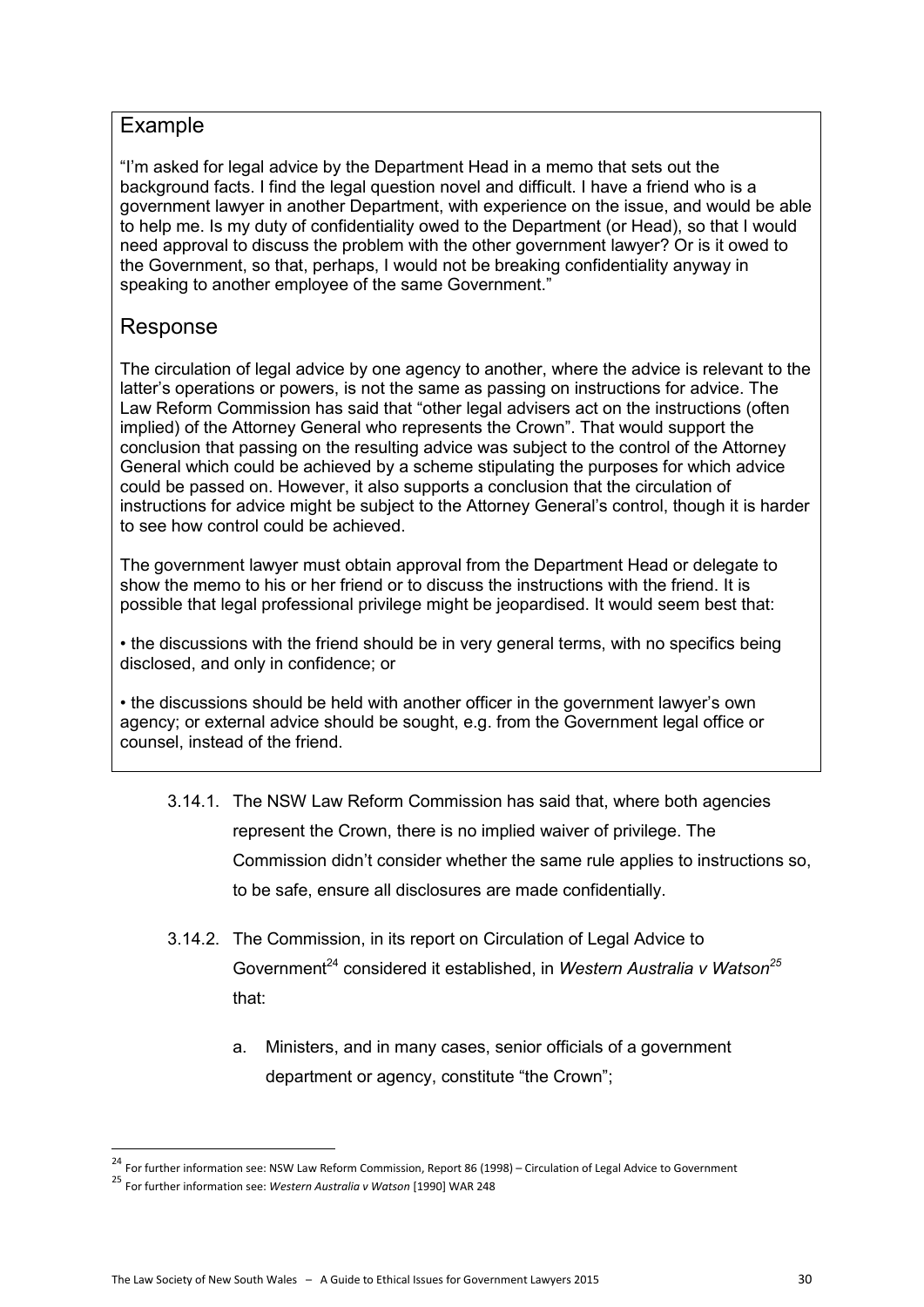## Example

"I'm asked for legal advice by the Department Head in a memo that sets out the background facts. I find the legal question novel and difficult. I have a friend who is a government lawyer in another Department, with experience on the issue, and would be able to help me. Is my duty of confidentiality owed to the Department (or Head), so that I would need approval to discuss the problem with the other government lawyer? Or is it owed to the Government, so that, perhaps, I would not be breaking confidentiality anyway in speaking to another employee of the same Government."

## Response

The circulation of legal advice by one agency to another, where the advice is relevant to the latter's operations or powers, is not the same as passing on instructions for advice. The Law Reform Commission has said that "other legal advisers act on the instructions (often implied) of the Attorney General who represents the Crown". That would support the conclusion that passing on the resulting advice was subject to the control of the Attorney General which could be achieved by a scheme stipulating the purposes for which advice could be passed on. However, it also supports a conclusion that the circulation of instructions for advice might be subject to the Attorney General's control, though it is harder to see how control could be achieved.

The government lawyer must obtain approval from the Department Head or delegate to show the memo to his or her friend or to discuss the instructions with the friend. It is possible that legal professional privilege might be jeopardised. It would seem best that:

• the discussions with the friend should be in very general terms, with no specifics being disclosed, and only in confidence; or

• the discussions should be held with another officer in the government lawyer's own agency; or external advice should be sought, e.g. from the Government legal office or counsel, instead of the friend.

3.14.1. The NSW Law Reform Commission has said that, where both agencies represent the Crown, there is no implied waiver of privilege. The Commission didn't consider whether the same rule applies to instructions so, to be safe, ensure all disclosures are made confidentially.

3.14.2. The Commission, in its report on Circulation of Legal Advice to Government[24] considered it established, in *Western Australia v Watson*[25] that:

a. Ministers, and in many cases, senior officials of a government department or agency, constitute "the Crown";

---

[24] For further information see: NSW Law Reform Commission, Report 86 (1998) – Circulation of Legal Advice to Government

[25] For further information see: *Western Australia v Watson* [1990] WAR 248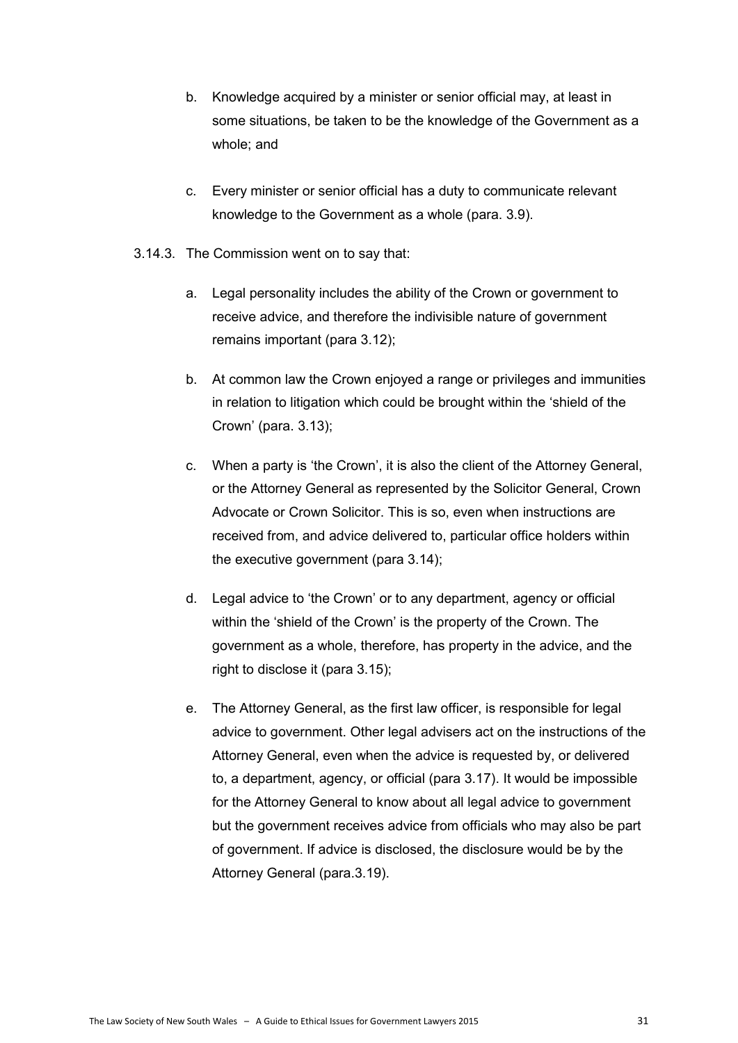b. Knowledge acquired by a minister or senior official may, at least in some situations, be taken to be the knowledge of the Government as a whole; and

c. Every minister or senior official has a duty to communicate relevant knowledge to the Government as a whole (para. 3.9).

3.14.3. The Commission went on to say that:

a. Legal personality includes the ability of the Crown or government to receive advice, and therefore the indivisible nature of government remains important (para 3.12);

b. At common law the Crown enjoyed a range or privileges and immunities in relation to litigation which could be brought within the 'shield of the Crown' (para. 3.13);

c. When a party is 'the Crown', it is also the client of the Attorney General, or the Attorney General as represented by the Solicitor General, Crown Advocate or Crown Solicitor. This is so, even when instructions are received from, and advice delivered to, particular office holders within the executive government (para 3.14);

d. Legal advice to 'the Crown' or to any department, agency or official within the 'shield of the Crown' is the property of the Crown. The government as a whole, therefore, has property in the advice, and the right to disclose it (para 3.15);

e. The Attorney General, as the first law officer, is responsible for legal advice to government. Other legal advisers act on the instructions of the Attorney General, even when the advice is requested by, or delivered to, a department, agency, or official (para 3.17). It would be impossible for the Attorney General to know about all legal advice to government but the government receives advice from officials who may also be part of government. If advice is disclosed, the disclosure would be by the Attorney General (para.3.19).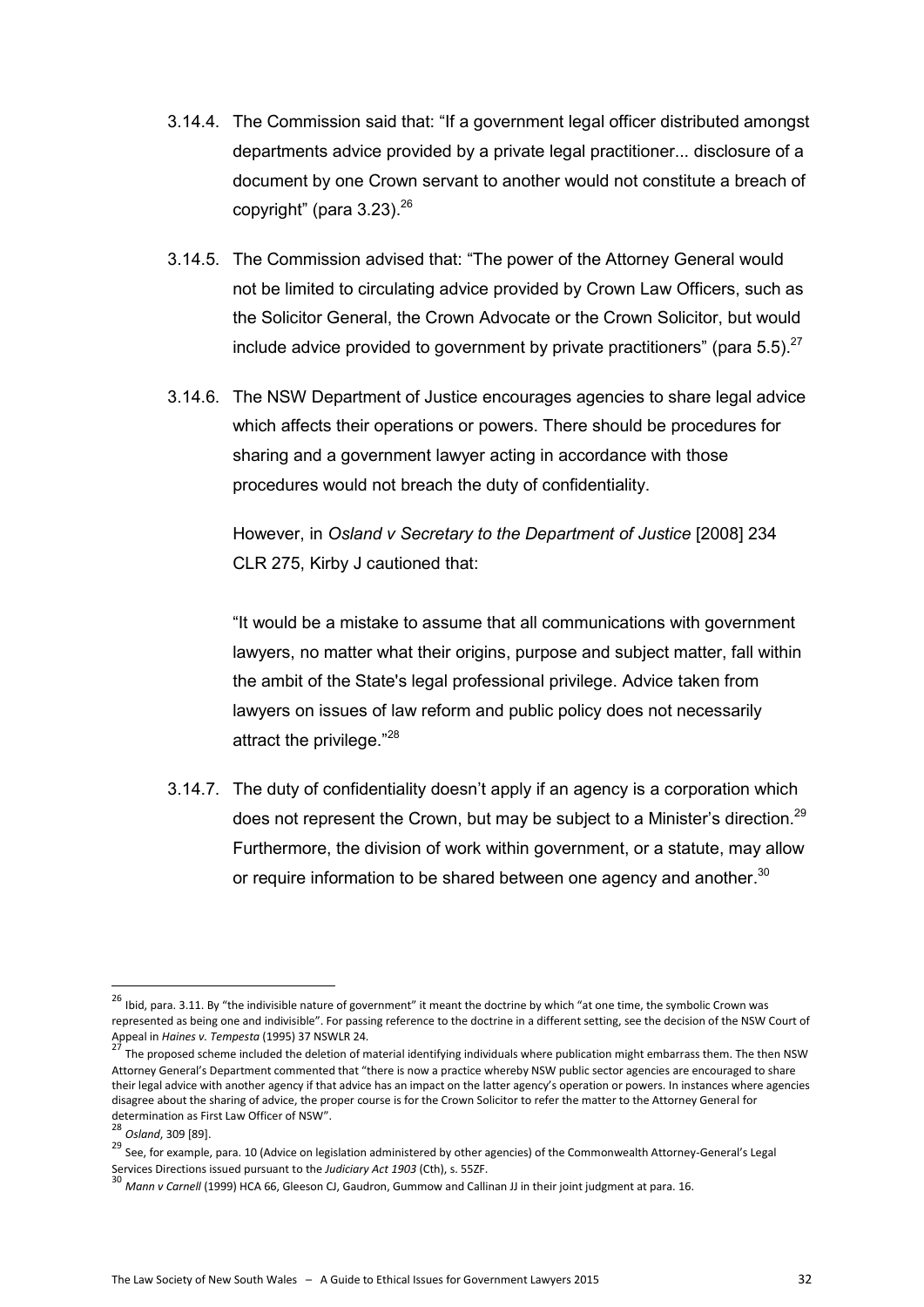3.14.4. The Commission said that: "If a government legal officer distributed amongst departments advice provided by a private legal practitioner... disclosure of a document by one Crown servant to another would not constitute a breach of copyright" (para 3.23).[26]

3.14.5. The Commission advised that: "The power of the Attorney General would not be limited to circulating advice provided by Crown Law Officers, such as the Solicitor General, the Crown Advocate or the Crown Solicitor, but would include advice provided to government by private practitioners" (para 5.5).[27]

3.14.6. The NSW Department of Justice encourages agencies to share legal advice which affects their operations or powers. There should be procedures for sharing and a government lawyer acting in accordance with those procedures would not breach the duty of confidentiality.

However, in *Osland v Secretary to the Department of Justice* [2008] 234 CLR 275, Kirby J cautioned that:

"It would be a mistake to assume that all communications with government lawyers, no matter what their origins, purpose and subject matter, fall within the ambit of the State's legal professional privilege. Advice taken from lawyers on issues of law reform and public policy does not necessarily attract the privilege."[28]

3.14.7. The duty of confidentiality doesn't apply if an agency is a corporation which does not represent the Crown, but may be subject to a Minister's direction.[29] Furthermore, the division of work within government, or a statute, may allow or require information to be shared between one agency and another.[30]

---

[26] Ibid, para. 3.11. By "the indivisible nature of government" it meant the doctrine by which "at one time, the symbolic Crown was represented as being one and indivisible". For passing reference to the doctrine in a different setting, see the decision of the NSW Court of Appeal in *Haines v. Tempesta* (1995) 37 NSWLR 24.

[27] The proposed scheme included the deletion of material identifying individuals where publication might embarrass them. The then NSW Attorney General's Department commented that "there is now a practice whereby NSW public sector agencies are encouraged to share their legal advice with another agency if that advice has an impact on the latter agency's operation or powers. In instances where agencies disagree about the sharing of advice, the proper course is for the Crown Solicitor to refer the matter to the Attorney General for determination as First Law Officer of NSW".

[28] *Osland*, 309 [89].

[29] See, for example, para. 10 (Advice on legislation administered by other agencies) of the Commonwealth Attorney-General's Legal Services Directions issued pursuant to the *Judiciary Act 1903* (Cth), s. 55ZF.

[30] *Mann v Carnell* (1999) HCA 66, Gleeson CJ, Gaudron, Gummow and Callinan JJ in their joint judgment at para. 16.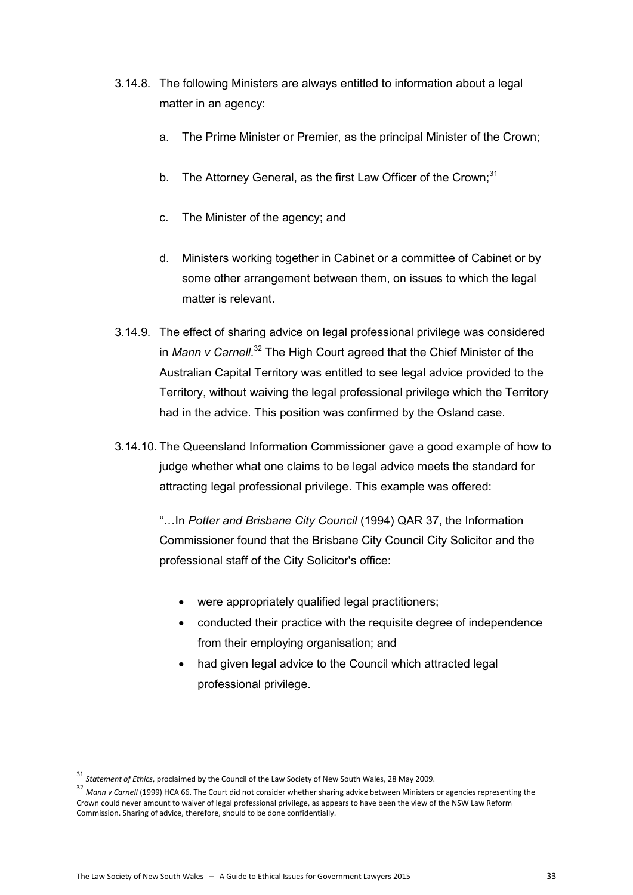3.14.8. The following Ministers are always entitled to information about a legal matter in an agency:

a. The Prime Minister or Premier, as the principal Minister of the Crown;

b. The Attorney General, as the first Law Officer of the Crown;[31]

c. The Minister of the agency; and

d. Ministers working together in Cabinet or a committee of Cabinet or by some other arrangement between them, on issues to which the legal matter is relevant.

3.14.9. The effect of sharing advice on legal professional privilege was considered in *Mann v Carnell*.[32] The High Court agreed that the Chief Minister of the Australian Capital Territory was entitled to see legal advice provided to the Territory, without waiving the legal professional privilege which the Territory had in the advice. This position was confirmed by the Osland case.

3.14.10. The Queensland Information Commissioner gave a good example of how to judge whether what one claims to be legal advice meets the standard for attracting legal professional privilege. This example was offered:

"…In *Potter and Brisbane City Council* (1994) QAR 37, the Information Commissioner found that the Brisbane City Council City Solicitor and the professional staff of the City Solicitor's office:

- were appropriately qualified legal practitioners;
- conducted their practice with the requisite degree of independence from their employing organisation; and
- had given legal advice to the Council which attracted legal professional privilege.

---

[31] *Statement of Ethics*, proclaimed by the Council of the Law Society of New South Wales, 28 May 2009.

[32] *Mann v Carnell* (1999) HCA 66. The Court did not consider whether sharing advice between Ministers or agencies representing the Crown could never amount to waiver of legal professional privilege, as appears to have been the view of the NSW Law Reform Commission. Sharing of advice, therefore, should to be done confidentially.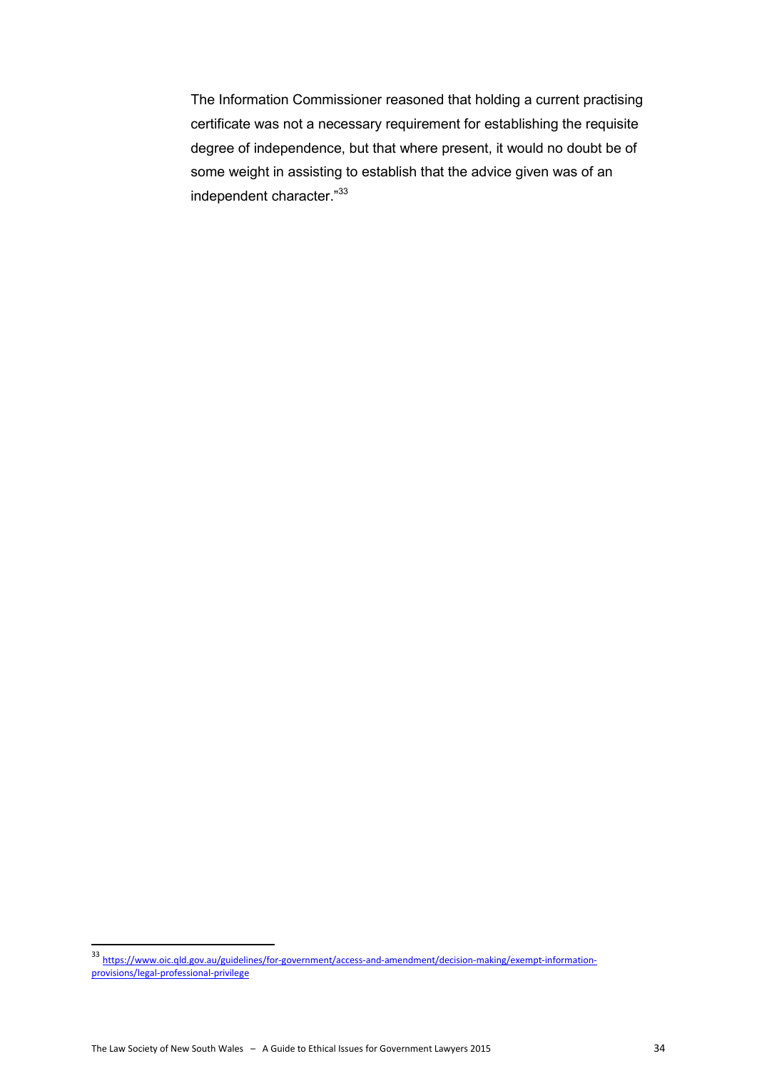The Information Commissioner reasoned that holding a current practising certificate was not a necessary requirement for establishing the requisite degree of independence, but that where present, it would no doubt be of some weight in assisting to establish that the advice given was of an independent character."[33]

---

[33] https://www.oic.qld.gov.au/guidelines/for-government/access-and-amendment/decision-making/exempt-information-provisions/legal-professional-privilege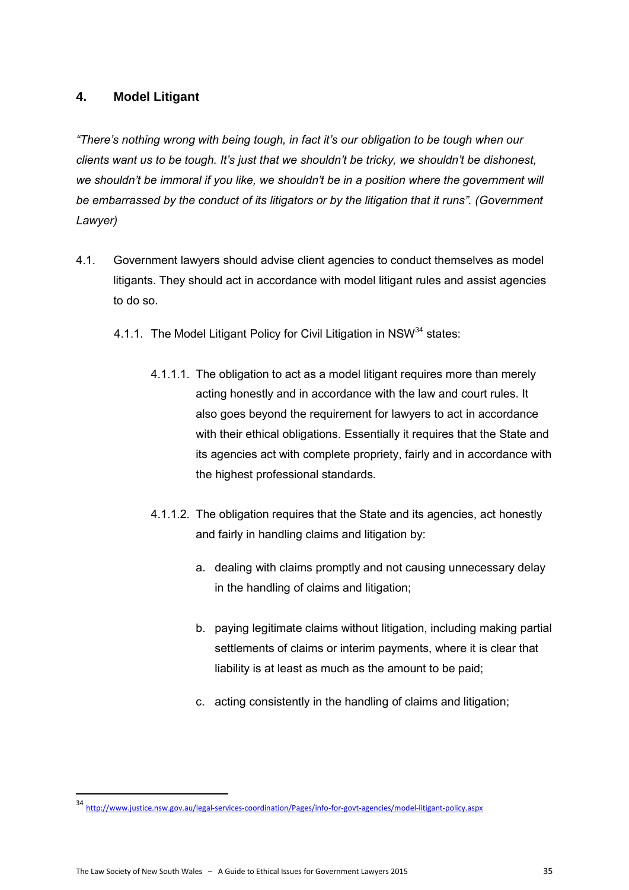## 4. Model Litigant

*"There's nothing wrong with being tough, in fact it's our obligation to be tough when our clients want us to be tough. It's just that we shouldn't be tricky, we shouldn't be dishonest, we shouldn't be immoral if you like, we shouldn't be in a position where the government will be embarrassed by the conduct of its litigators or by the litigation that it runs". (Government Lawyer)*

4.1. Government lawyers should advise client agencies to conduct themselves as model litigants. They should act in accordance with model litigant rules and assist agencies to do so.

4.1.1. The Model Litigant Policy for Civil Litigation in NSW[34] states:

4.1.1.1. The obligation to act as a model litigant requires more than merely acting honestly and in accordance with the law and court rules. It also goes beyond the requirement for lawyers to act in accordance with their ethical obligations. Essentially it requires that the State and its agencies act with complete propriety, fairly and in accordance with the highest professional standards.

4.1.1.2. The obligation requires that the State and its agencies, act honestly and fairly in handling claims and litigation by:

a. dealing with claims promptly and not causing unnecessary delay in the handling of claims and litigation;

b. paying legitimate claims without litigation, including making partial settlements of claims or interim payments, where it is clear that liability is at least as much as the amount to be paid;

c. acting consistently in the handling of claims and litigation;

---

[34] http://www.justice.nsw.gov.au/legal-services-coordination/Pages/info-for-govt-agencies/model-litigant-policy.aspx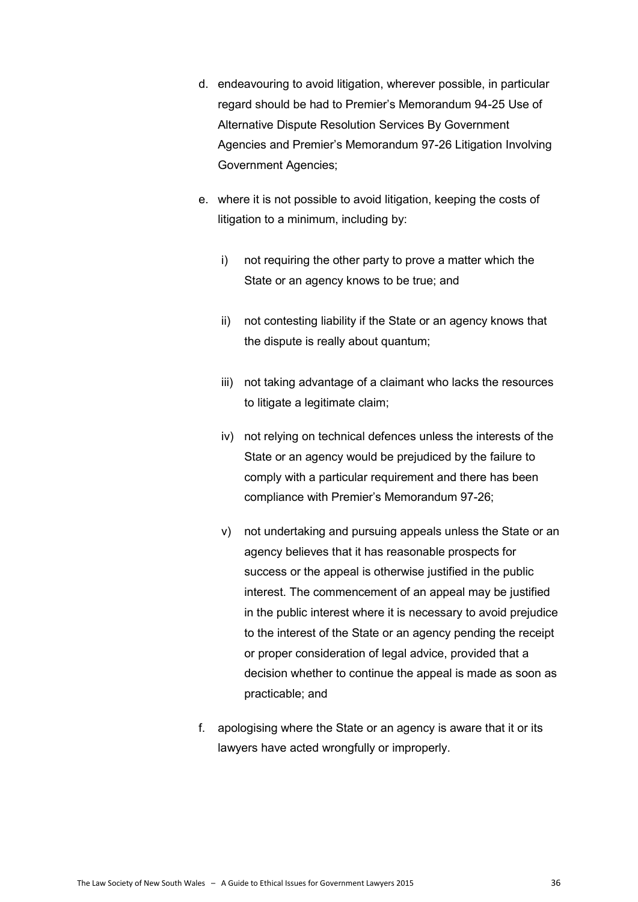d. endeavouring to avoid litigation, wherever possible, in particular regard should be had to Premier's Memorandum 94-25 Use of Alternative Dispute Resolution Services By Government Agencies and Premier's Memorandum 97-26 Litigation Involving Government Agencies;

e. where it is not possible to avoid litigation, keeping the costs of litigation to a minimum, including by:

   i) not requiring the other party to prove a matter which the State or an agency knows to be true; and

   ii) not contesting liability if the State or an agency knows that the dispute is really about quantum;

   iii) not taking advantage of a claimant who lacks the resources to litigate a legitimate claim;

   iv) not relying on technical defences unless the interests of the State or an agency would be prejudiced by the failure to comply with a particular requirement and there has been compliance with Premier's Memorandum 97-26;

   v) not undertaking and pursuing appeals unless the State or an agency believes that it has reasonable prospects for success or the appeal is otherwise justified in the public interest. The commencement of an appeal may be justified in the public interest where it is necessary to avoid prejudice to the interest of the State or an agency pending the receipt or proper consideration of legal advice, provided that a decision whether to continue the appeal is made as soon as practicable; and

f. apologising where the State or an agency is aware that it or its lawyers have acted wrongfully or improperly.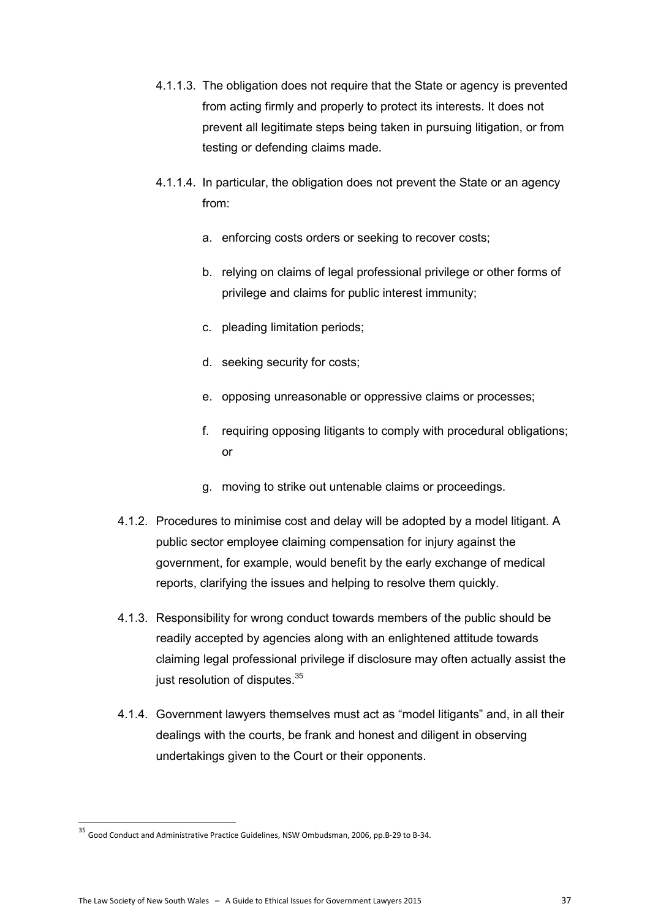4.1.1.3. The obligation does not require that the State or agency is prevented from acting firmly and properly to protect its interests. It does not prevent all legitimate steps being taken in pursuing litigation, or from testing or defending claims made.

4.1.1.4. In particular, the obligation does not prevent the State or an agency from:

a. enforcing costs orders or seeking to recover costs;

b. relying on claims of legal professional privilege or other forms of privilege and claims for public interest immunity;

c. pleading limitation periods;

d. seeking security for costs;

e. opposing unreasonable or oppressive claims or processes;

f. requiring opposing litigants to comply with procedural obligations; or

g. moving to strike out untenable claims or proceedings.

4.1.2. Procedures to minimise cost and delay will be adopted by a model litigant. A public sector employee claiming compensation for injury against the government, for example, would benefit by the early exchange of medical reports, clarifying the issues and helping to resolve them quickly.

4.1.3. Responsibility for wrong conduct towards members of the public should be readily accepted by agencies along with an enlightened attitude towards claiming legal professional privilege if disclosure may often actually assist the just resolution of disputes.[35]

4.1.4. Government lawyers themselves must act as "model litigants" and, in all their dealings with the courts, be frank and honest and diligent in observing undertakings given to the Court or their opponents.

---

[35] Good Conduct and Administrative Practice Guidelines, NSW Ombudsman, 2006, pp.B-29 to B-34.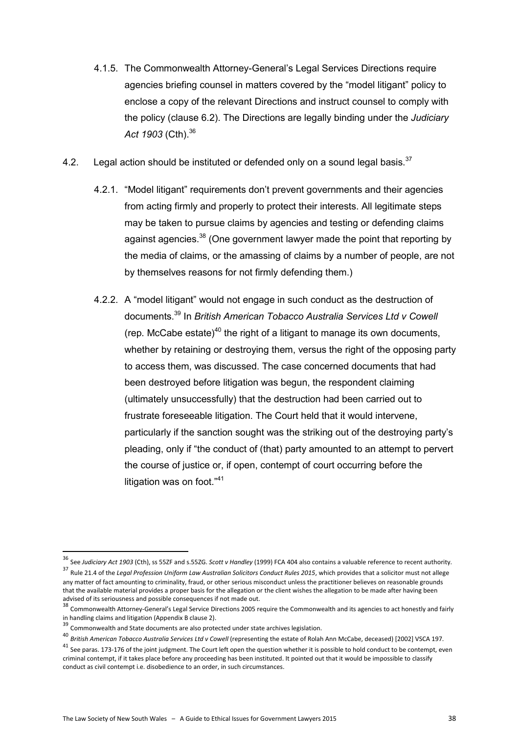4.1.5. The Commonwealth Attorney-General's Legal Services Directions require agencies briefing counsel in matters covered by the "model litigant" policy to enclose a copy of the relevant Directions and instruct counsel to comply with the policy (clause 6.2). The Directions are legally binding under the *Judiciary Act 1903* (Cth).[36]

4.2. Legal action should be instituted or defended only on a sound legal basis.[37]

4.2.1. "Model litigant" requirements don't prevent governments and their agencies from acting firmly and properly to protect their interests. All legitimate steps may be taken to pursue claims by agencies and testing or defending claims against agencies.[38] (One government lawyer made the point that reporting by the media of claims, or the amassing of claims by a number of people, are not by themselves reasons for not firmly defending them.)

4.2.2. A "model litigant" would not engage in such conduct as the destruction of documents.[39] In *British American Tobacco Australia Services Ltd v Cowell* (rep. McCabe estate)[40] the right of a litigant to manage its own documents, whether by retaining or destroying them, versus the right of the opposing party to access them, was discussed. The case concerned documents that had been destroyed before litigation was begun, the respondent claiming (ultimately unsuccessfully) that the destruction had been carried out to frustrate foreseeable litigation. The Court held that it would intervene, particularly if the sanction sought was the striking out of the destroying party's pleading, only if "the conduct of (that) party amounted to an attempt to pervert the course of justice or, if open, contempt of court occurring before the litigation was on foot."[41]

---

[36] See *Judiciary Act 1903* (Cth), ss 55ZF and s.55ZG. *Scott v Handley* (1999) FCA 404 also contains a valuable reference to recent authority.

[37] Rule 21.4 of the *Legal Profession Uniform Law Australian Solicitors Conduct Rules 2015*, which provides that a solicitor must not allege any matter of fact amounting to criminality, fraud, or other serious misconduct unless the practitioner believes on reasonable grounds that the available material provides a proper basis for the allegation or the client wishes the allegation to be made after having been advised of its seriousness and possible consequences if not made out.

[38] Commonwealth Attorney-General's Legal Service Directions 2005 require the Commonwealth and its agencies to act honestly and fairly in handling claims and litigation (Appendix B clause 2).

[39] Commonwealth and State documents are also protected under state archives legislation.

[40] *British American Tobacco Australia Services Ltd v Cowell* (representing the estate of Rolah Ann McCabe, deceased) [2002] VSCA 197.

[41] See paras. 173-176 of the joint judgment. The Court left open the question whether it is possible to hold conduct to be contempt, even criminal contempt, if it takes place before any proceeding has been instituted. It pointed out that it would be impossible to classify conduct as civil contempt i.e. disobedience to an order, in such circumstances.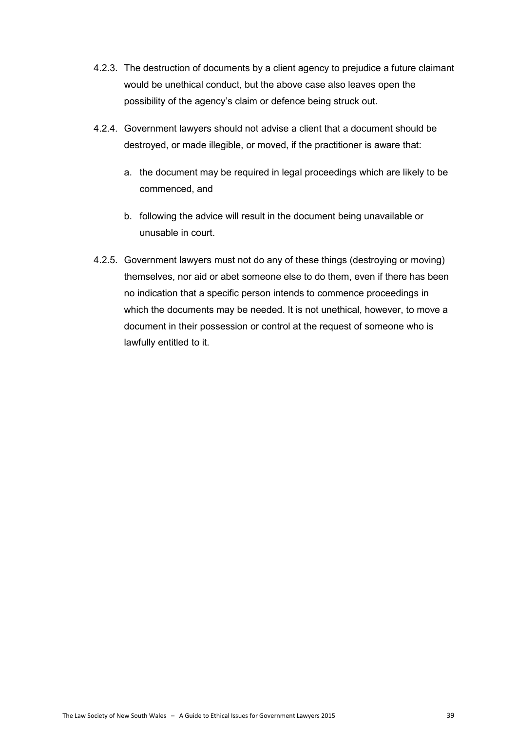4.2.3. The destruction of documents by a client agency to prejudice a future claimant would be unethical conduct, but the above case also leaves open the possibility of the agency's claim or defence being struck out.

4.2.4. Government lawyers should not advise a client that a document should be destroyed, or made illegible, or moved, if the practitioner is aware that:

   a. the document may be required in legal proceedings which are likely to be commenced, and

   b. following the advice will result in the document being unavailable or unusable in court.

4.2.5. Government lawyers must not do any of these things (destroying or moving) themselves, nor aid or abet someone else to do them, even if there has been no indication that a specific person intends to commence proceedings in which the documents may be needed. It is not unethical, however, to move a document in their possession or control at the request of someone who is lawfully entitled to it.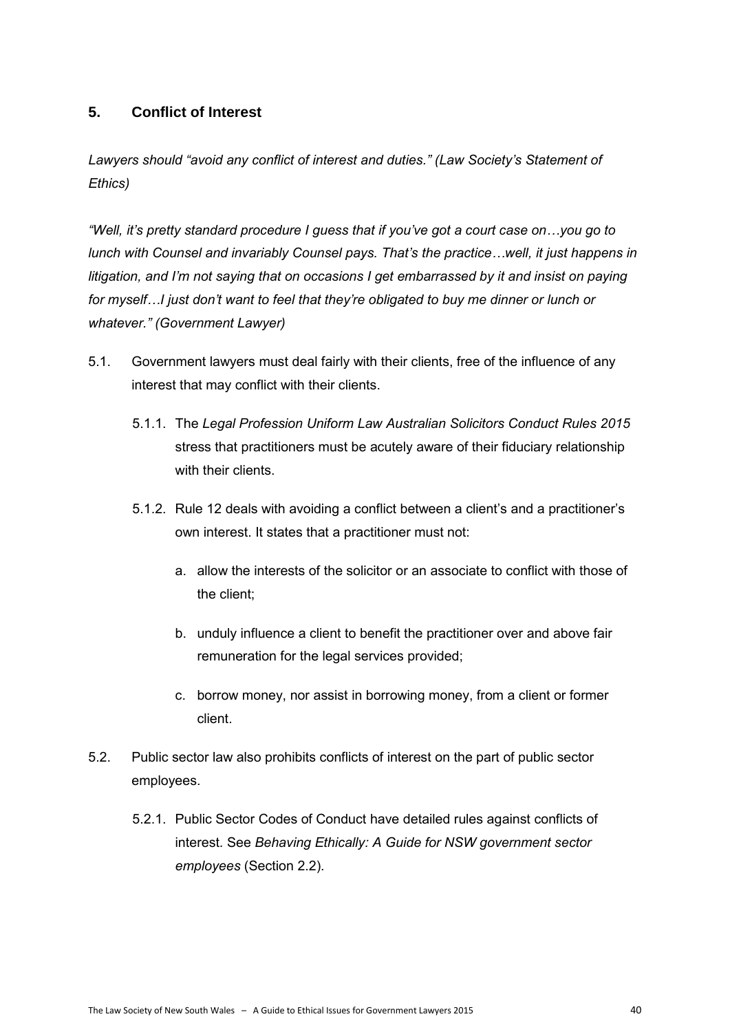## 5. Conflict of Interest

*Lawyers should "avoid any conflict of interest and duties." (Law Society's Statement of Ethics)*

*"Well, it's pretty standard procedure I guess that if you've got a court case on…you go to lunch with Counsel and invariably Counsel pays. That's the practice…well, it just happens in litigation, and I'm not saying that on occasions I get embarrassed by it and insist on paying for myself…I just don't want to feel that they're obligated to buy me dinner or lunch or whatever." (Government Lawyer)*

5.1. Government lawyers must deal fairly with their clients, free of the influence of any interest that may conflict with their clients.

5.1.1. The *Legal Profession Uniform Law Australian Solicitors Conduct Rules 2015* stress that practitioners must be acutely aware of their fiduciary relationship with their clients.

5.1.2. Rule 12 deals with avoiding a conflict between a client's and a practitioner's own interest. It states that a practitioner must not:

a. allow the interests of the solicitor or an associate to conflict with those of the client;

b. unduly influence a client to benefit the practitioner over and above fair remuneration for the legal services provided;

c. borrow money, nor assist in borrowing money, from a client or former client.

5.2. Public sector law also prohibits conflicts of interest on the part of public sector employees.

5.2.1. Public Sector Codes of Conduct have detailed rules against conflicts of interest. See *Behaving Ethically: A Guide for NSW government sector employees* (Section 2.2).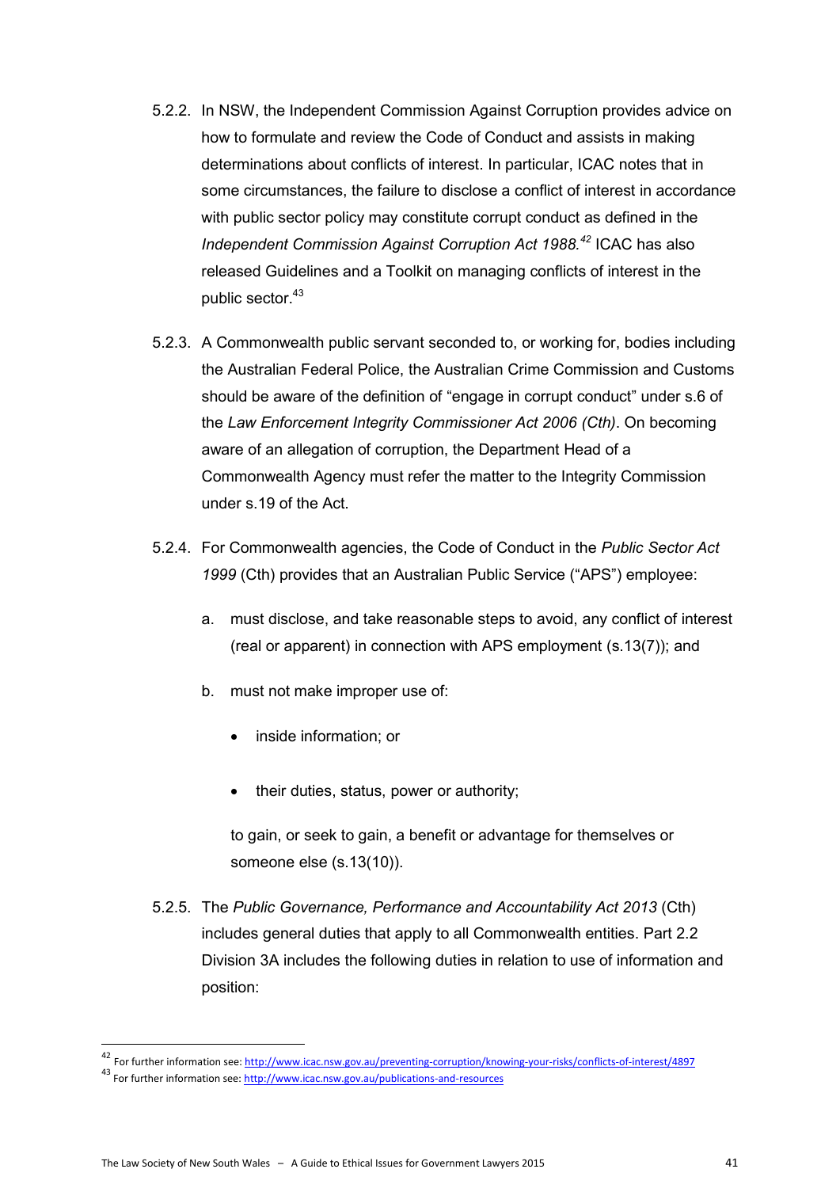5.2.2. In NSW, the Independent Commission Against Corruption provides advice on how to formulate and review the Code of Conduct and assists in making determinations about conflicts of interest. In particular, ICAC notes that in some circumstances, the failure to disclose a conflict of interest in accordance with public sector policy may constitute corrupt conduct as defined in the *Independent Commission Against Corruption Act 1988.*[42] ICAC has also released Guidelines and a Toolkit on managing conflicts of interest in the public sector.[43]

5.2.3. A Commonwealth public servant seconded to, or working for, bodies including the Australian Federal Police, the Australian Crime Commission and Customs should be aware of the definition of "engage in corrupt conduct" under s.6 of the *Law Enforcement Integrity Commissioner Act 2006 (Cth)*. On becoming aware of an allegation of corruption, the Department Head of a Commonwealth Agency must refer the matter to the Integrity Commission under s.19 of the Act.

5.2.4. For Commonwealth agencies, the Code of Conduct in the *Public Sector Act 1999* (Cth) provides that an Australian Public Service ("APS") employee:

a. must disclose, and take reasonable steps to avoid, any conflict of interest (real or apparent) in connection with APS employment (s.13(7)); and

b. must not make improper use of:

- inside information; or
- their duties, status, power or authority;

to gain, or seek to gain, a benefit or advantage for themselves or someone else (s.13(10)).

5.2.5. The *Public Governance, Performance and Accountability Act 2013* (Cth) includes general duties that apply to all Commonwealth entities. Part 2.2 Division 3A includes the following duties in relation to use of information and position:

---

[42] For further information see: http://www.icac.nsw.gov.au/preventing-corruption/knowing-your-risks/conflicts-of-interest/4897

[43] For further information see: http://www.icac.nsw.gov.au/publications-and-resources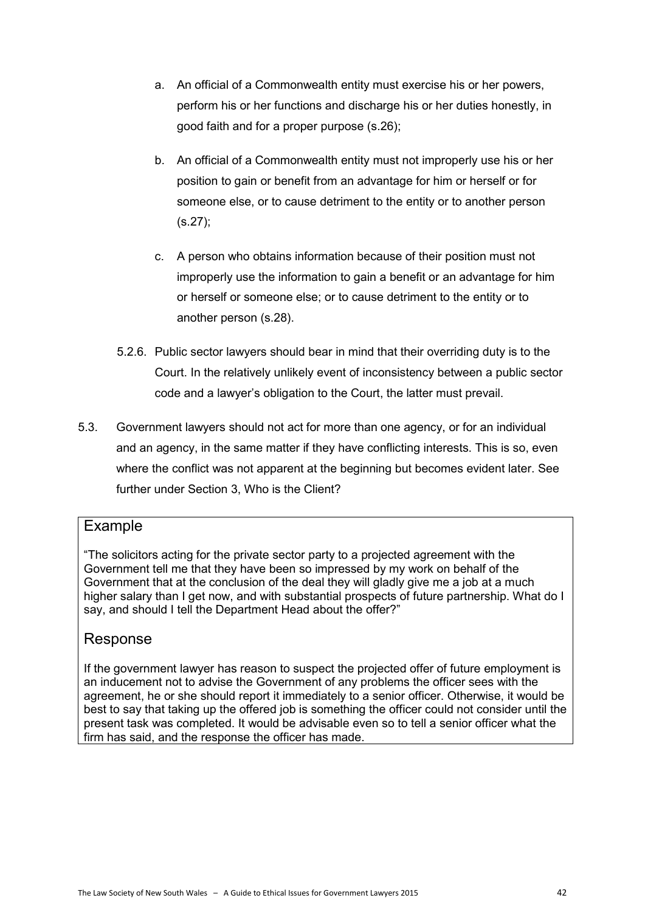a. An official of a Commonwealth entity must exercise his or her powers, perform his or her functions and discharge his or her duties honestly, in good faith and for a proper purpose (s.26);

b. An official of a Commonwealth entity must not improperly use his or her position to gain or benefit from an advantage for him or herself or for someone else, or to cause detriment to the entity or to another person (s.27);

c. A person who obtains information because of their position must not improperly use the information to gain a benefit or an advantage for him or herself or someone else; or to cause detriment to the entity or to another person (s.28).

5.2.6. Public sector lawyers should bear in mind that their overriding duty is to the Court. In the relatively unlikely event of inconsistency between a public sector code and a lawyer's obligation to the Court, the latter must prevail.

5.3. Government lawyers should not act for more than one agency, or for an individual and an agency, in the same matter if they have conflicting interests. This is so, even where the conflict was not apparent at the beginning but becomes evident later. See further under Section 3, Who is the Client?

## Example

"The solicitors acting for the private sector party to a projected agreement with the Government tell me that they have been so impressed by my work on behalf of the Government that at the conclusion of the deal they will gladly give me a job at a much higher salary than I get now, and with substantial prospects of future partnership. What do I say, and should I tell the Department Head about the offer?"

## Response

If the government lawyer has reason to suspect the projected offer of future employment is an inducement not to advise the Government of any problems the officer sees with the agreement, he or she should report it immediately to a senior officer. Otherwise, it would be best to say that taking up the offered job is something the officer could not consider until the present task was completed. It would be advisable even so to tell a senior officer what the firm has said, and the response the officer has made.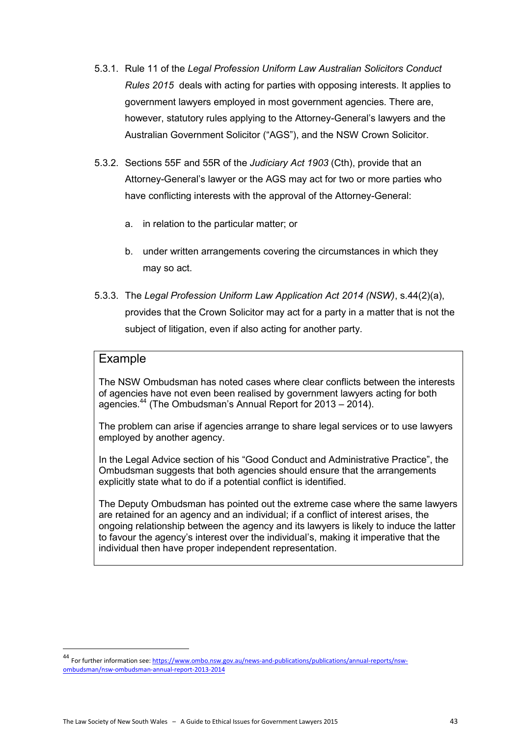5.3.1. Rule 11 of the *Legal Profession Uniform Law Australian Solicitors Conduct Rules 2015* deals with acting for parties with opposing interests. It applies to government lawyers employed in most government agencies. There are, however, statutory rules applying to the Attorney-General's lawyers and the Australian Government Solicitor ("AGS"), and the NSW Crown Solicitor.

5.3.2. Sections 55F and 55R of the *Judiciary Act 1903* (Cth), provide that an Attorney-General's lawyer or the AGS may act for two or more parties who have conflicting interests with the approval of the Attorney-General:

a. in relation to the particular matter; or

b. under written arrangements covering the circumstances in which they may so act.

5.3.3. The *Legal Profession Uniform Law Application Act 2014 (NSW)*, s.44(2)(a), provides that the Crown Solicitor may act for a party in a matter that is not the subject of litigation, even if also acting for another party.

> ## Example
>
> The NSW Ombudsman has noted cases where clear conflicts between the interests of agencies have not even been realised by government lawyers acting for both agencies.[44] (The Ombudsman's Annual Report for 2013 – 2014).
>
> The problem can arise if agencies arrange to share legal services or to use lawyers employed by another agency.
>
> In the Legal Advice section of his "Good Conduct and Administrative Practice", the Ombudsman suggests that both agencies should ensure that the arrangements explicitly state what to do if a potential conflict is identified.
>
> The Deputy Ombudsman has pointed out the extreme case where the same lawyers are retained for an agency and an individual; if a conflict of interest arises, the ongoing relationship between the agency and its lawyers is likely to induce the latter to favour the agency's interest over the individual's, making it imperative that the individual then have proper independent representation.

[44] For further information see: https://www.ombo.nsw.gov.au/news-and-publications/publications/annual-reports/nsw-ombudsman/nsw-ombudsman-annual-report-2013-2014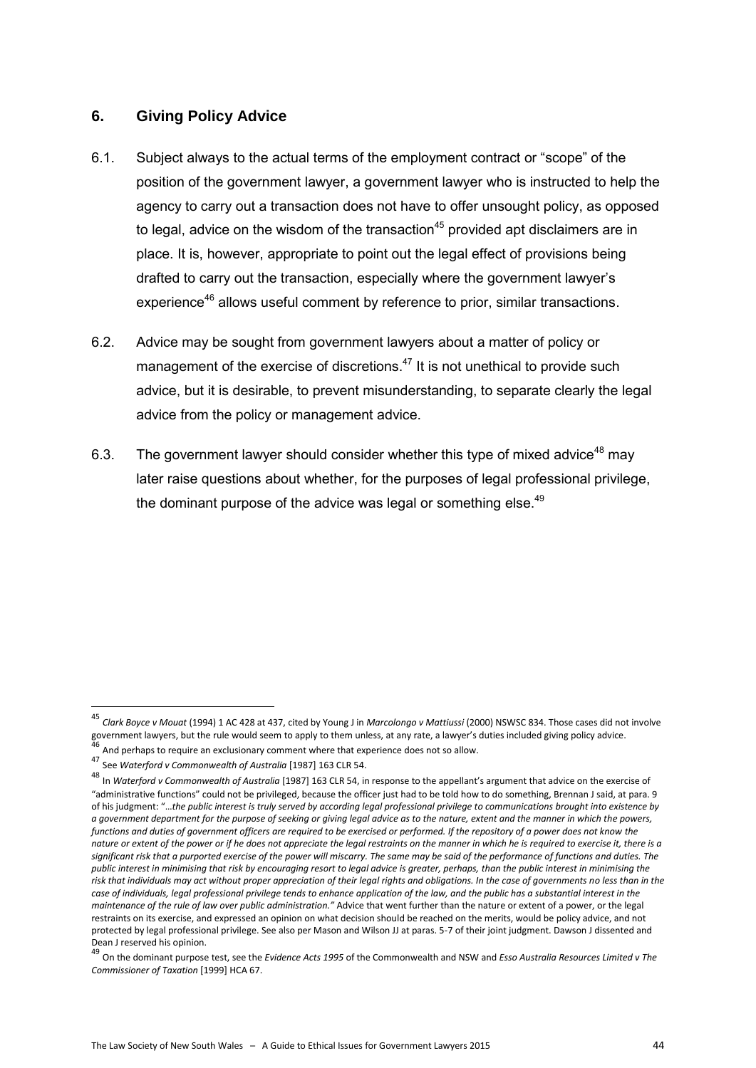## 6. Giving Policy Advice

6.1. Subject always to the actual terms of the employment contract or "scope" of the position of the government lawyer, a government lawyer who is instructed to help the agency to carry out a transaction does not have to offer unsought policy, as opposed to legal, advice on the wisdom of the transaction[45] provided apt disclaimers are in place. It is, however, appropriate to point out the legal effect of provisions being drafted to carry out the transaction, especially where the government lawyer's experience[46] allows useful comment by reference to prior, similar transactions.

6.2. Advice may be sought from government lawyers about a matter of policy or management of the exercise of discretions.[47] It is not unethical to provide such advice, but it is desirable, to prevent misunderstanding, to separate clearly the legal advice from the policy or management advice.

6.3. The government lawyer should consider whether this type of mixed advice[48] may later raise questions about whether, for the purposes of legal professional privilege, the dominant purpose of the advice was legal or something else.[49]

---

[45] *Clark Boyce v Mouat* (1994) 1 AC 428 at 437, cited by Young J in *Marcolongo v Mattiussi* (2000) NSWSC 834. Those cases did not involve government lawyers, but the rule would seem to apply to them unless, at any rate, a lawyer's duties included giving policy advice.

[46] And perhaps to require an exclusionary comment where that experience does not so allow.

[47] See *Waterford v Commonwealth of Australia* [1987] 163 CLR 54.

[48] In *Waterford v Commonwealth of Australia* [1987] 163 CLR 54, in response to the appellant's argument that advice on the exercise of "administrative functions" could not be privileged, because the officer just had to be told how to do something, Brennan J said, at para. 9 of his judgment: "*…the public interest is truly served by according legal professional privilege to communications brought into existence by a government department for the purpose of seeking or giving legal advice as to the nature, extent and the manner in which the powers, functions and duties of government officers are required to be exercised or performed. If the repository of a power does not know the nature or extent of the power or if he does not appreciate the legal restraints on the manner in which he is required to exercise it, there is a significant risk that a purported exercise of the power will miscarry. The same may be said of the performance of functions and duties. The public interest in minimising that risk by encouraging resort to legal advice is greater, perhaps, than the public interest in minimising the risk that individuals may act without proper appreciation of their legal rights and obligations. In the case of governments no less than in the case of individuals, legal professional privilege tends to enhance application of the law, and the public has a substantial interest in the maintenance of the rule of law over public administration.*" Advice that went further than the nature or extent of a power, or the legal restraints on its exercise, and expressed an opinion on what decision should be reached on the merits, would be policy advice, and not protected by legal professional privilege. See also per Mason and Wilson JJ at paras. 5-7 of their joint judgment. Dawson J dissented and Dean J reserved his opinion.

[49] On the dominant purpose test, see the *Evidence Acts 1995* of the Commonwealth and NSW and *Esso Australia Resources Limited v The Commissioner of Taxation* [1999] HCA 67.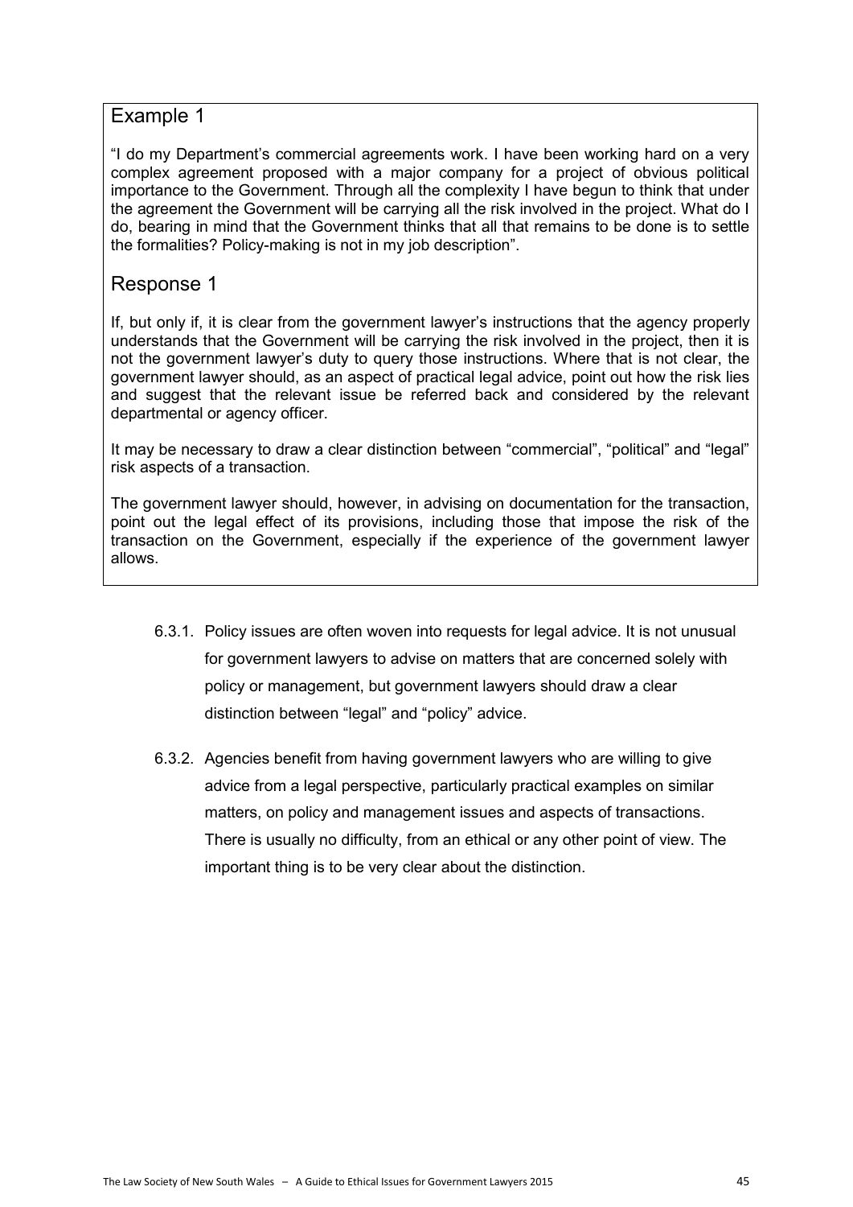## Example 1

"I do my Department's commercial agreements work. I have been working hard on a very complex agreement proposed with a major company for a project of obvious political importance to the Government. Through all the complexity I have begun to think that under the agreement the Government will be carrying all the risk involved in the project. What do I do, bearing in mind that the Government thinks that all that remains to be done is to settle the formalities? Policy-making is not in my job description".

## Response 1

If, but only if, it is clear from the government lawyer's instructions that the agency properly understands that the Government will be carrying the risk involved in the project, then it is not the government lawyer's duty to query those instructions. Where that is not clear, the government lawyer should, as an aspect of practical legal advice, point out how the risk lies and suggest that the relevant issue be referred back and considered by the relevant departmental or agency officer.

It may be necessary to draw a clear distinction between "commercial", "political" and "legal" risk aspects of a transaction.

The government lawyer should, however, in advising on documentation for the transaction, point out the legal effect of its provisions, including those that impose the risk of the transaction on the Government, especially if the experience of the government lawyer allows.

6.3.1. Policy issues are often woven into requests for legal advice. It is not unusual for government lawyers to advise on matters that are concerned solely with policy or management, but government lawyers should draw a clear distinction between "legal" and "policy" advice.

6.3.2. Agencies benefit from having government lawyers who are willing to give advice from a legal perspective, particularly practical examples on similar matters, on policy and management issues and aspects of transactions. There is usually no difficulty, from an ethical or any other point of view. The important thing is to be very clear about the distinction.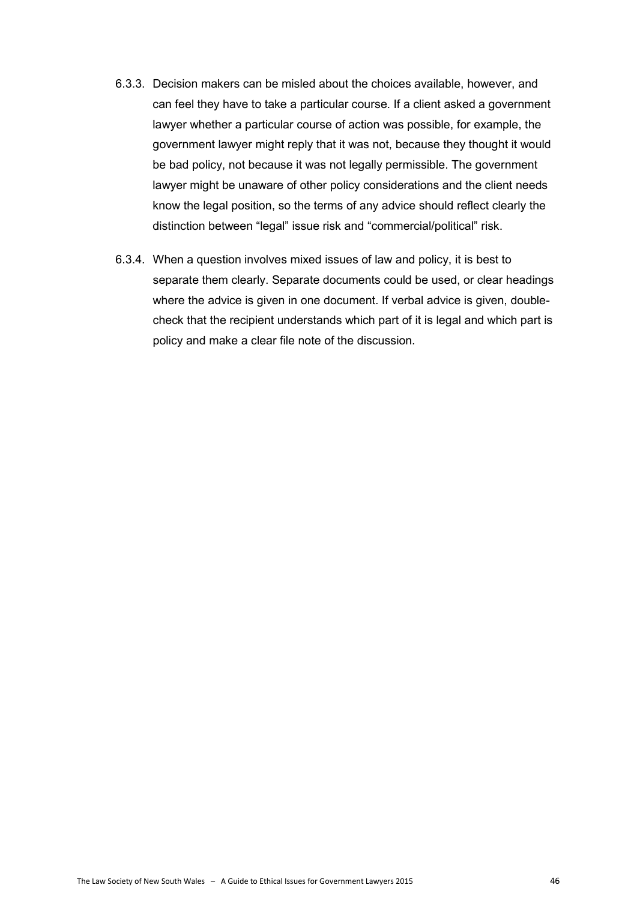6.3.3. Decision makers can be misled about the choices available, however, and can feel they have to take a particular course. If a client asked a government lawyer whether a particular course of action was possible, for example, the government lawyer might reply that it was not, because they thought it would be bad policy, not because it was not legally permissible. The government lawyer might be unaware of other policy considerations and the client needs know the legal position, so the terms of any advice should reflect clearly the distinction between "legal" issue risk and "commercial/political" risk.

6.3.4. When a question involves mixed issues of law and policy, it is best to separate them clearly. Separate documents could be used, or clear headings where the advice is given in one document. If verbal advice is given, double-check that the recipient understands which part of it is legal and which part is policy and make a clear file note of the discussion.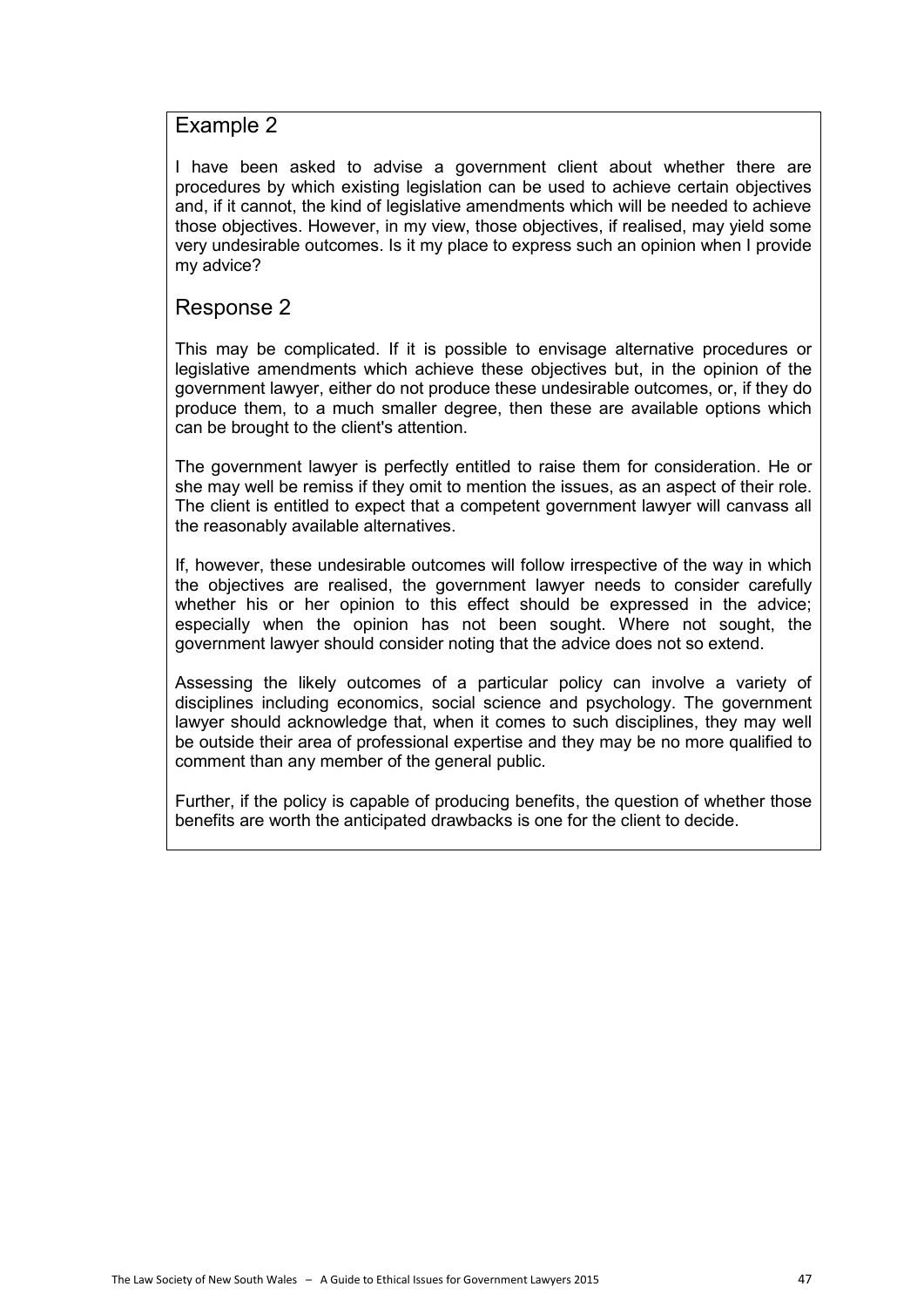## Example 2

I have been asked to advise a government client about whether there are procedures by which existing legislation can be used to achieve certain objectives and, if it cannot, the kind of legislative amendments which will be needed to achieve those objectives. However, in my view, those objectives, if realised, may yield some very undesirable outcomes. Is it my place to express such an opinion when I provide my advice?

## Response 2

This may be complicated. If it is possible to envisage alternative procedures or legislative amendments which achieve these objectives but, in the opinion of the government lawyer, either do not produce these undesirable outcomes, or, if they do produce them, to a much smaller degree, then these are available options which can be brought to the client's attention.

The government lawyer is perfectly entitled to raise them for consideration. He or she may well be remiss if they omit to mention the issues, as an aspect of their role. The client is entitled to expect that a competent government lawyer will canvass all the reasonably available alternatives.

If, however, these undesirable outcomes will follow irrespective of the way in which the objectives are realised, the government lawyer needs to consider carefully whether his or her opinion to this effect should be expressed in the advice; especially when the opinion has not been sought. Where not sought, the government lawyer should consider noting that the advice does not so extend.

Assessing the likely outcomes of a particular policy can involve a variety of disciplines including economics, social science and psychology. The government lawyer should acknowledge that, when it comes to such disciplines, they may well be outside their area of professional expertise and they may be no more qualified to comment than any member of the general public.

Further, if the policy is capable of producing benefits, the question of whether those benefits are worth the anticipated drawbacks is one for the client to decide.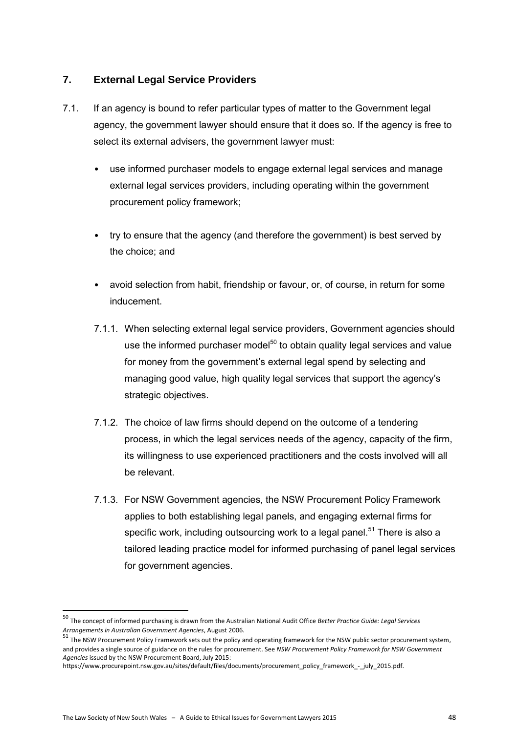## 7. External Legal Service Providers

7.1. If an agency is bound to refer particular types of matter to the Government legal agency, the government lawyer should ensure that it does so. If the agency is free to select its external advisers, the government lawyer must:

- use informed purchaser models to engage external legal services and manage external legal services providers, including operating within the government procurement policy framework;
- try to ensure that the agency (and therefore the government) is best served by the choice; and
- avoid selection from habit, friendship or favour, or, of course, in return for some inducement.

7.1.1. When selecting external legal service providers, Government agencies should use the informed purchaser model[50] to obtain quality legal services and value for money from the government's external legal spend by selecting and managing good value, high quality legal services that support the agency's strategic objectives.

7.1.2. The choice of law firms should depend on the outcome of a tendering process, in which the legal services needs of the agency, capacity of the firm, its willingness to use experienced practitioners and the costs involved will all be relevant.

7.1.3. For NSW Government agencies, the NSW Procurement Policy Framework applies to both establishing legal panels, and engaging external firms for specific work, including outsourcing work to a legal panel.[51] There is also a tailored leading practice model for informed purchasing of panel legal services for government agencies.

---

[50] The concept of informed purchasing is drawn from the Australian National Audit Office *Better Practice Guide: Legal Services Arrangements in Australian Government Agencies*, August 2006.

[51] The NSW Procurement Policy Framework sets out the policy and operating framework for the NSW public sector procurement system, and provides a single source of guidance on the rules for procurement. See *NSW Procurement Policy Framework for NSW Government Agencies* issued by the NSW Procurement Board, July 2015: https://www.procurepoint.nsw.gov.au/sites/default/files/documents/procurement_policy_framework_-_july_2015.pdf.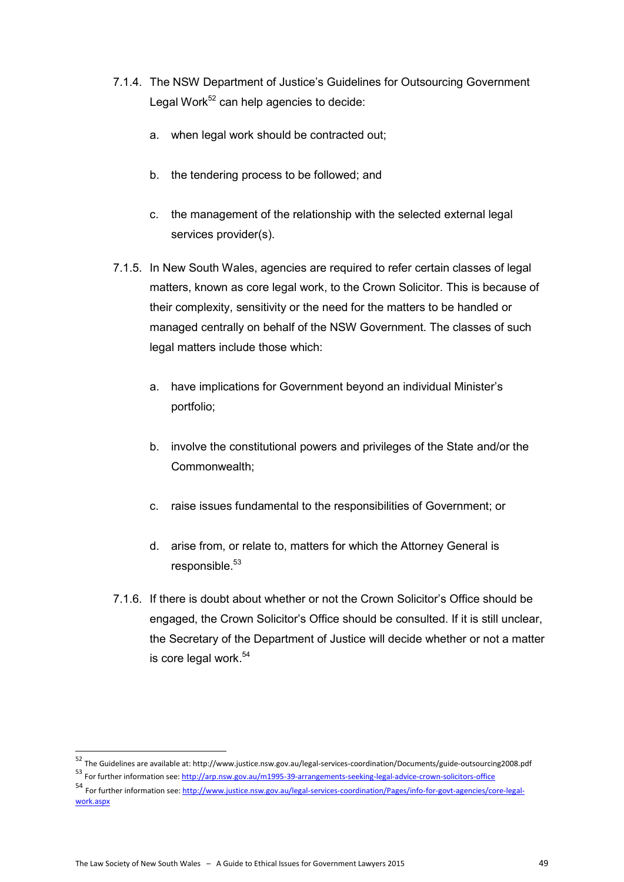7.1.4. The NSW Department of Justice's Guidelines for Outsourcing Government Legal Work[52] can help agencies to decide:

a. when legal work should be contracted out;

b. the tendering process to be followed; and

c. the management of the relationship with the selected external legal services provider(s).

7.1.5. In New South Wales, agencies are required to refer certain classes of legal matters, known as core legal work, to the Crown Solicitor. This is because of their complexity, sensitivity or the need for the matters to be handled or managed centrally on behalf of the NSW Government. The classes of such legal matters include those which:

a. have implications for Government beyond an individual Minister's portfolio;

b. involve the constitutional powers and privileges of the State and/or the Commonwealth;

c. raise issues fundamental to the responsibilities of Government; or

d. arise from, or relate to, matters for which the Attorney General is responsible.[53]

7.1.6. If there is doubt about whether or not the Crown Solicitor's Office should be engaged, the Crown Solicitor's Office should be consulted. If it is still unclear, the Secretary of the Department of Justice will decide whether or not a matter is core legal work.[54]

---

[52] The Guidelines are available at: http://www.justice.nsw.gov.au/legal-services-coordination/Documents/guide-outsourcing2008.pdf

[53] For further information see: http://arp.nsw.gov.au/m1995-39-arrangements-seeking-legal-advice-crown-solicitors-office

[54] For further information see: http://www.justice.nsw.gov.au/legal-services-coordination/Pages/info-for-govt-agencies/core-legal-work.aspx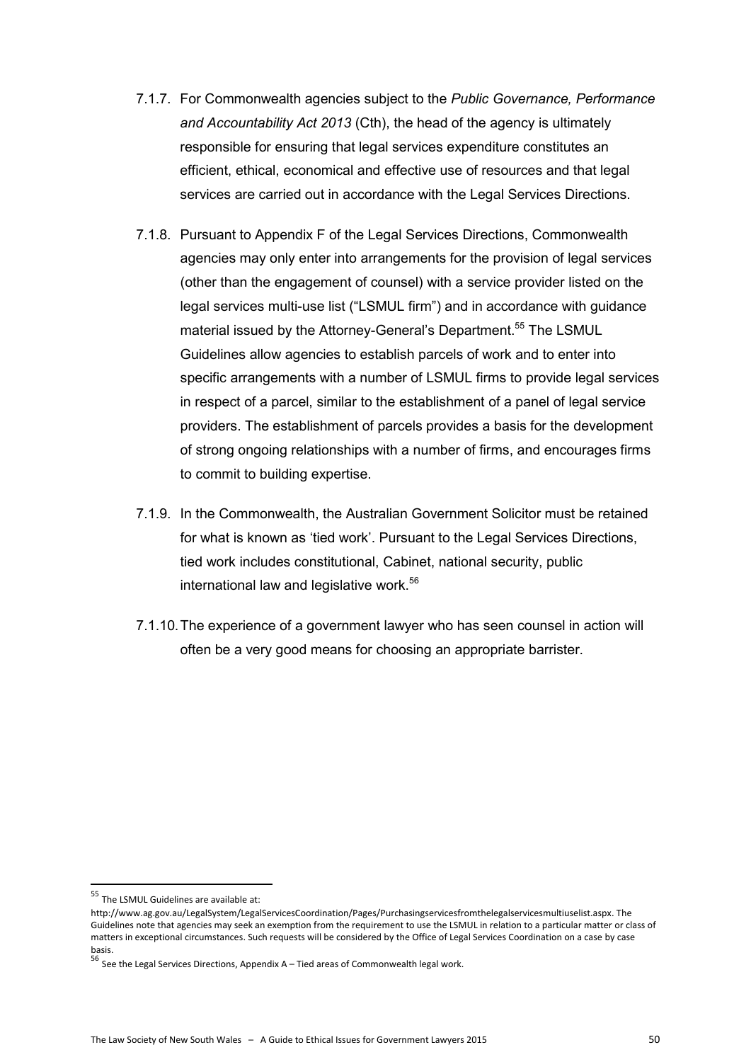7.1.7. For Commonwealth agencies subject to the *Public Governance, Performance and Accountability Act 2013* (Cth), the head of the agency is ultimately responsible for ensuring that legal services expenditure constitutes an efficient, ethical, economical and effective use of resources and that legal services are carried out in accordance with the Legal Services Directions.

7.1.8. Pursuant to Appendix F of the Legal Services Directions, Commonwealth agencies may only enter into arrangements for the provision of legal services (other than the engagement of counsel) with a service provider listed on the legal services multi-use list ("LSMUL firm") and in accordance with guidance material issued by the Attorney-General's Department.[55] The LSMUL Guidelines allow agencies to establish parcels of work and to enter into specific arrangements with a number of LSMUL firms to provide legal services in respect of a parcel, similar to the establishment of a panel of legal service providers. The establishment of parcels provides a basis for the development of strong ongoing relationships with a number of firms, and encourages firms to commit to building expertise.

7.1.9. In the Commonwealth, the Australian Government Solicitor must be retained for what is known as 'tied work'. Pursuant to the Legal Services Directions, tied work includes constitutional, Cabinet, national security, public international law and legislative work.[56]

7.1.10. The experience of a government lawyer who has seen counsel in action will often be a very good means for choosing an appropriate barrister.

---

[55] The LSMUL Guidelines are available at: http://www.ag.gov.au/LegalSystem/LegalServicesCoordination/Pages/Purchasingservicesfromthelegalservicesmultiuselist.aspx. The Guidelines note that agencies may seek an exemption from the requirement to use the LSMUL in relation to a particular matter or class of matters in exceptional circumstances. Such requests will be considered by the Office of Legal Services Coordination on a case by case basis.

[56] See the Legal Services Directions, Appendix A – Tied areas of Commonwealth legal work.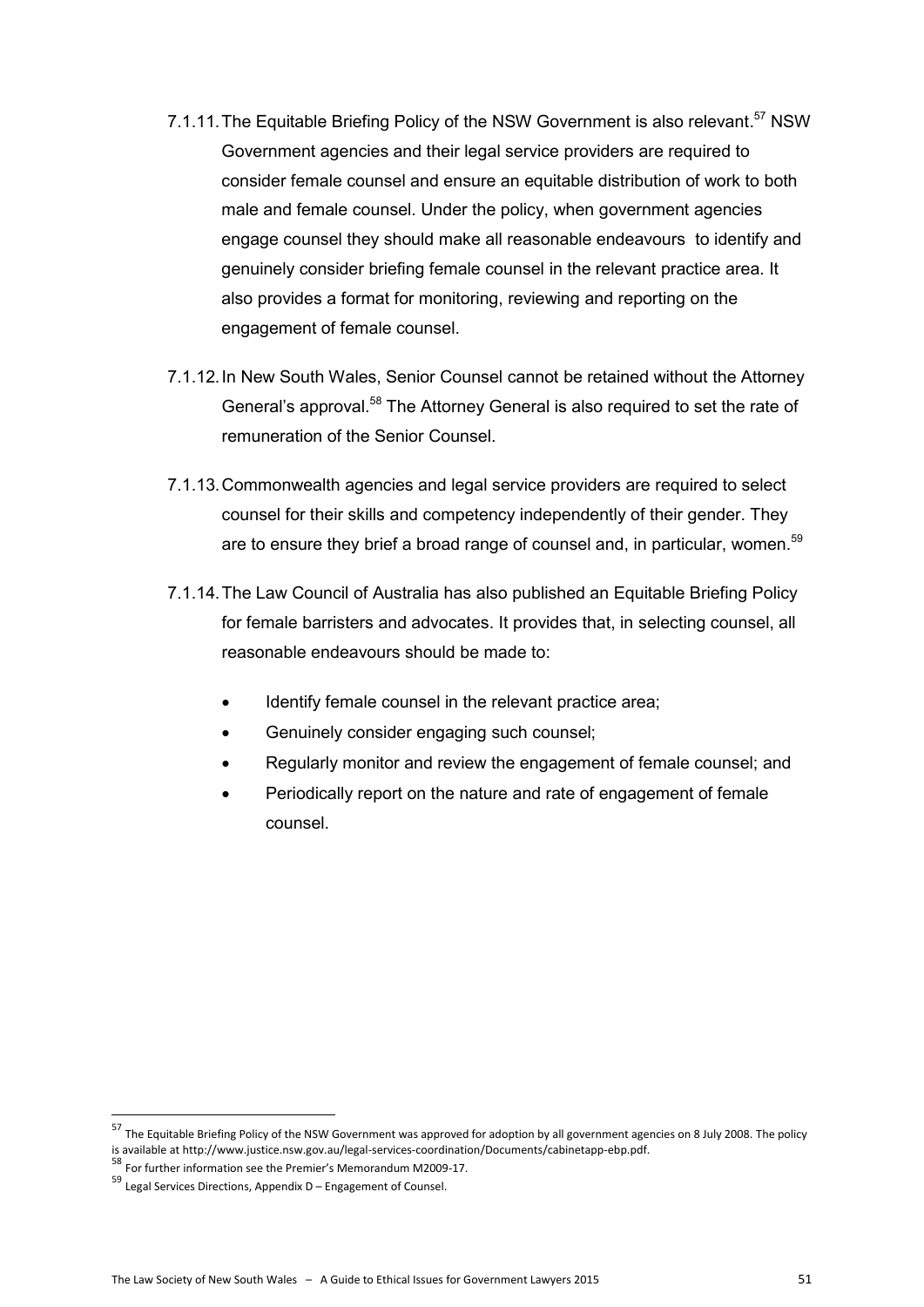7.1.11. The Equitable Briefing Policy of the NSW Government is also relevant.[57] NSW Government agencies and their legal service providers are required to consider female counsel and ensure an equitable distribution of work to both male and female counsel. Under the policy, when government agencies engage counsel they should make all reasonable endeavours to identify and genuinely consider briefing female counsel in the relevant practice area. It also provides a format for monitoring, reviewing and reporting on the engagement of female counsel.

7.1.12. In New South Wales, Senior Counsel cannot be retained without the Attorney General's approval.[58] The Attorney General is also required to set the rate of remuneration of the Senior Counsel.

7.1.13. Commonwealth agencies and legal service providers are required to select counsel for their skills and competency independently of their gender. They are to ensure they brief a broad range of counsel and, in particular, women.[59]

7.1.14. The Law Council of Australia has also published an Equitable Briefing Policy for female barristers and advocates. It provides that, in selecting counsel, all reasonable endeavours should be made to:

- Identify female counsel in the relevant practice area;
- Genuinely consider engaging such counsel;
- Regularly monitor and review the engagement of female counsel; and
- Periodically report on the nature and rate of engagement of female counsel.

---

[57] The Equitable Briefing Policy of the NSW Government was approved for adoption by all government agencies on 8 July 2008. The policy is available at http://www.justice.nsw.gov.au/legal-services-coordination/Documents/cabinetapp-ebp.pdf.

[58] For further information see the Premier's Memorandum M2009-17.

[59] Legal Services Directions, Appendix D – Engagement of Counsel.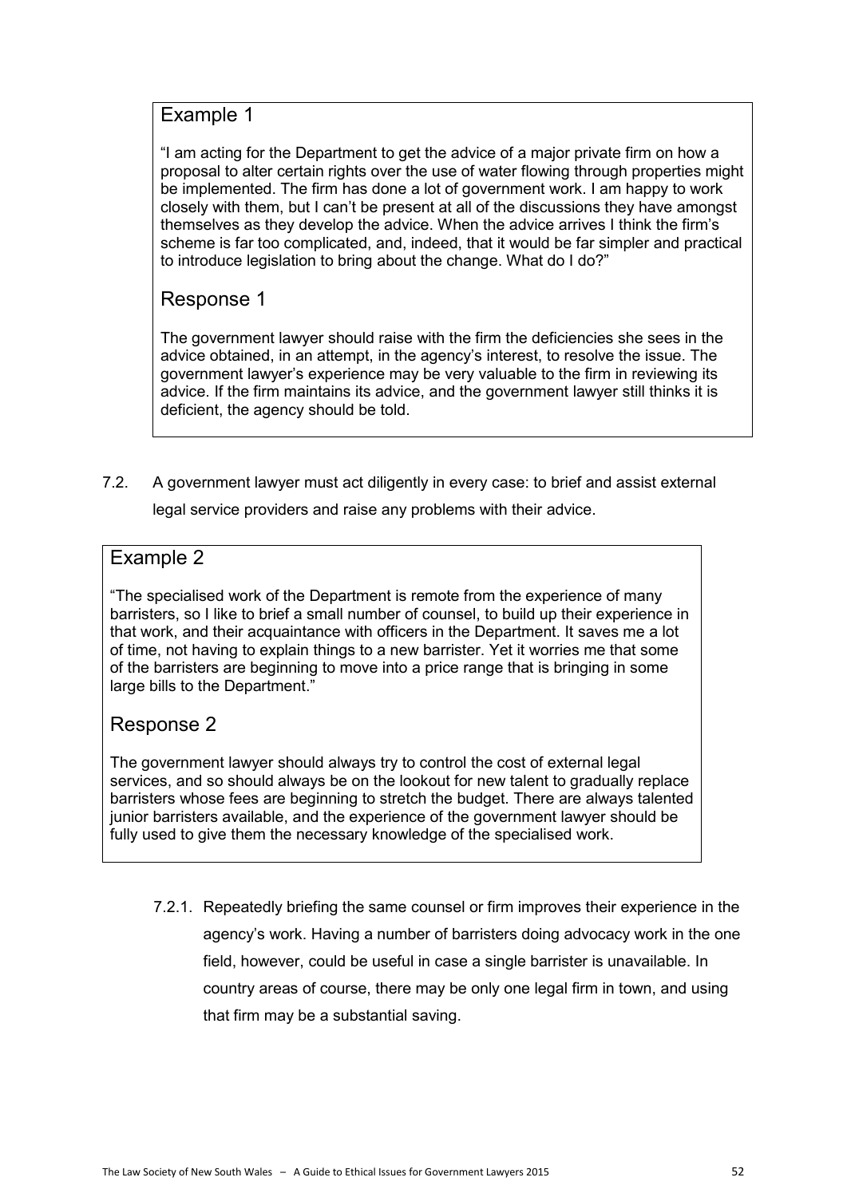## Example 1

"I am acting for the Department to get the advice of a major private firm on how a proposal to alter certain rights over the use of water flowing through properties might be implemented. The firm has done a lot of government work. I am happy to work closely with them, but I can't be present at all of the discussions they have amongst themselves as they develop the advice. When the advice arrives I think the firm's scheme is far too complicated, and, indeed, that it would be far simpler and practical to introduce legislation to bring about the change. What do I do?"

## Response 1

The government lawyer should raise with the firm the deficiencies she sees in the advice obtained, in an attempt, in the agency's interest, to resolve the issue. The government lawyer's experience may be very valuable to the firm in reviewing its advice. If the firm maintains its advice, and the government lawyer still thinks it is deficient, the agency should be told.

7.2. A government lawyer must act diligently in every case: to brief and assist external legal service providers and raise any problems with their advice.

## Example 2

"The specialised work of the Department is remote from the experience of many barristers, so I like to brief a small number of counsel, to build up their experience in that work, and their acquaintance with officers in the Department. It saves me a lot of time, not having to explain things to a new barrister. Yet it worries me that some of the barristers are beginning to move into a price range that is bringing in some large bills to the Department."

## Response 2

The government lawyer should always try to control the cost of external legal services, and so should always be on the lookout for new talent to gradually replace barristers whose fees are beginning to stretch the budget. There are always talented junior barristers available, and the experience of the government lawyer should be fully used to give them the necessary knowledge of the specialised work.

7.2.1. Repeatedly briefing the same counsel or firm improves their experience in the agency's work. Having a number of barristers doing advocacy work in the one field, however, could be useful in case a single barrister is unavailable. In country areas of course, there may be only one legal firm in town, and using that firm may be a substantial saving.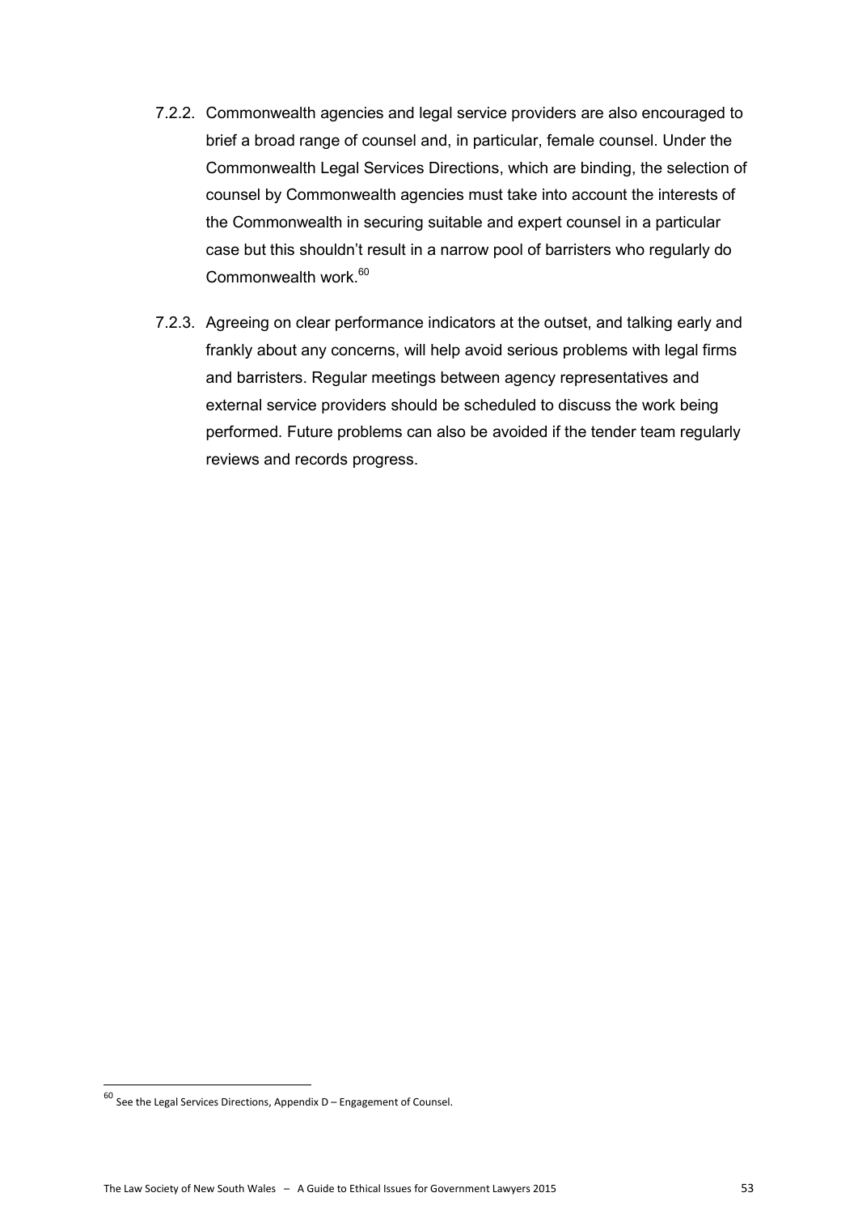7.2.2. Commonwealth agencies and legal service providers are also encouraged to brief a broad range of counsel and, in particular, female counsel. Under the Commonwealth Legal Services Directions, which are binding, the selection of counsel by Commonwealth agencies must take into account the interests of the Commonwealth in securing suitable and expert counsel in a particular case but this shouldn't result in a narrow pool of barristers who regularly do Commonwealth work.[60]

7.2.3. Agreeing on clear performance indicators at the outset, and talking early and frankly about any concerns, will help avoid serious problems with legal firms and barristers. Regular meetings between agency representatives and external service providers should be scheduled to discuss the work being performed. Future problems can also be avoided if the tender team regularly reviews and records progress.

[60] See the Legal Services Directions, Appendix D – Engagement of Counsel.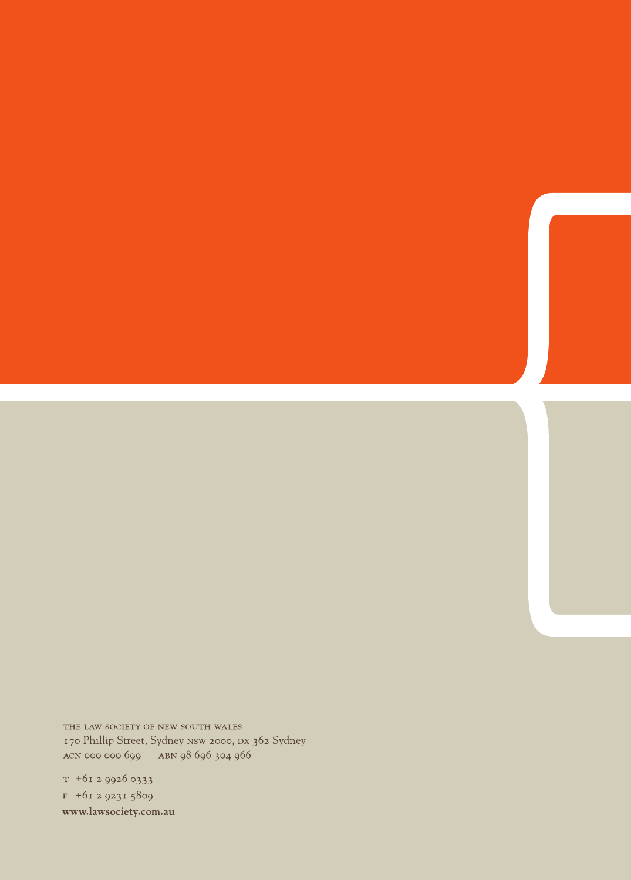THE LAW SOCIETY OF NEW SOUTH WALES
170 Phillip Street, Sydney NSW 2000, DX 362 Sydney
ACN 000 000 699    ABN 98 696 304 966

T +61 2 9926 0333
F +61 2 9231 5809
**www.lawsociety.com.au**